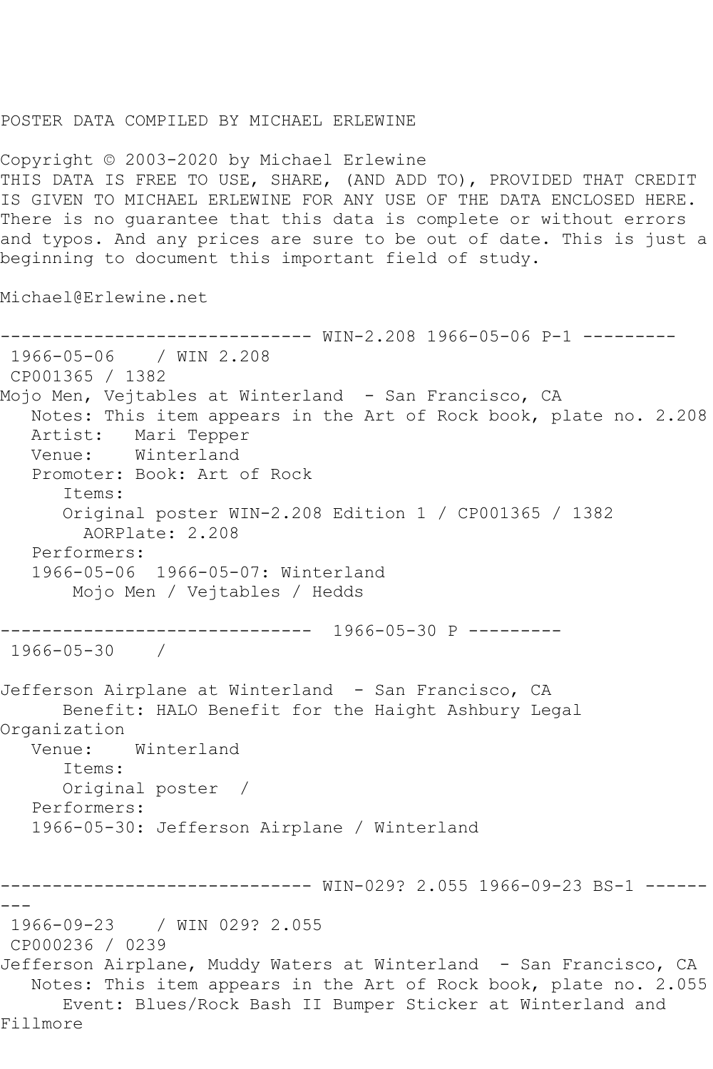POSTER DATA COMPILED BY MICHAEL ERLEWINE

Copyright © 2003-2020 by Michael Erlewine
THIS DATA IS FREE TO USE, SHARE, (AND ADD TO), PROVIDED THAT CREDIT IS GIVEN TO MICHAEL ERLEWINE FOR ANY USE OF THE DATA ENCLOSED HERE. There is no guarantee that this data is complete or without errors and typos. And any prices are sure to be out of date. This is just a beginning to document this important field of study.

Michael@Erlewine.net

------------------------------ WIN-2.208 1966-05-06 P-1 ---------

1966-05-06 / WIN 2.208
CP001365 / 1382
Mojo Men, Vejtables at Winterland - San Francisco, CA
Notes: This item appears in the Art of Rock book, plate no. 2.208
Artist: Mari Tepper
Venue: Winterland
Promoter: Book: Art of Rock
Items:
Original poster WIN-2.208 Edition 1 / CP001365 / 1382
AORPlate: 2.208
Performers:
1966-05-06 1966-05-07: Winterland
Mojo Men / Vejtables / Hedds

------------------------------ 1966-05-30 P ---------

1966-05-30 /

Jefferson Airplane at Winterland - San Francisco, CA
Benefit: HALO Benefit for the Haight Ashbury Legal Organization
Venue: Winterland
Items:
Original poster /
Performers:
1966-05-30: Jefferson Airplane / Winterland

------------------------------ WIN-029? 2.055 1966-09-23 BS-1 ---------

1966-09-23 / WIN 029? 2.055
CP000236 / 0239
Jefferson Airplane, Muddy Waters at Winterland - San Francisco, CA
Notes: This item appears in the Art of Rock book, plate no. 2.055
Event: Blues/Rock Bash II Bumper Sticker at Winterland and Fillmore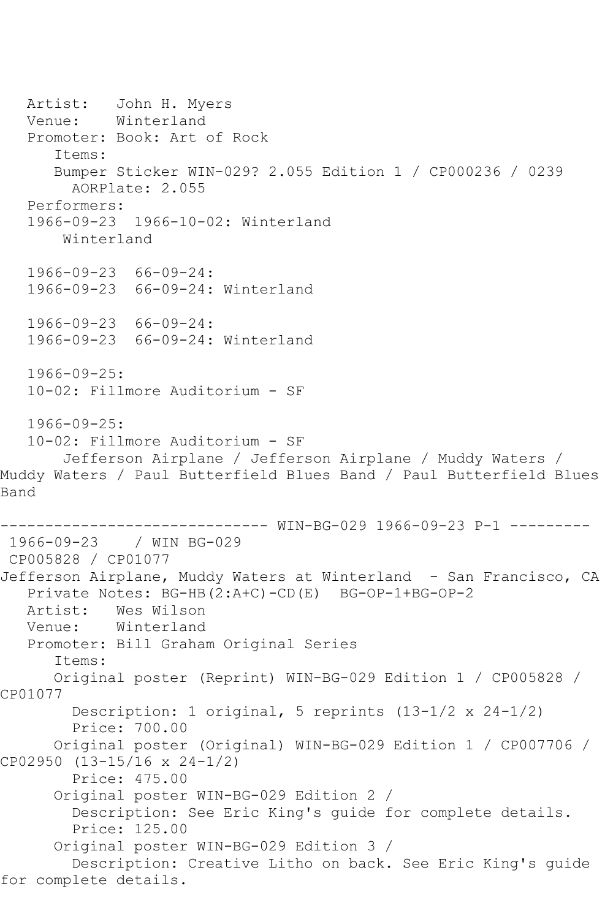Artist: John H. Myers
Venue: Winterland
Promoter: Book: Art of Rock
Items:
Bumper Sticker WIN-029? 2.055 Edition 1 / CP000236 / 0239
AORPlate: 2.055
Performers:
1966-09-23 1966-10-02: Winterland
Winterland

1966-09-23 66-09-24:
1966-09-23 66-09-24: Winterland

1966-09-23 66-09-24:
1966-09-23 66-09-24: Winterland

1966-09-25:
10-02: Fillmore Auditorium - SF

1966-09-25:
10-02: Fillmore Auditorium - SF
Jefferson Airplane / Jefferson Airplane / Muddy Waters / Muddy Waters / Paul Butterfield Blues Band / Paul Butterfield Blues Band

------------------------------ WIN-BG-029 1966-09-23 P-1 ---------

1966-09-23 / WIN BG-029
CP005828 / CP01077
Jefferson Airplane, Muddy Waters at Winterland - San Francisco, CA
Private Notes: BG-HB(2:A+C)-CD(E) BG-OP-1+BG-OP-2
Artist: Wes Wilson
Venue: Winterland
Promoter: Bill Graham Original Series
Items:
Original poster (Reprint) WIN-BG-029 Edition 1 / CP005828 / CP01077
Description: 1 original, 5 reprints (13-1/2 x 24-1/2)
Price: 700.00
Original poster (Original) WIN-BG-029 Edition 1 / CP007706 / CP02950 (13-15/16 x 24-1/2)
Price: 475.00
Original poster WIN-BG-029 Edition 2 /
Description: See Eric King's guide for complete details.
Price: 125.00
Original poster WIN-BG-029 Edition 3 /
Description: Creative Litho on back. See Eric King's guide for complete details.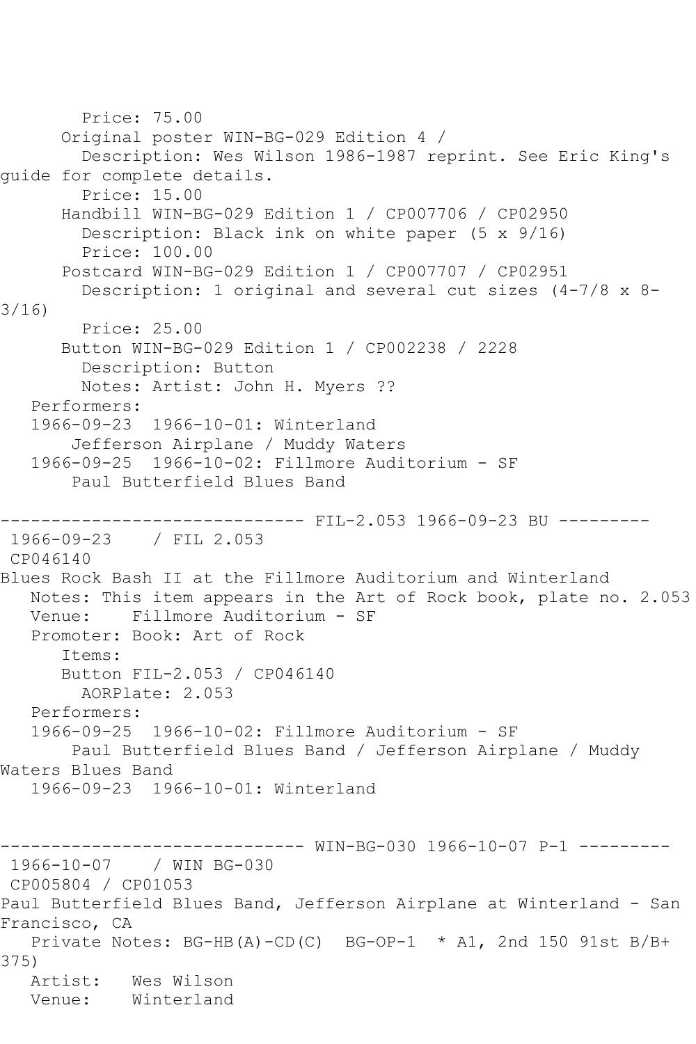Price: 75.00
Original poster WIN-BG-029 Edition 4 /
Description: Wes Wilson 1986-1987 reprint. See Eric King's guide for complete details.
Price: 15.00
Handbill WIN-BG-029 Edition 1 / CP007706 / CP02950
Description: Black ink on white paper (5 x 9/16)
Price: 100.00
Postcard WIN-BG-029 Edition 1 / CP007707 / CP02951
Description: 1 original and several cut sizes (4-7/8 x 8-3/16)
Price: 25.00
Button WIN-BG-029 Edition 1 / CP002238 / 2228
Description: Button
Notes: Artist: John H. Myers ??
Performers:
1966-09-23 1966-10-01: Winterland
Jefferson Airplane / Muddy Waters
1966-09-25 1966-10-02: Fillmore Auditorium - SF
Paul Butterfield Blues Band

------------------------------ FIL-2.053 1966-09-23 BU ---------
1966-09-23 / FIL 2.053
CP046140
Blues Rock Bash II at the Fillmore Auditorium and Winterland
Notes: This item appears in the Art of Rock book, plate no. 2.053
Venue: Fillmore Auditorium - SF
Promoter: Book: Art of Rock
Items:
Button FIL-2.053 / CP046140
AORPlate: 2.053
Performers:
1966-09-25 1966-10-02: Fillmore Auditorium - SF
Paul Butterfield Blues Band / Jefferson Airplane / Muddy Waters Blues Band
1966-09-23 1966-10-01: Winterland

------------------------------ WIN-BG-030 1966-10-07 P-1 ---------
1966-10-07 / WIN BG-030
CP005804 / CP01053
Paul Butterfield Blues Band, Jefferson Airplane at Winterland - San Francisco, CA
Private Notes: BG-HB(A)-CD(C) BG-OP-1 * A1, 2nd 150 91st B/B+ 375)
Artist: Wes Wilson
Venue: Winterland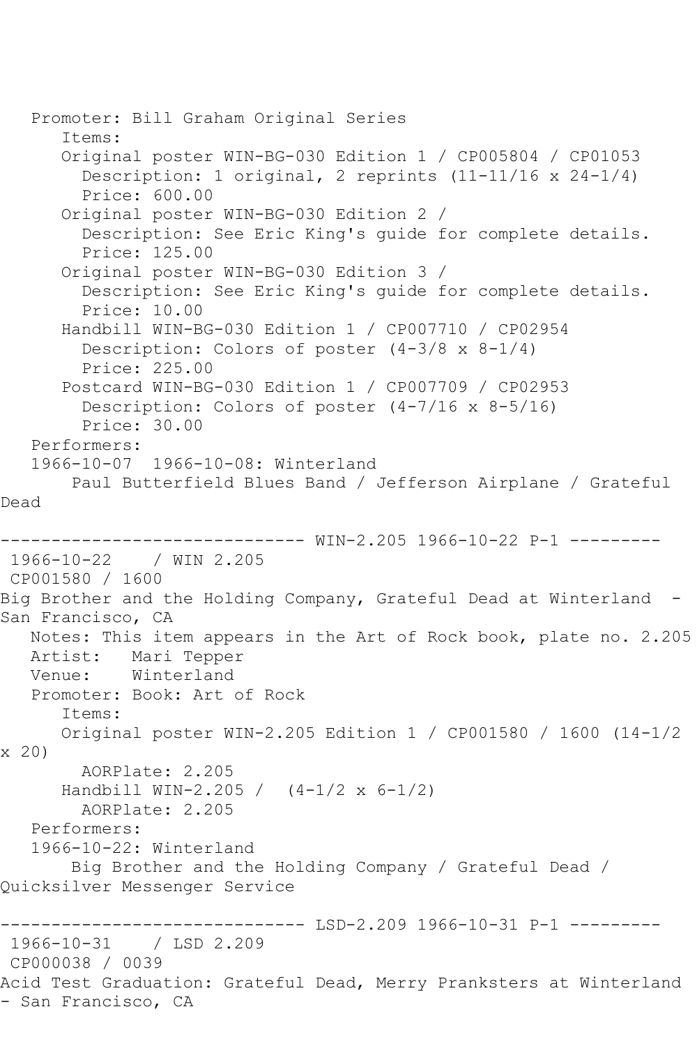Promoter: Bill Graham Original Series
Items:
Original poster WIN-BG-030 Edition 1 / CP005804 / CP01053
Description: 1 original, 2 reprints (11-11/16 x 24-1/4)
Price: 600.00
Original poster WIN-BG-030 Edition 2 /
Description: See Eric King's guide for complete details.
Price: 125.00
Original poster WIN-BG-030 Edition 3 /
Description: See Eric King's guide for complete details.
Price: 10.00
Handbill WIN-BG-030 Edition 1 / CP007710 / CP02954
Description: Colors of poster (4-3/8 x 8-1/4)
Price: 225.00
Postcard WIN-BG-030 Edition 1 / CP007709 / CP02953
Description: Colors of poster (4-7/16 x 8-5/16)
Price: 30.00
Performers:
1966-10-07 1966-10-08: Winterland
Paul Butterfield Blues Band / Jefferson Airplane / Grateful Dead

------------------------------ WIN-2.205 1966-10-22 P-1 ---------
1966-10-22 / WIN 2.205
CP001580 / 1600
Big Brother and the Holding Company, Grateful Dead at Winterland - San Francisco, CA
Notes: This item appears in the Art of Rock book, plate no. 2.205
Artist: Mari Tepper
Venue: Winterland
Promoter: Book: Art of Rock
Items:
Original poster WIN-2.205 Edition 1 / CP001580 / 1600 (14-1/2 x 20)
AORPlate: 2.205
Handbill WIN-2.205 / (4-1/2 x 6-1/2)
AORPlate: 2.205
Performers:
1966-10-22: Winterland
Big Brother and the Holding Company / Grateful Dead / Quicksilver Messenger Service

------------------------------ LSD-2.209 1966-10-31 P-1 ---------
1966-10-31 / LSD 2.209
CP000038 / 0039
Acid Test Graduation: Grateful Dead, Merry Pranksters at Winterland - San Francisco, CA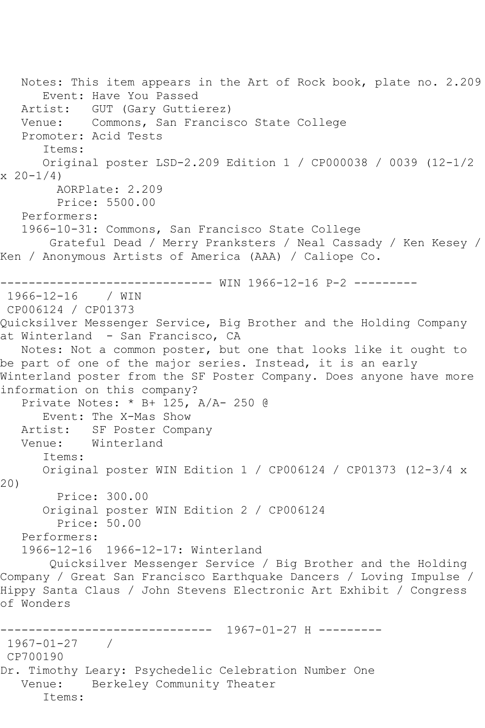Notes: This item appears in the Art of Rock book, plate no. 2.209
Event: Have You Passed
Artist: GUT (Gary Guttierez)
Venue: Commons, San Francisco State College
Promoter: Acid Tests
Items:
Original poster LSD-2.209 Edition 1 / CP000038 / 0039 (12-1/2 x 20-1/4)
AORPlate: 2.209
Price: 5500.00
Performers:
1966-10-31: Commons, San Francisco State College
Grateful Dead / Merry Pranksters / Neal Cassady / Ken Kesey / Ken / Anonymous Artists of America (AAA) / Caliope Co.

------------------------------ WIN 1966-12-16 P-2 ---------

1966-12-16 / WIN
CP006124 / CP01373
Quicksilver Messenger Service, Big Brother and the Holding Company at Winterland - San Francisco, CA
Notes: Not a common poster, but one that looks like it ought to be part of one of the major series. Instead, it is an early Winterland poster from the SF Poster Company. Does anyone have more information on this company?
Private Notes: * B+ 125, A/A- 250 @
Event: The X-Mas Show
Artist: SF Poster Company
Venue: Winterland
Items:
Original poster WIN Edition 1 / CP006124 / CP01373 (12-3/4 x 20)
Price: 300.00
Original poster WIN Edition 2 / CP006124
Price: 50.00
Performers:
1966-12-16 1966-12-17: Winterland
Quicksilver Messenger Service / Big Brother and the Holding Company / Great San Francisco Earthquake Dancers / Loving Impulse / Hippy Santa Claus / John Stevens Electronic Art Exhibit / Congress of Wonders

------------------------------ 1967-01-27 H ---------

1967-01-27 /
CP700190
Dr. Timothy Leary: Psychedelic Celebration Number One
Venue: Berkeley Community Theater
Items: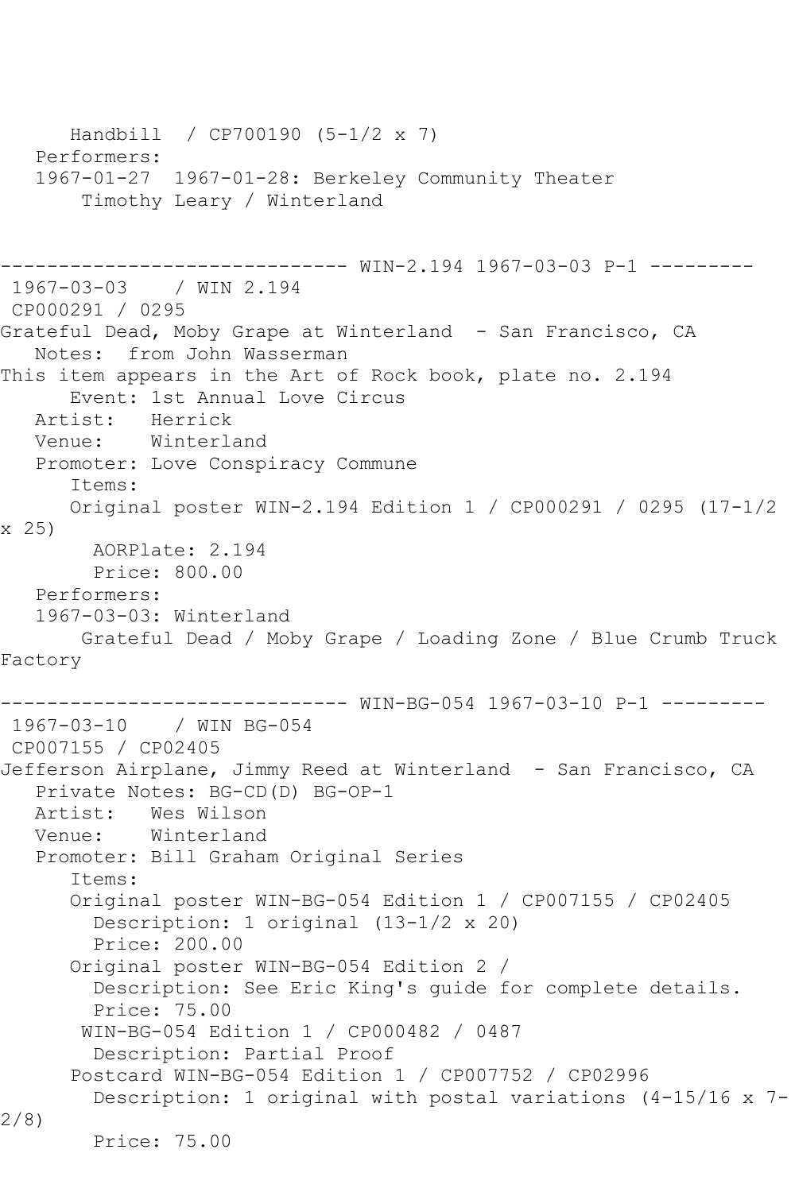Handbill / CP700190 (5-1/2 x 7)
Performers:
1967-01-27 1967-01-28: Berkeley Community Theater
Timothy Leary / Winterland

------------------------------ WIN-2.194 1967-03-03 P-1 ---------
1967-03-03 / WIN 2.194
CP000291 / 0295
Grateful Dead, Moby Grape at Winterland - San Francisco, CA
Notes: from John Wasserman
This item appears in the Art of Rock book, plate no. 2.194
Event: 1st Annual Love Circus
Artist: Herrick
Venue: Winterland
Promoter: Love Conspiracy Commune
Items:
Original poster WIN-2.194 Edition 1 / CP000291 / 0295 (17-1/2 x 25)
AORPlate: 2.194
Price: 800.00
Performers:
1967-03-03: Winterland
Grateful Dead / Moby Grape / Loading Zone / Blue Crumb Truck Factory

------------------------------ WIN-BG-054 1967-03-10 P-1 ---------
1967-03-10 / WIN BG-054
CP007155 / CP02405
Jefferson Airplane, Jimmy Reed at Winterland - San Francisco, CA
Private Notes: BG-CD(D) BG-OP-1
Artist: Wes Wilson
Venue: Winterland
Promoter: Bill Graham Original Series
Items:
Original poster WIN-BG-054 Edition 1 / CP007155 / CP02405
Description: 1 original (13-1/2 x 20)
Price: 200.00
Original poster WIN-BG-054 Edition 2 /
Description: See Eric King's guide for complete details.
Price: 75.00
WIN-BG-054 Edition 1 / CP000482 / 0487
Description: Partial Proof
Postcard WIN-BG-054 Edition 1 / CP007752 / CP02996
Description: 1 original with postal variations (4-15/16 x 7-2/8)
Price: 75.00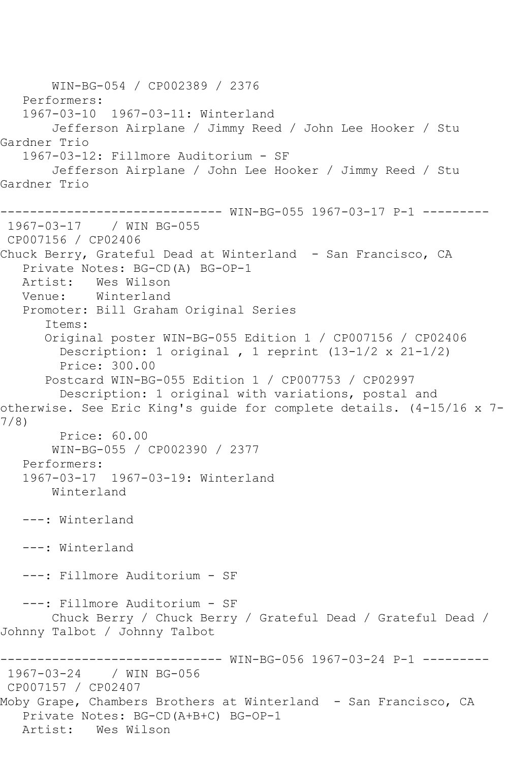```
       WIN-BG-054 / CP002389 / 2376
   Performers:
   1967-03-10  1967-03-11: Winterland
       Jefferson Airplane / Jimmy Reed / John Lee Hooker / Stu
Gardner Trio
   1967-03-12: Fillmore Auditorium - SF
       Jefferson Airplane / John Lee Hooker / Jimmy Reed / Stu
Gardner Trio

------------------------------ WIN-BG-055 1967-03-17 P-1 ---------
 1967-03-17    / WIN BG-055
 CP007156 / CP02406
Chuck Berry, Grateful Dead at Winterland  - San Francisco, CA
   Private Notes: BG-CD(A) BG-OP-1
   Artist:   Wes Wilson
   Venue:    Winterland
   Promoter: Bill Graham Original Series
      Items:
      Original poster WIN-BG-055 Edition 1 / CP007156 / CP02406
        Description: 1 original , 1 reprint (13-1/2 x 21-1/2)
        Price: 300.00
      Postcard WIN-BG-055 Edition 1 / CP007753 / CP02997
        Description: 1 original with variations, postal and
otherwise. See Eric King's guide for complete details. (4-15/16 x 7-
7/8)
        Price: 60.00
       WIN-BG-055 / CP002390 / 2377
   Performers:
   1967-03-17  1967-03-19: Winterland
       Winterland

   ---: Winterland

   ---: Winterland

   ---: Fillmore Auditorium - SF

   ---: Fillmore Auditorium - SF
       Chuck Berry / Chuck Berry / Grateful Dead / Grateful Dead /
Johnny Talbot / Johnny Talbot

------------------------------ WIN-BG-056 1967-03-24 P-1 ---------
 1967-03-24    / WIN BG-056
 CP007157 / CP02407
Moby Grape, Chambers Brothers at Winterland  - San Francisco, CA
   Private Notes: BG-CD(A+B+C) BG-OP-1
   Artist:   Wes Wilson
```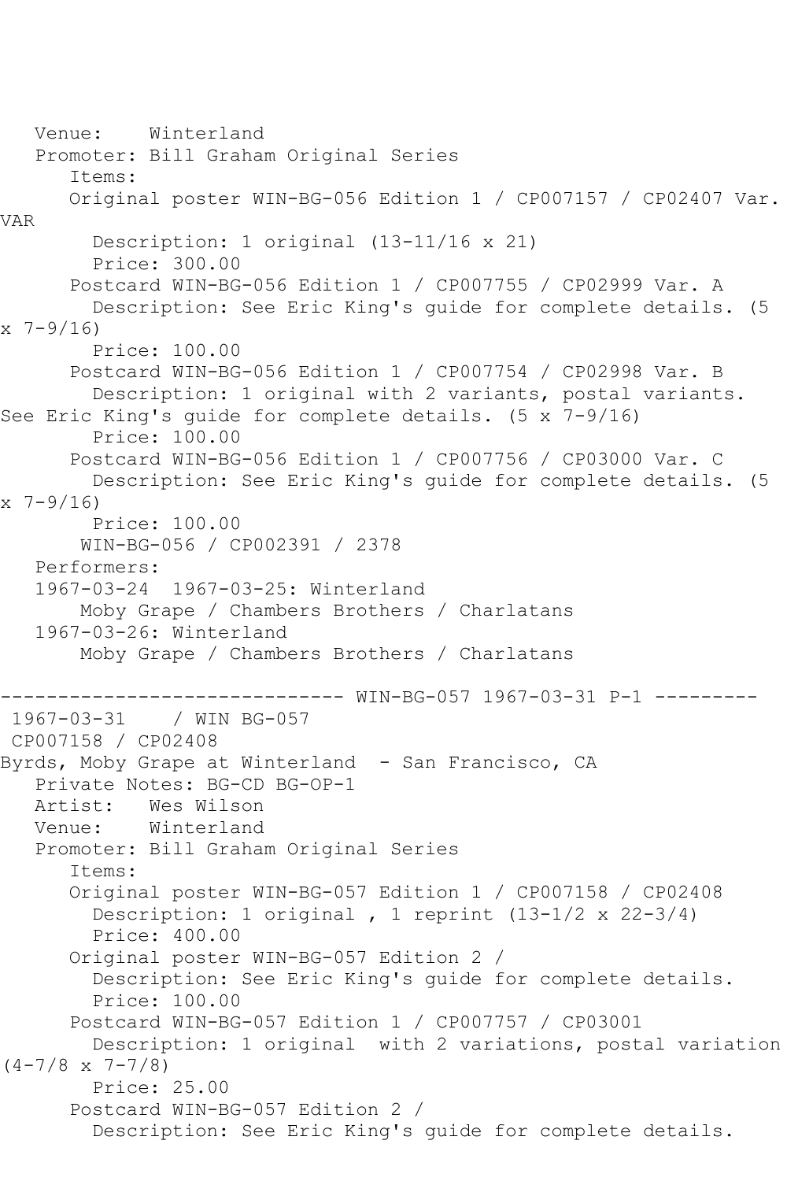Venue: Winterland
Promoter: Bill Graham Original Series
Items:
Original poster WIN-BG-056 Edition 1 / CP007157 / CP02407 Var. VAR
Description: 1 original (13-11/16 x 21)
Price: 300.00
Postcard WIN-BG-056 Edition 1 / CP007755 / CP02999 Var. A
Description: See Eric King's guide for complete details. (5 x 7-9/16)
Price: 100.00
Postcard WIN-BG-056 Edition 1 / CP007754 / CP02998 Var. B
Description: 1 original with 2 variants, postal variants. See Eric King's guide for complete details. (5 x 7-9/16)
Price: 100.00
Postcard WIN-BG-056 Edition 1 / CP007756 / CP03000 Var. C
Description: See Eric King's guide for complete details. (5 x 7-9/16)
Price: 100.00
WIN-BG-056 / CP002391 / 2378
Performers:
1967-03-24 1967-03-25: Winterland
Moby Grape / Chambers Brothers / Charlatans
1967-03-26: Winterland
Moby Grape / Chambers Brothers / Charlatans

------------------------------ WIN-BG-057 1967-03-31 P-1 ---------

1967-03-31 / WIN BG-057
CP007158 / CP02408
Byrds, Moby Grape at Winterland - San Francisco, CA
Private Notes: BG-CD BG-OP-1
Artist: Wes Wilson
Venue: Winterland
Promoter: Bill Graham Original Series
Items:
Original poster WIN-BG-057 Edition 1 / CP007158 / CP02408
Description: 1 original , 1 reprint (13-1/2 x 22-3/4)
Price: 400.00
Original poster WIN-BG-057 Edition 2 /
Description: See Eric King's guide for complete details.
Price: 100.00
Postcard WIN-BG-057 Edition 1 / CP007757 / CP03001
Description: 1 original with 2 variations, postal variation (4-7/8 x 7-7/8)
Price: 25.00
Postcard WIN-BG-057 Edition 2 /
Description: See Eric King's guide for complete details.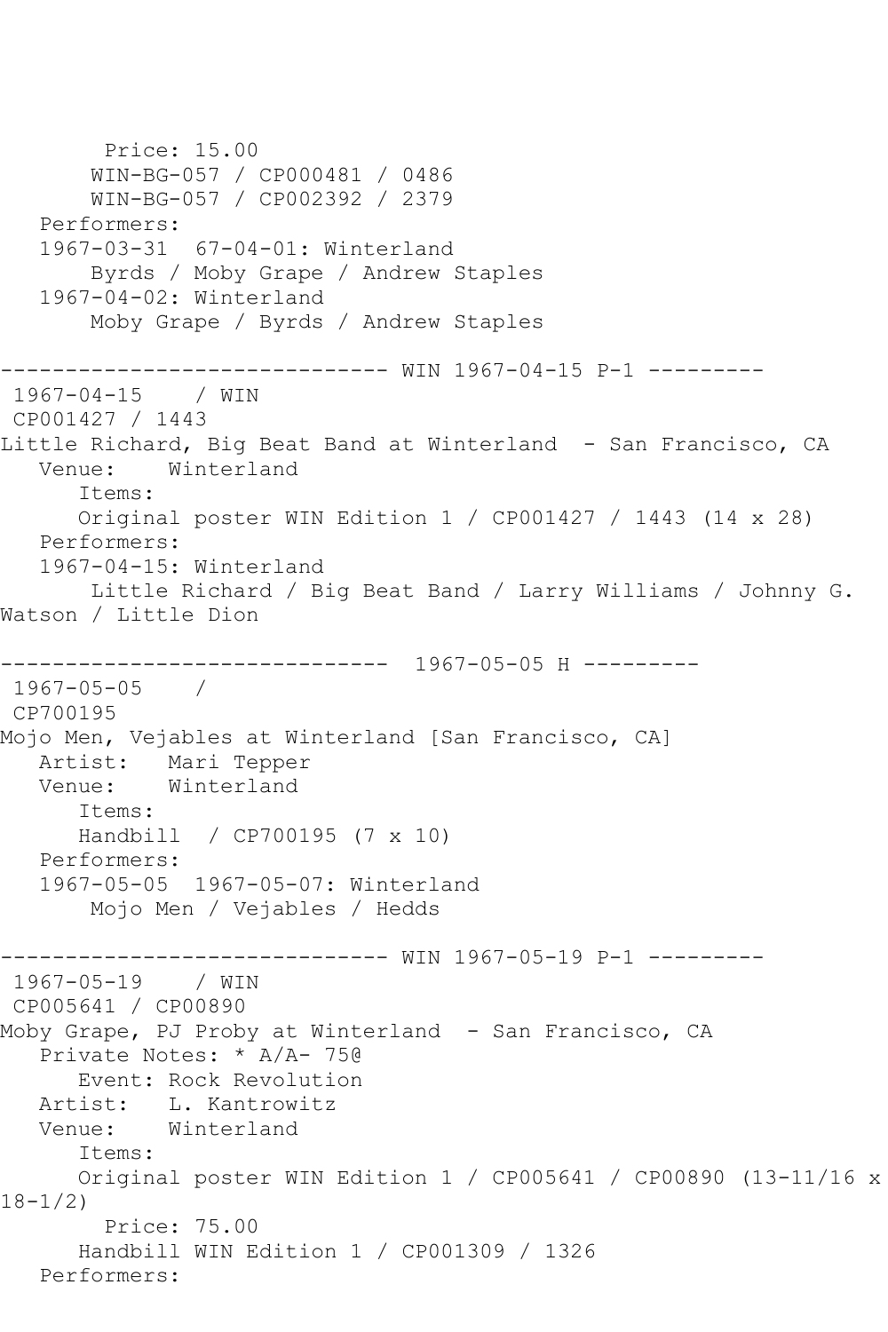Price: 15.00
WIN-BG-057 / CP000481 / 0486
WIN-BG-057 / CP002392 / 2379
Performers:
1967-03-31 67-04-01: Winterland
Byrds / Moby Grape / Andrew Staples
1967-04-02: Winterland
Moby Grape / Byrds / Andrew Staples

------------------------------ WIN 1967-04-15 P-1 ---------
1967-04-15 / WIN
CP001427 / 1443
Little Richard, Big Beat Band at Winterland - San Francisco, CA
Venue: Winterland
Items:
Original poster WIN Edition 1 / CP001427 / 1443 (14 x 28)
Performers:
1967-04-15: Winterland
Little Richard / Big Beat Band / Larry Williams / Johnny G. Watson / Little Dion

------------------------------ 1967-05-05 H ---------
1967-05-05 /
CP700195
Mojo Men, Vejables at Winterland [San Francisco, CA]
Artist: Mari Tepper
Venue: Winterland
Items:
Handbill / CP700195 (7 x 10)
Performers:
1967-05-05 1967-05-07: Winterland
Mojo Men / Vejables / Hedds

------------------------------ WIN 1967-05-19 P-1 ---------
1967-05-19 / WIN
CP005641 / CP00890
Moby Grape, PJ Proby at Winterland - San Francisco, CA
Private Notes: * A/A- 75@
Event: Rock Revolution
Artist: L. Kantrowitz
Venue: Winterland
Items:
Original poster WIN Edition 1 / CP005641 / CP00890 (13-11/16 x 18-1/2)
Price: 75.00
Handbill WIN Edition 1 / CP001309 / 1326
Performers: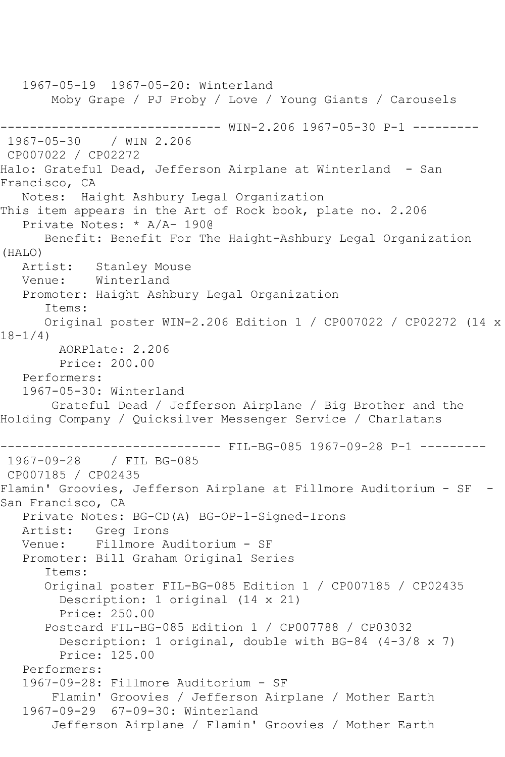1967-05-19  1967-05-20: Winterland
Moby Grape / PJ Proby / Love / Young Giants / Carousels

------------------------------- WIN-2.206 1967-05-30 P-1 ---------

1967-05-30    / WIN 2.206
CP007022 / CP02272
Halo: Grateful Dead, Jefferson Airplane at Winterland  - San Francisco, CA
Notes:  Haight Ashbury Legal Organization
This item appears in the Art of Rock book, plate no. 2.206
Private Notes: * A/A- 190@
Benefit: Benefit For The Haight-Ashbury Legal Organization (HALO)
Artist:   Stanley Mouse
Venue:    Winterland
Promoter: Haight Ashbury Legal Organization
Items:
Original poster WIN-2.206 Edition 1 / CP007022 / CP02272 (14 x 18-1/4)
AORPlate: 2.206
Price: 200.00
Performers:
1967-05-30: Winterland
Grateful Dead / Jefferson Airplane / Big Brother and the Holding Company / Quicksilver Messenger Service / Charlatans

------------------------------- FIL-BG-085 1967-09-28 P-1 ---------

1967-09-28    / FIL BG-085
CP007185 / CP02435
Flamin' Groovies, Jefferson Airplane at Fillmore Auditorium - SF  - San Francisco, CA
Private Notes: BG-CD(A) BG-OP-1-Signed-Irons
Artist:   Greg Irons
Venue:    Fillmore Auditorium - SF
Promoter: Bill Graham Original Series
Items:
Original poster FIL-BG-085 Edition 1 / CP007185 / CP02435
Description: 1 original (14 x 21)
Price: 250.00
Postcard FIL-BG-085 Edition 1 / CP007788 / CP03032
Description: 1 original, double with BG-84 (4-3/8 x 7)
Price: 125.00
Performers:
1967-09-28: Fillmore Auditorium - SF
Flamin' Groovies / Jefferson Airplane / Mother Earth
1967-09-29  67-09-30: Winterland
Jefferson Airplane / Flamin' Groovies / Mother Earth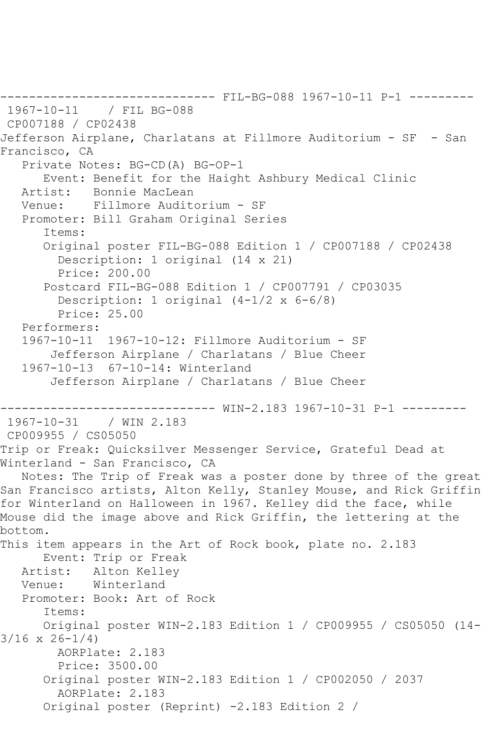------------------------------ FIL-BG-088 1967-10-11 P-1 ---------
1967-10-11 / FIL BG-088
CP007188 / CP02438
Jefferson Airplane, Charlatans at Fillmore Auditorium - SF - San Francisco, CA
Private Notes: BG-CD(A) BG-OP-1
Event: Benefit for the Haight Ashbury Medical Clinic
Artist: Bonnie MacLean
Venue: Fillmore Auditorium - SF
Promoter: Bill Graham Original Series
Items:
Original poster FIL-BG-088 Edition 1 / CP007188 / CP02438
Description: 1 original (14 x 21)
Price: 200.00
Postcard FIL-BG-088 Edition 1 / CP007791 / CP03035
Description: 1 original (4-1/2 x 6-6/8)
Price: 25.00
Performers:
1967-10-11 1967-10-12: Fillmore Auditorium - SF
Jefferson Airplane / Charlatans / Blue Cheer
1967-10-13 67-10-14: Winterland
Jefferson Airplane / Charlatans / Blue Cheer

------------------------------ WIN-2.183 1967-10-31 P-1 ---------
1967-10-31 / WIN 2.183
CP009955 / CS05050
Trip or Freak: Quicksilver Messenger Service, Grateful Dead at Winterland - San Francisco, CA
Notes: The Trip of Freak was a poster done by three of the great San Francisco artists, Alton Kelly, Stanley Mouse, and Rick Griffin for Winterland on Halloween in 1967. Kelley did the face, while Mouse did the image above and Rick Griffin, the lettering at the bottom.
This item appears in the Art of Rock book, plate no. 2.183
Event: Trip or Freak
Artist: Alton Kelley
Venue: Winterland
Promoter: Book: Art of Rock
Items:
Original poster WIN-2.183 Edition 1 / CP009955 / CS05050 (14-3/16 x 26-1/4)
AORPlate: 2.183
Price: 3500.00
Original poster WIN-2.183 Edition 1 / CP002050 / 2037
AORPlate: 2.183
Original poster (Reprint) -2.183 Edition 2 /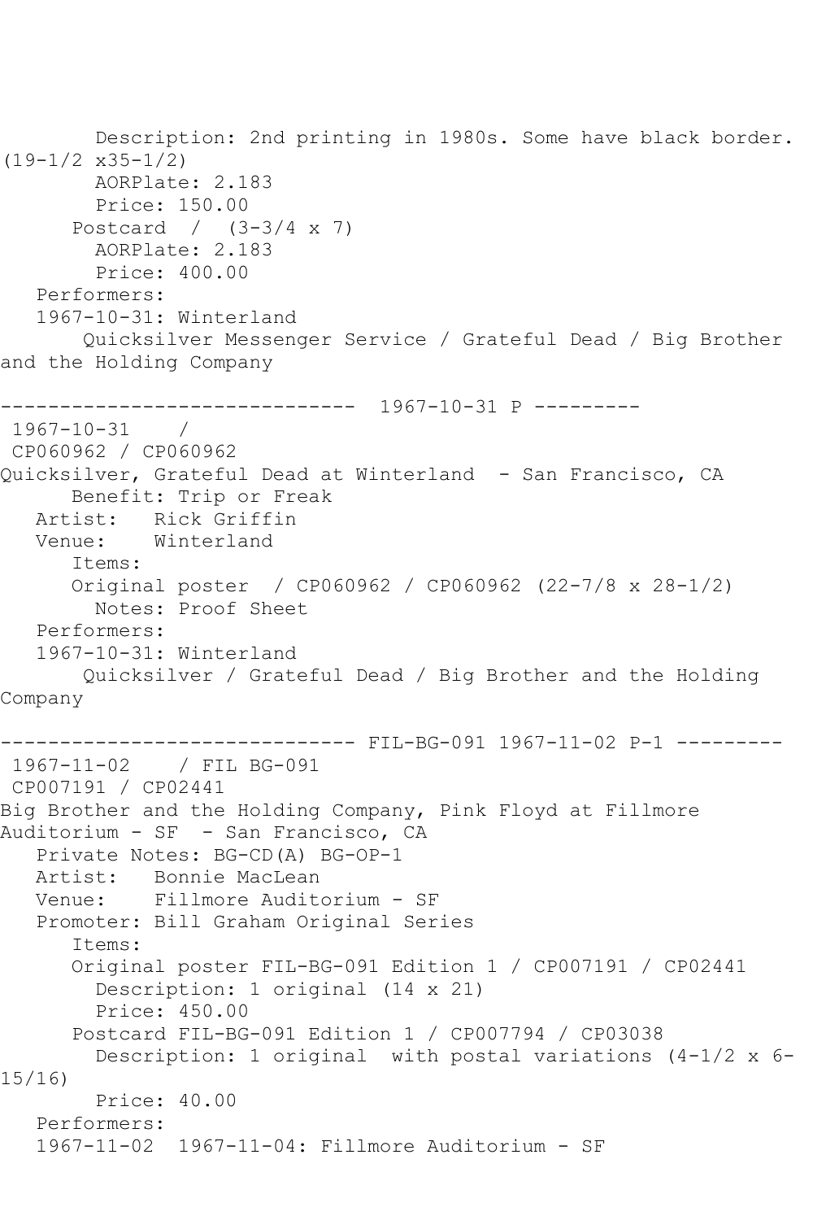Description: 2nd printing in 1980s. Some have black border. (19-1/2 x35-1/2)
AORPlate: 2.183
Price: 150.00
Postcard / (3-3/4 x 7)
AORPlate: 2.183
Price: 400.00
Performers:
1967-10-31: Winterland
Quicksilver Messenger Service / Grateful Dead / Big Brother and the Holding Company

------------------------------ 1967-10-31 P ---------

1967-10-31 /
CP060962 / CP060962
Quicksilver, Grateful Dead at Winterland - San Francisco, CA
Benefit: Trip or Freak
Artist: Rick Griffin
Venue: Winterland
Items:
Original poster / CP060962 / CP060962 (22-7/8 x 28-1/2)
Notes: Proof Sheet
Performers:
1967-10-31: Winterland
Quicksilver / Grateful Dead / Big Brother and the Holding Company

------------------------------ FIL-BG-091 1967-11-02 P-1 ---------

1967-11-02 / FIL BG-091
CP007191 / CP02441
Big Brother and the Holding Company, Pink Floyd at Fillmore Auditorium - SF - San Francisco, CA
Private Notes: BG-CD(A) BG-OP-1
Artist: Bonnie MacLean
Venue: Fillmore Auditorium - SF
Promoter: Bill Graham Original Series
Items:
Original poster FIL-BG-091 Edition 1 / CP007191 / CP02441
Description: 1 original (14 x 21)
Price: 450.00
Postcard FIL-BG-091 Edition 1 / CP007794 / CP03038
Description: 1 original with postal variations (4-1/2 x 6-15/16)
Price: 40.00
Performers:
1967-11-02 1967-11-04: Fillmore Auditorium - SF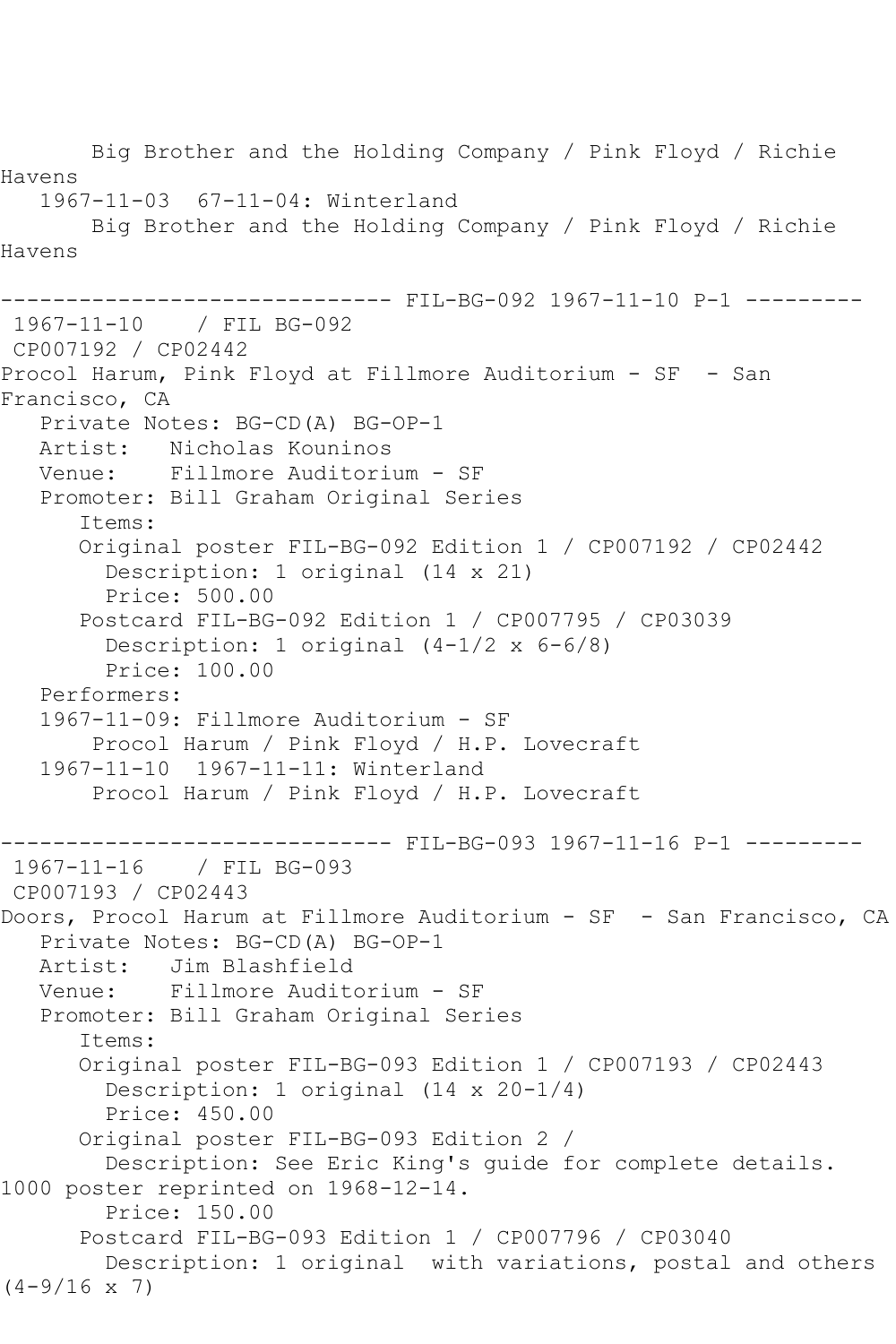Big Brother and the Holding Company / Pink Floyd / Richie Havens
1967-11-03  67-11-04: Winterland
Big Brother and the Holding Company / Pink Floyd / Richie Havens

------------------------------ FIL-BG-092 1967-11-10 P-1 ---------

1967-11-10    / FIL BG-092
CP007192 / CP02442
Procol Harum, Pink Floyd at Fillmore Auditorium - SF  - San Francisco, CA
Private Notes: BG-CD(A) BG-OP-1
Artist:   Nicholas Kouninos
Venue:    Fillmore Auditorium - SF
Promoter: Bill Graham Original Series
Items:
Original poster FIL-BG-092 Edition 1 / CP007192 / CP02442
Description: 1 original (14 x 21)
Price: 500.00
Postcard FIL-BG-092 Edition 1 / CP007795 / CP03039
Description: 1 original (4-1/2 x 6-6/8)
Price: 100.00
Performers:
1967-11-09: Fillmore Auditorium - SF
Procol Harum / Pink Floyd / H.P. Lovecraft
1967-11-10  1967-11-11: Winterland
Procol Harum / Pink Floyd / H.P. Lovecraft

------------------------------ FIL-BG-093 1967-11-16 P-1 ---------

1967-11-16    / FIL BG-093
CP007193 / CP02443
Doors, Procol Harum at Fillmore Auditorium - SF  - San Francisco, CA
Private Notes: BG-CD(A) BG-OP-1
Artist:   Jim Blashfield
Venue:    Fillmore Auditorium - SF
Promoter: Bill Graham Original Series
Items:
Original poster FIL-BG-093 Edition 1 / CP007193 / CP02443
Description: 1 original (14 x 20-1/4)
Price: 450.00
Original poster FIL-BG-093 Edition 2 /
Description: See Eric King's guide for complete details. 1000 poster reprinted on 1968-12-14.
Price: 150.00
Postcard FIL-BG-093 Edition 1 / CP007796 / CP03040
Description: 1 original  with variations, postal and others (4-9/16 x 7)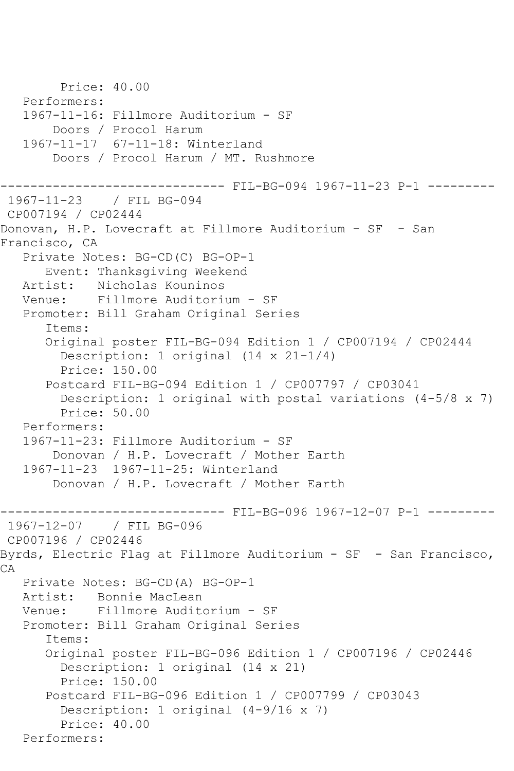```
        Price: 40.00
   Performers:
   1967-11-16: Fillmore Auditorium - SF
       Doors / Procol Harum
   1967-11-17  67-11-18: Winterland
       Doors / Procol Harum / MT. Rushmore

------------------------------ FIL-BG-094 1967-11-23 P-1 ---------
 1967-11-23    / FIL BG-094
 CP007194 / CP02444
Donovan, H.P. Lovecraft at Fillmore Auditorium - SF  - San
Francisco, CA
   Private Notes: BG-CD(C) BG-OP-1
      Event: Thanksgiving Weekend
   Artist:   Nicholas Kouninos
   Venue:    Fillmore Auditorium - SF
   Promoter: Bill Graham Original Series
      Items:
      Original poster FIL-BG-094 Edition 1 / CP007194 / CP02444
        Description: 1 original (14 x 21-1/4)
        Price: 150.00
      Postcard FIL-BG-094 Edition 1 / CP007797 / CP03041
        Description: 1 original with postal variations (4-5/8 x 7)
        Price: 50.00
   Performers:
   1967-11-23: Fillmore Auditorium - SF
       Donovan / H.P. Lovecraft / Mother Earth
   1967-11-23  1967-11-25: Winterland
       Donovan / H.P. Lovecraft / Mother Earth

------------------------------ FIL-BG-096 1967-12-07 P-1 ---------
 1967-12-07    / FIL BG-096
 CP007196 / CP02446
Byrds, Electric Flag at Fillmore Auditorium - SF  - San Francisco,
CA
   Private Notes: BG-CD(A) BG-OP-1
   Artist:   Bonnie MacLean
   Venue:    Fillmore Auditorium - SF
   Promoter: Bill Graham Original Series
      Items:
      Original poster FIL-BG-096 Edition 1 / CP007196 / CP02446
        Description: 1 original (14 x 21)
        Price: 150.00
      Postcard FIL-BG-096 Edition 1 / CP007799 / CP03043
        Description: 1 original (4-9/16 x 7)
        Price: 40.00
   Performers:
```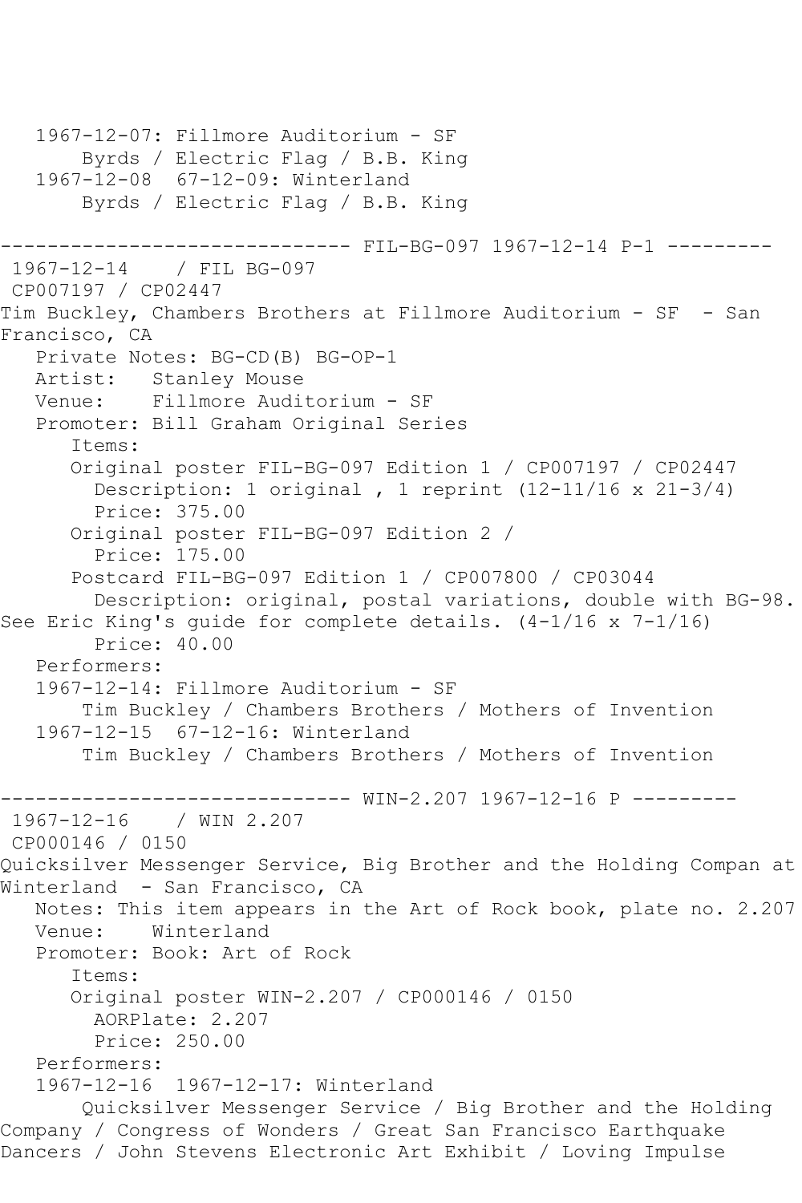1967-12-07: Fillmore Auditorium - SF
Byrds / Electric Flag / B.B. King
1967-12-08 67-12-09: Winterland
Byrds / Electric Flag / B.B. King

------------------------------ FIL-BG-097 1967-12-14 P-1 ---------

1967-12-14 / FIL BG-097
CP007197 / CP02447
Tim Buckley, Chambers Brothers at Fillmore Auditorium - SF - San Francisco, CA
Private Notes: BG-CD(B) BG-OP-1
Artist: Stanley Mouse
Venue: Fillmore Auditorium - SF
Promoter: Bill Graham Original Series
Items:
Original poster FIL-BG-097 Edition 1 / CP007197 / CP02447
Description: 1 original , 1 reprint (12-11/16 x 21-3/4)
Price: 375.00
Original poster FIL-BG-097 Edition 2 /
Price: 175.00
Postcard FIL-BG-097 Edition 1 / CP007800 / CP03044
Description: original, postal variations, double with BG-98. See Eric King's guide for complete details. (4-1/16 x 7-1/16)
Price: 40.00
Performers:
1967-12-14: Fillmore Auditorium - SF
Tim Buckley / Chambers Brothers / Mothers of Invention
1967-12-15 67-12-16: Winterland
Tim Buckley / Chambers Brothers / Mothers of Invention

------------------------------ WIN-2.207 1967-12-16 P ---------

1967-12-16 / WIN 2.207
CP000146 / 0150
Quicksilver Messenger Service, Big Brother and the Holding Compan at Winterland - San Francisco, CA
Notes: This item appears in the Art of Rock book, plate no. 2.207
Venue: Winterland
Promoter: Book: Art of Rock
Items:
Original poster WIN-2.207 / CP000146 / 0150
AORPlate: 2.207
Price: 250.00
Performers:
1967-12-16 1967-12-17: Winterland
Quicksilver Messenger Service / Big Brother and the Holding Company / Congress of Wonders / Great San Francisco Earthquake Dancers / John Stevens Electronic Art Exhibit / Loving Impulse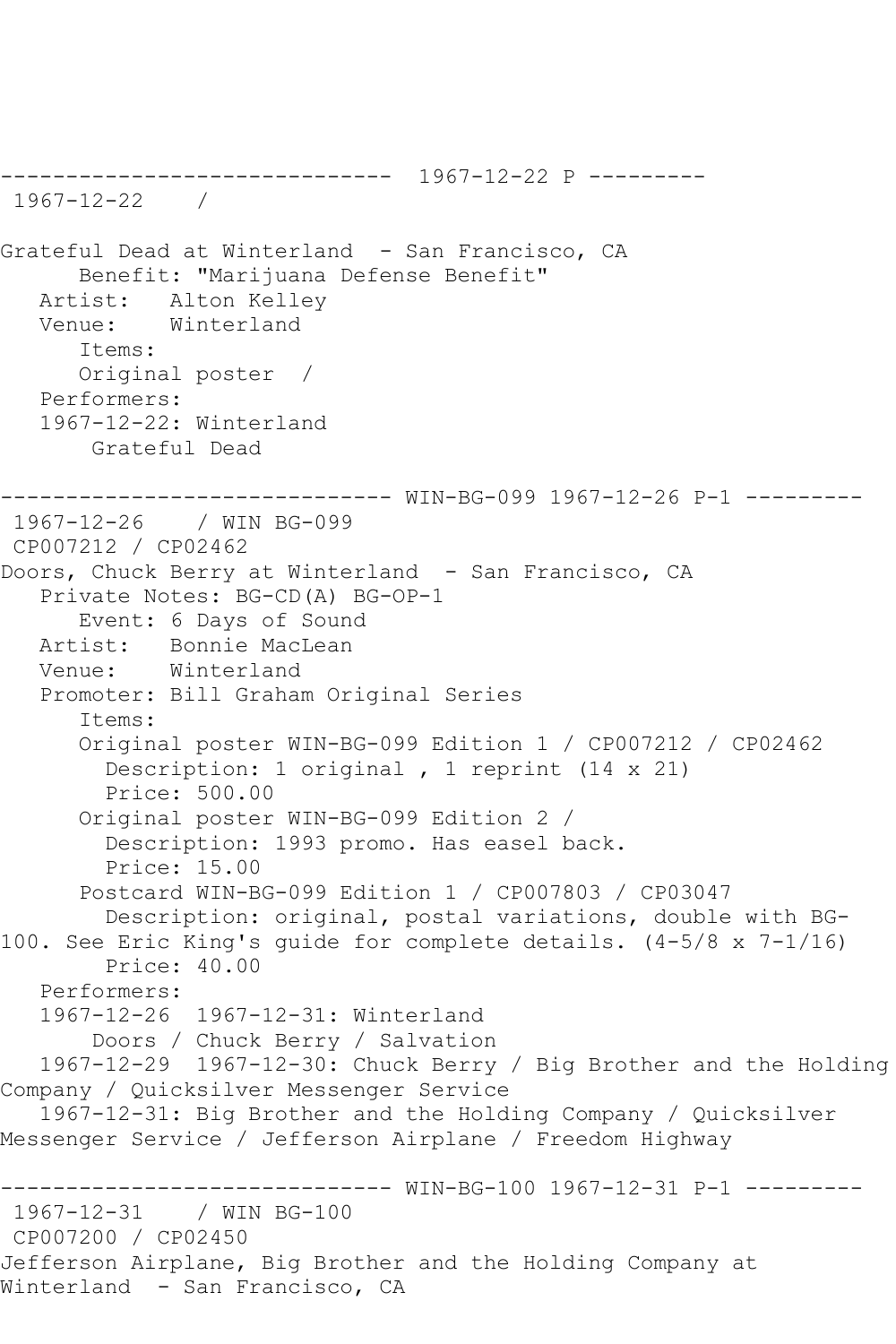------------------------------ 1967-12-22 P ---------
1967-12-22 /

Grateful Dead at Winterland - San Francisco, CA
Benefit: "Marijuana Defense Benefit"
Artist: Alton Kelley
Venue: Winterland
Items:
Original poster /
Performers:
1967-12-22: Winterland
Grateful Dead

------------------------------ WIN-BG-099 1967-12-26 P-1 ---------
1967-12-26 / WIN BG-099
CP007212 / CP02462
Doors, Chuck Berry at Winterland - San Francisco, CA
Private Notes: BG-CD(A) BG-OP-1
Event: 6 Days of Sound
Artist: Bonnie MacLean
Venue: Winterland
Promoter: Bill Graham Original Series
Items:
Original poster WIN-BG-099 Edition 1 / CP007212 / CP02462
Description: 1 original , 1 reprint (14 x 21)
Price: 500.00
Original poster WIN-BG-099 Edition 2 /
Description: 1993 promo. Has easel back.
Price: 15.00
Postcard WIN-BG-099 Edition 1 / CP007803 / CP03047
Description: original, postal variations, double with BG-100. See Eric King's guide for complete details. (4-5/8 x 7-1/16)
Price: 40.00
Performers:
1967-12-26 1967-12-31: Winterland
Doors / Chuck Berry / Salvation
1967-12-29 1967-12-30: Chuck Berry / Big Brother and the Holding Company / Quicksilver Messenger Service
1967-12-31: Big Brother and the Holding Company / Quicksilver Messenger Service / Jefferson Airplane / Freedom Highway

------------------------------ WIN-BG-100 1967-12-31 P-1 ---------
1967-12-31 / WIN BG-100
CP007200 / CP02450
Jefferson Airplane, Big Brother and the Holding Company at Winterland - San Francisco, CA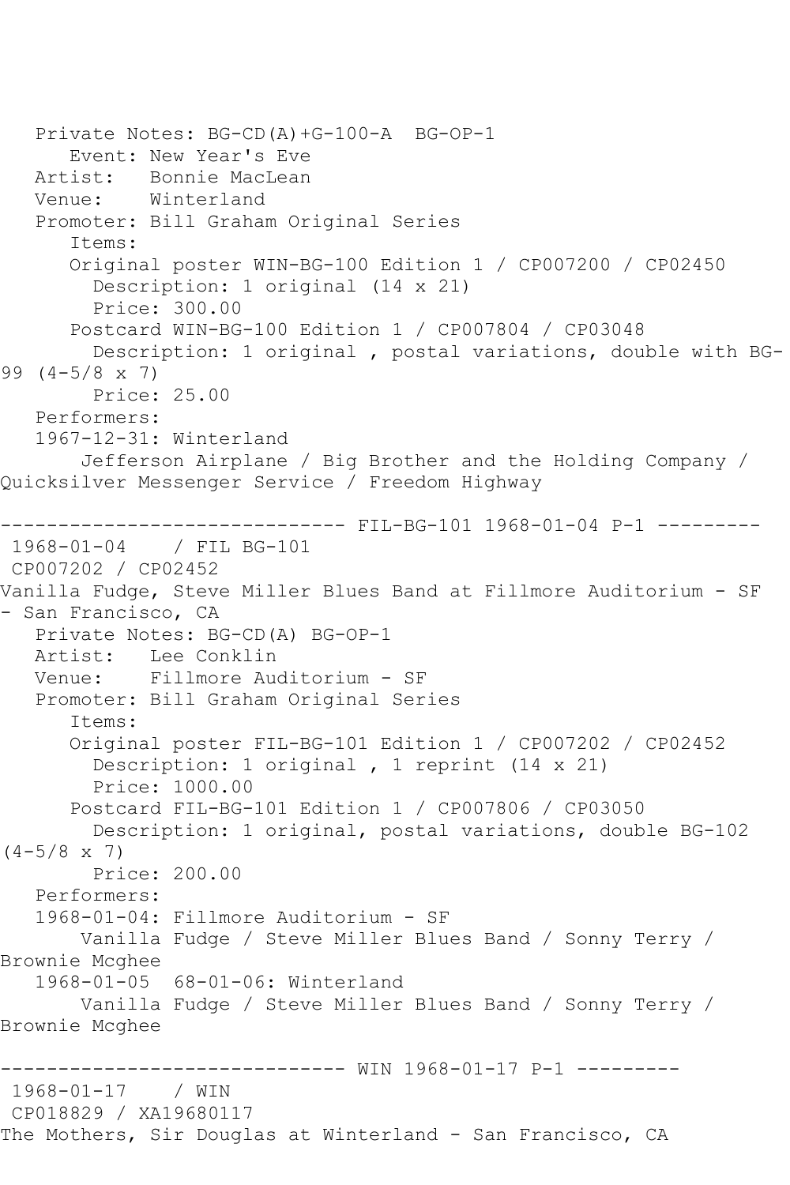Private Notes: BG-CD(A)+G-100-A  BG-OP-1
Event: New Year's Eve
Artist:   Bonnie MacLean
Venue:    Winterland
Promoter: Bill Graham Original Series
Items:
Original poster WIN-BG-100 Edition 1 / CP007200 / CP02450
Description: 1 original (14 x 21)
Price: 300.00
Postcard WIN-BG-100 Edition 1 / CP007804 / CP03048
Description: 1 original , postal variations, double with BG-99 (4-5/8 x 7)
Price: 25.00
Performers:
1967-12-31: Winterland
Jefferson Airplane / Big Brother and the Holding Company / Quicksilver Messenger Service / Freedom Highway

------------------------------ FIL-BG-101 1968-01-04 P-1 ---------

1968-01-04    / FIL BG-101
CP007202 / CP02452
Vanilla Fudge, Steve Miller Blues Band at Fillmore Auditorium - SF - San Francisco, CA
Private Notes: BG-CD(A) BG-OP-1
Artist:   Lee Conklin
Venue:    Fillmore Auditorium - SF
Promoter: Bill Graham Original Series
Items:
Original poster FIL-BG-101 Edition 1 / CP007202 / CP02452
Description: 1 original , 1 reprint (14 x 21)
Price: 1000.00
Postcard FIL-BG-101 Edition 1 / CP007806 / CP03050
Description: 1 original, postal variations, double BG-102 (4-5/8 x 7)
Price: 200.00
Performers:
1968-01-04: Fillmore Auditorium - SF
Vanilla Fudge / Steve Miller Blues Band / Sonny Terry / Brownie Mcghee
1968-01-05  68-01-06: Winterland
Vanilla Fudge / Steve Miller Blues Band / Sonny Terry / Brownie Mcghee

------------------------------ WIN 1968-01-17 P-1 ---------

1968-01-17    / WIN
CP018829 / XA19680117
The Mothers, Sir Douglas at Winterland - San Francisco, CA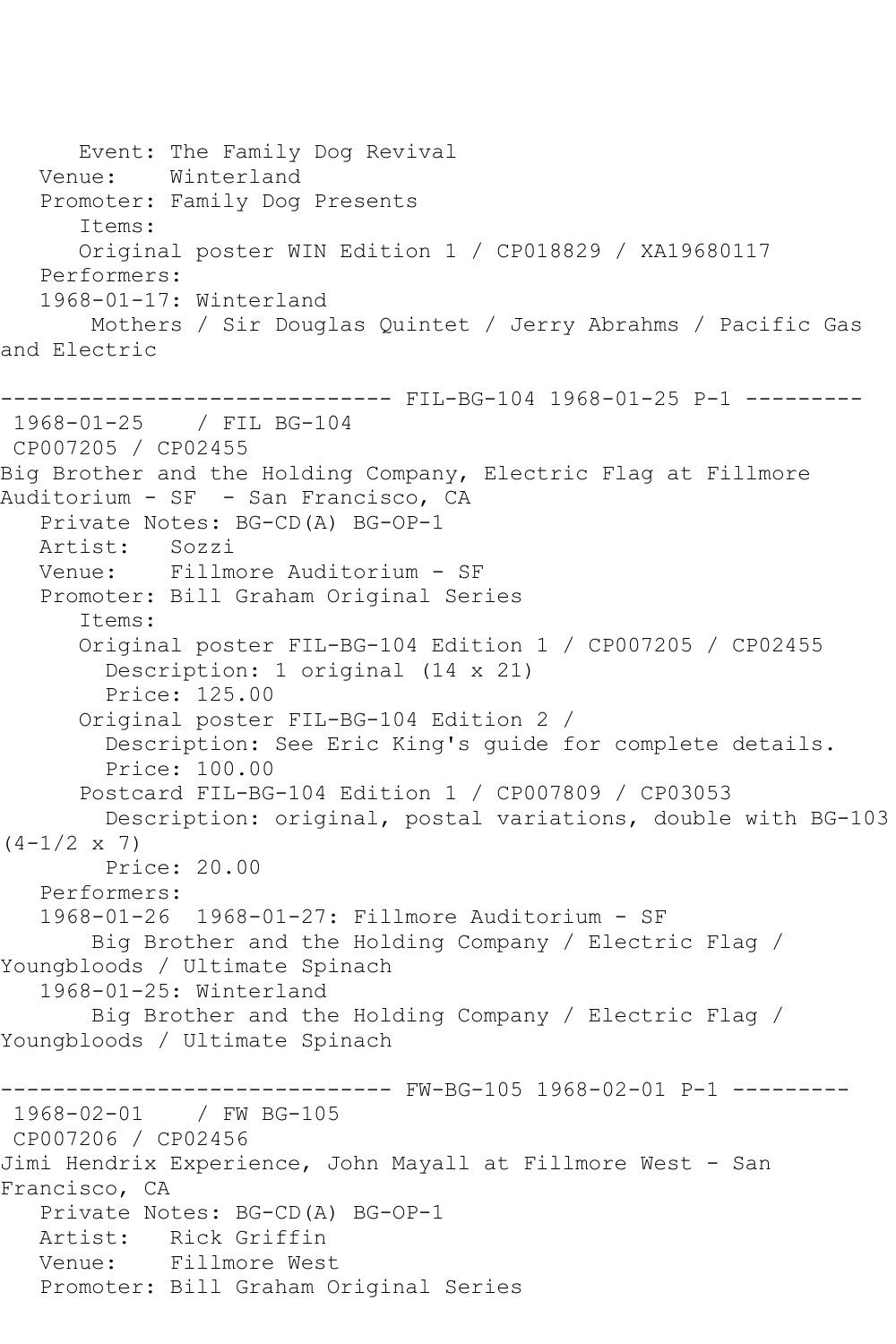Event: The Family Dog Revival
   Venue:    Winterland
   Promoter: Family Dog Presents
      Items:
      Original poster WIN Edition 1 / CP018829 / XA19680117
   Performers:
   1968-01-17: Winterland
       Mothers / Sir Douglas Quintet / Jerry Abrahms / Pacific Gas and Electric

------------------------------ FIL-BG-104 1968-01-25 P-1 ---------
 1968-01-25    / FIL BG-104
 CP007205 / CP02455
Big Brother and the Holding Company, Electric Flag at Fillmore Auditorium - SF  - San Francisco, CA
   Private Notes: BG-CD(A) BG-OP-1
   Artist:   Sozzi
   Venue:    Fillmore Auditorium - SF
   Promoter: Bill Graham Original Series
      Items:
      Original poster FIL-BG-104 Edition 1 / CP007205 / CP02455
        Description: 1 original (14 x 21)
        Price: 125.00
      Original poster FIL-BG-104 Edition 2 /
        Description: See Eric King's guide for complete details.
        Price: 100.00
      Postcard FIL-BG-104 Edition 1 / CP007809 / CP03053
        Description: original, postal variations, double with BG-103 (4-1/2 x 7)
        Price: 20.00
   Performers:
   1968-01-26  1968-01-27: Fillmore Auditorium - SF
       Big Brother and the Holding Company / Electric Flag / Youngbloods / Ultimate Spinach
   1968-01-25: Winterland
       Big Brother and the Holding Company / Electric Flag / Youngbloods / Ultimate Spinach

------------------------------ FW-BG-105 1968-02-01 P-1 ---------
 1968-02-01    / FW BG-105
 CP007206 / CP02456
Jimi Hendrix Experience, John Mayall at Fillmore West - San Francisco, CA
   Private Notes: BG-CD(A) BG-OP-1
   Artist:   Rick Griffin
   Venue:    Fillmore West
   Promoter: Bill Graham Original Series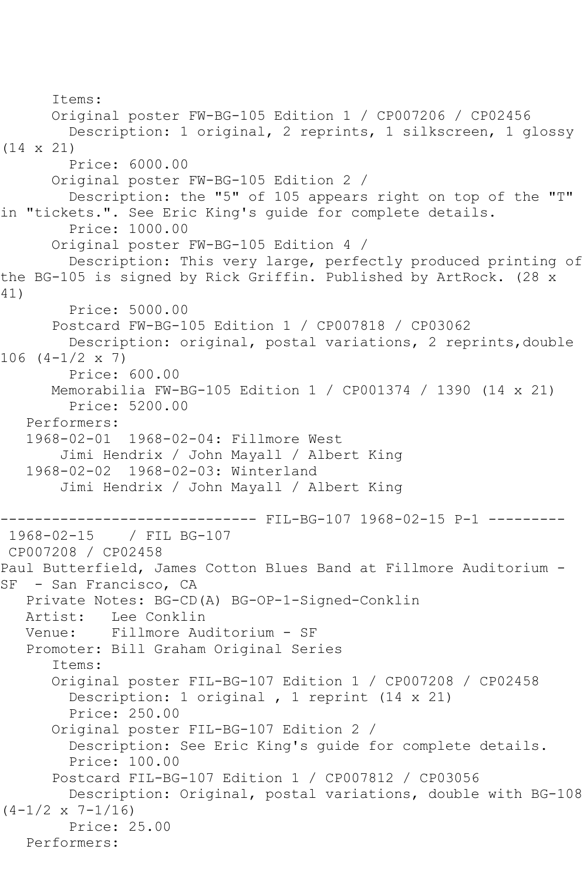Items:
Original poster FW-BG-105 Edition 1 / CP007206 / CP02456
Description: 1 original, 2 reprints, 1 silkscreen, 1 glossy (14 x 21)
Price: 6000.00
Original poster FW-BG-105 Edition 2 /
Description: the "5" of 105 appears right on top of the "T" in "tickets.". See Eric King's guide for complete details.
Price: 1000.00
Original poster FW-BG-105 Edition 4 /
Description: This very large, perfectly produced printing of the BG-105 is signed by Rick Griffin. Published by ArtRock. (28 x 41)
Price: 5000.00
Postcard FW-BG-105 Edition 1 / CP007818 / CP03062
Description: original, postal variations, 2 reprints,double 106 (4-1/2 x 7)
Price: 600.00
Memorabilia FW-BG-105 Edition 1 / CP001374 / 1390 (14 x 21)
Price: 5200.00
Performers:
1968-02-01 1968-02-04: Fillmore West
Jimi Hendrix / John Mayall / Albert King
1968-02-02 1968-02-03: Winterland
Jimi Hendrix / John Mayall / Albert King

------------------------------ FIL-BG-107 1968-02-15 P-1 ---------
1968-02-15 / FIL BG-107
CP007208 / CP02458
Paul Butterfield, James Cotton Blues Band at Fillmore Auditorium - SF - San Francisco, CA
Private Notes: BG-CD(A) BG-OP-1-Signed-Conklin
Artist: Lee Conklin
Venue: Fillmore Auditorium - SF
Promoter: Bill Graham Original Series
Items:
Original poster FIL-BG-107 Edition 1 / CP007208 / CP02458
Description: 1 original , 1 reprint (14 x 21)
Price: 250.00
Original poster FIL-BG-107 Edition 2 /
Description: See Eric King's guide for complete details.
Price: 100.00
Postcard FIL-BG-107 Edition 1 / CP007812 / CP03056
Description: Original, postal variations, double with BG-108 (4-1/2 x 7-1/16)
Price: 25.00
Performers: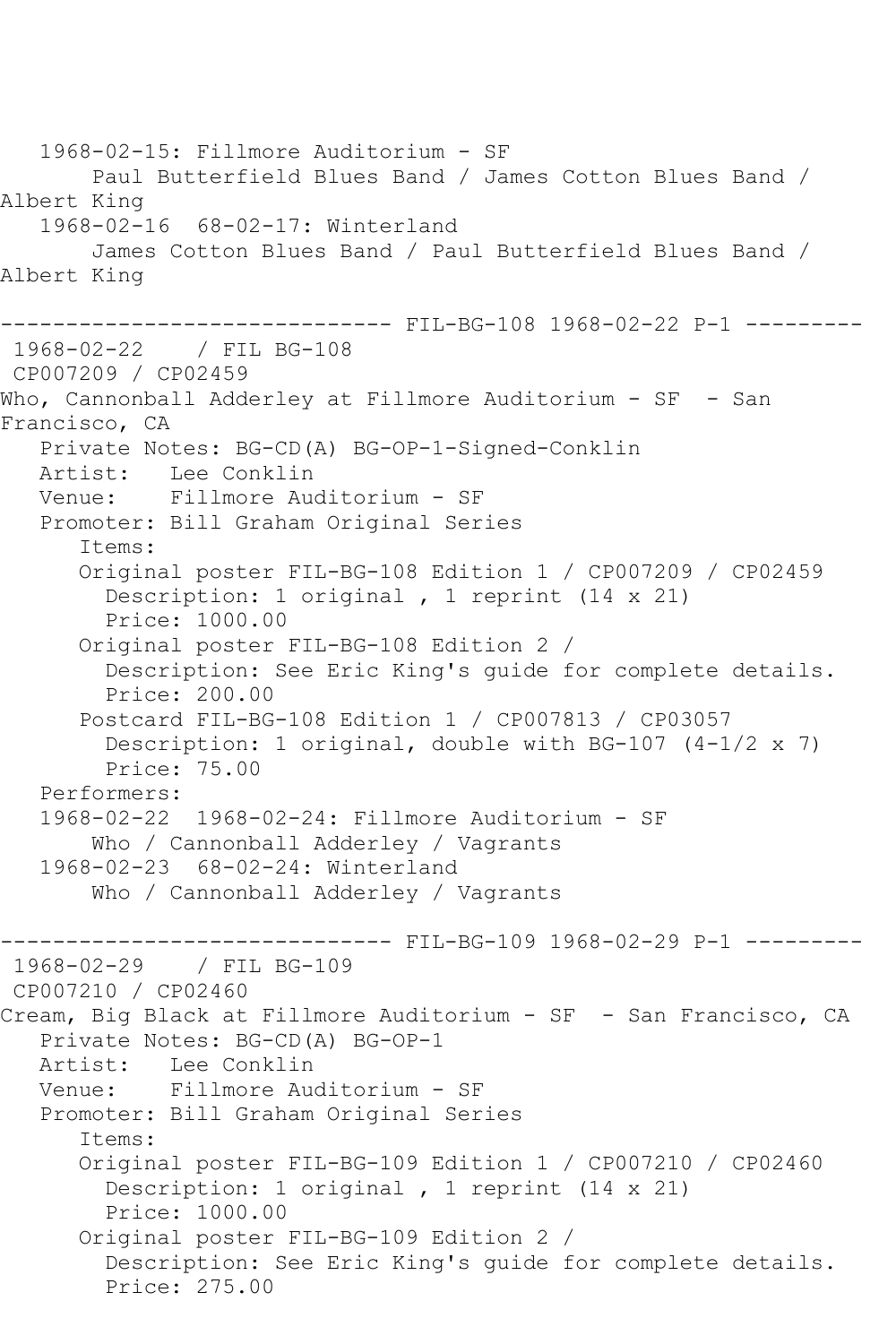1968-02-15: Fillmore Auditorium - SF
Paul Butterfield Blues Band / James Cotton Blues Band / Albert King
1968-02-16  68-02-17: Winterland
James Cotton Blues Band / Paul Butterfield Blues Band / Albert King

------------------------------ FIL-BG-108 1968-02-22 P-1 ---------

1968-02-22    / FIL BG-108
CP007209 / CP02459
Who, Cannonball Adderley at Fillmore Auditorium - SF  - San Francisco, CA
Private Notes: BG-CD(A) BG-OP-1-Signed-Conklin
Artist:   Lee Conklin
Venue:    Fillmore Auditorium - SF
Promoter: Bill Graham Original Series
Items:
Original poster FIL-BG-108 Edition 1 / CP007209 / CP02459
Description: 1 original , 1 reprint (14 x 21)
Price: 1000.00
Original poster FIL-BG-108 Edition 2 /
Description: See Eric King's guide for complete details.
Price: 200.00
Postcard FIL-BG-108 Edition 1 / CP007813 / CP03057
Description: 1 original, double with BG-107 (4-1/2 x 7)
Price: 75.00
Performers:
1968-02-22  1968-02-24: Fillmore Auditorium - SF
Who / Cannonball Adderley / Vagrants
1968-02-23  68-02-24: Winterland
Who / Cannonball Adderley / Vagrants

------------------------------ FIL-BG-109 1968-02-29 P-1 ---------

1968-02-29    / FIL BG-109
CP007210 / CP02460
Cream, Big Black at Fillmore Auditorium - SF  - San Francisco, CA
Private Notes: BG-CD(A) BG-OP-1
Artist:   Lee Conklin
Venue:    Fillmore Auditorium - SF
Promoter: Bill Graham Original Series
Items:
Original poster FIL-BG-109 Edition 1 / CP007210 / CP02460
Description: 1 original , 1 reprint (14 x 21)
Price: 1000.00
Original poster FIL-BG-109 Edition 2 /
Description: See Eric King's guide for complete details.
Price: 275.00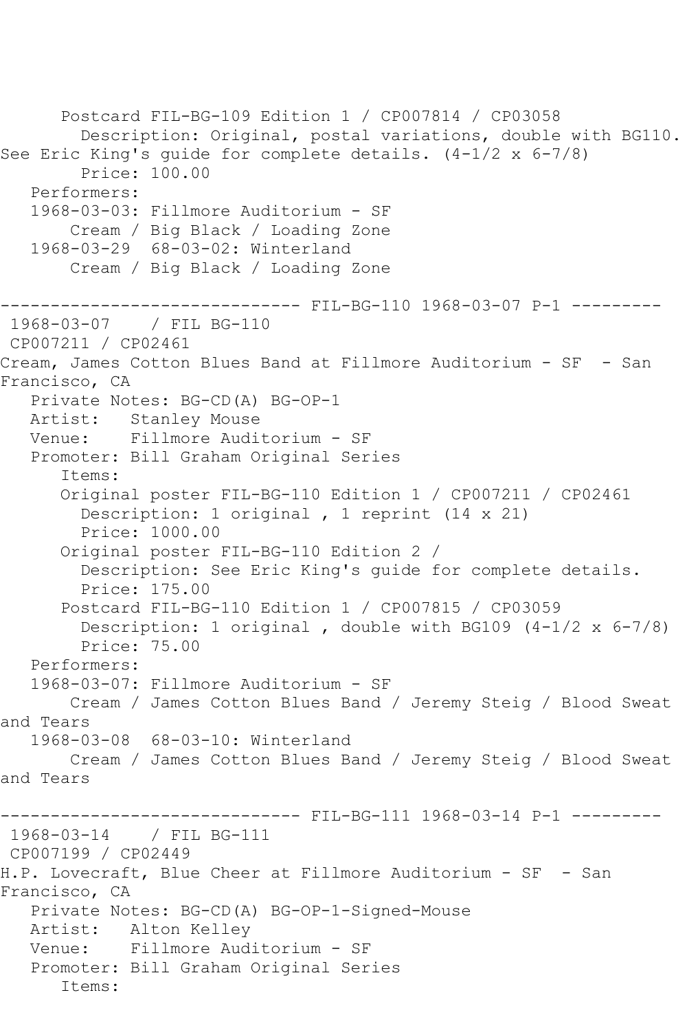Postcard FIL-BG-109 Edition 1 / CP007814 / CP03058
Description: Original, postal variations, double with BG110. See Eric King's guide for complete details. (4-1/2 x 6-7/8)
Price: 100.00
Performers:
1968-03-03: Fillmore Auditorium - SF
Cream / Big Black / Loading Zone
1968-03-29 68-03-02: Winterland
Cream / Big Black / Loading Zone

------------------------------ FIL-BG-110 1968-03-07 P-1 ---------

1968-03-07 / FIL BG-110
CP007211 / CP02461
Cream, James Cotton Blues Band at Fillmore Auditorium - SF - San Francisco, CA
Private Notes: BG-CD(A) BG-OP-1
Artist: Stanley Mouse
Venue: Fillmore Auditorium - SF
Promoter: Bill Graham Original Series
Items:
Original poster FIL-BG-110 Edition 1 / CP007211 / CP02461
Description: 1 original , 1 reprint (14 x 21)
Price: 1000.00
Original poster FIL-BG-110 Edition 2 /
Description: See Eric King's guide for complete details.
Price: 175.00
Postcard FIL-BG-110 Edition 1 / CP007815 / CP03059
Description: 1 original , double with BG109 (4-1/2 x 6-7/8)
Price: 75.00
Performers:
1968-03-07: Fillmore Auditorium - SF
Cream / James Cotton Blues Band / Jeremy Steig / Blood Sweat and Tears
1968-03-08 68-03-10: Winterland
Cream / James Cotton Blues Band / Jeremy Steig / Blood Sweat and Tears

------------------------------ FIL-BG-111 1968-03-14 P-1 ---------

1968-03-14 / FIL BG-111
CP007199 / CP02449
H.P. Lovecraft, Blue Cheer at Fillmore Auditorium - SF - San Francisco, CA
Private Notes: BG-CD(A) BG-OP-1-Signed-Mouse
Artist: Alton Kelley
Venue: Fillmore Auditorium - SF
Promoter: Bill Graham Original Series
Items: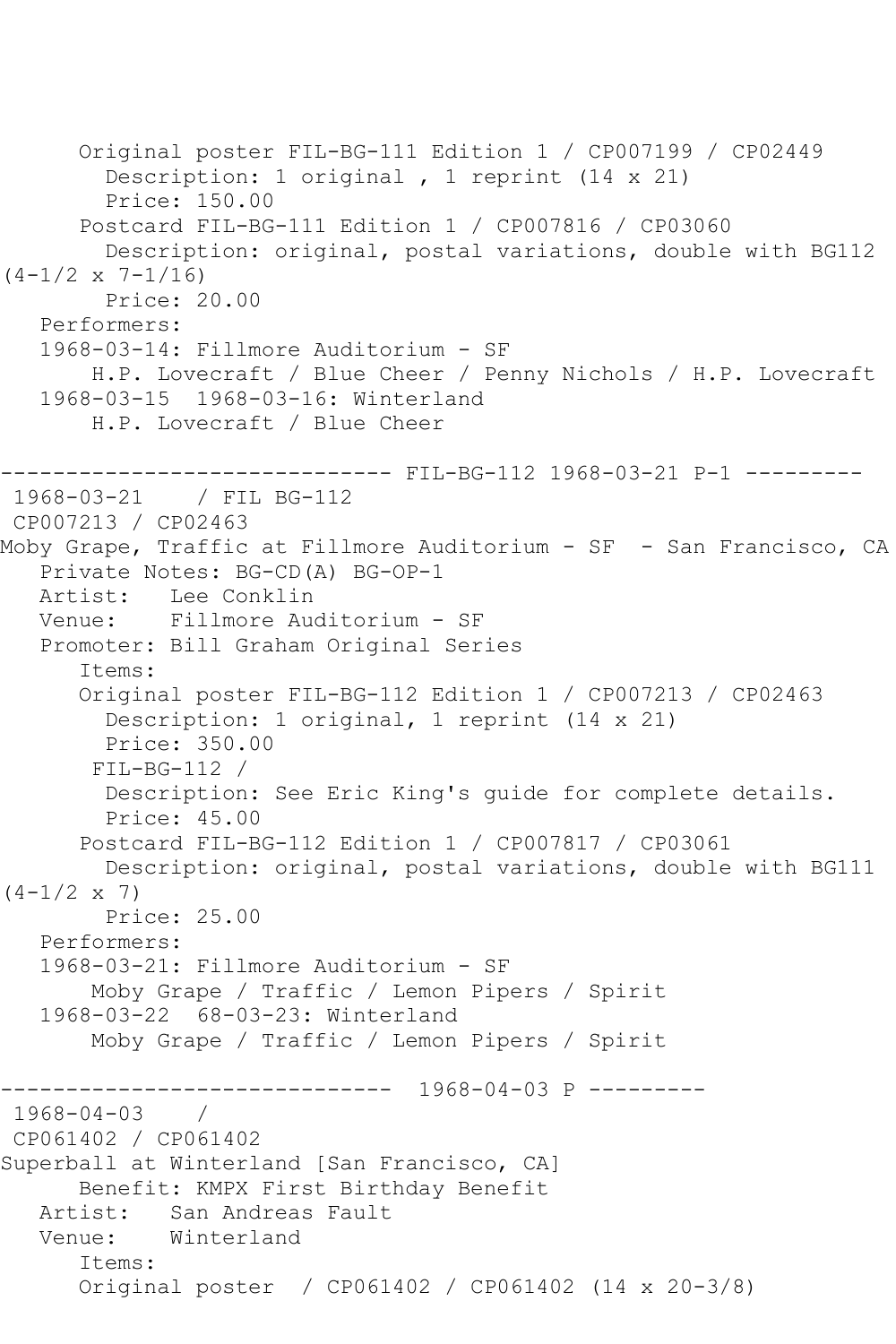```
      Original poster FIL-BG-111 Edition 1 / CP007199 / CP02449
        Description: 1 original , 1 reprint (14 x 21)
        Price: 150.00
      Postcard FIL-BG-111 Edition 1 / CP007816 / CP03060
        Description: original, postal variations, double with BG112
(4-1/2 x 7-1/16)
        Price: 20.00
   Performers:
   1968-03-14: Fillmore Auditorium - SF
       H.P. Lovecraft / Blue Cheer / Penny Nichols / H.P. Lovecraft
   1968-03-15  1968-03-16: Winterland
       H.P. Lovecraft / Blue Cheer

------------------------------ FIL-BG-112 1968-03-21 P-1 ---------
 1968-03-21    / FIL BG-112
 CP007213 / CP02463
Moby Grape, Traffic at Fillmore Auditorium - SF  - San Francisco, CA
   Private Notes: BG-CD(A) BG-OP-1
   Artist:   Lee Conklin
   Venue:    Fillmore Auditorium - SF
   Promoter: Bill Graham Original Series
      Items:
      Original poster FIL-BG-112 Edition 1 / CP007213 / CP02463
        Description: 1 original, 1 reprint (14 x 21)
        Price: 350.00
       FIL-BG-112 /
        Description: See Eric King's guide for complete details.
        Price: 45.00
      Postcard FIL-BG-112 Edition 1 / CP007817 / CP03061
        Description: original, postal variations, double with BG111
(4-1/2 x 7)
        Price: 25.00
   Performers:
   1968-03-21: Fillmore Auditorium - SF
       Moby Grape / Traffic / Lemon Pipers / Spirit
   1968-03-22  68-03-23: Winterland
       Moby Grape / Traffic / Lemon Pipers / Spirit

------------------------------  1968-04-03 P ---------
 1968-04-03    /
 CP061402 / CP061402
Superball at Winterland [San Francisco, CA]
      Benefit: KMPX First Birthday Benefit
   Artist:   San Andreas Fault
   Venue:    Winterland
      Items:
      Original poster  / CP061402 / CP061402 (14 x 20-3/8)
```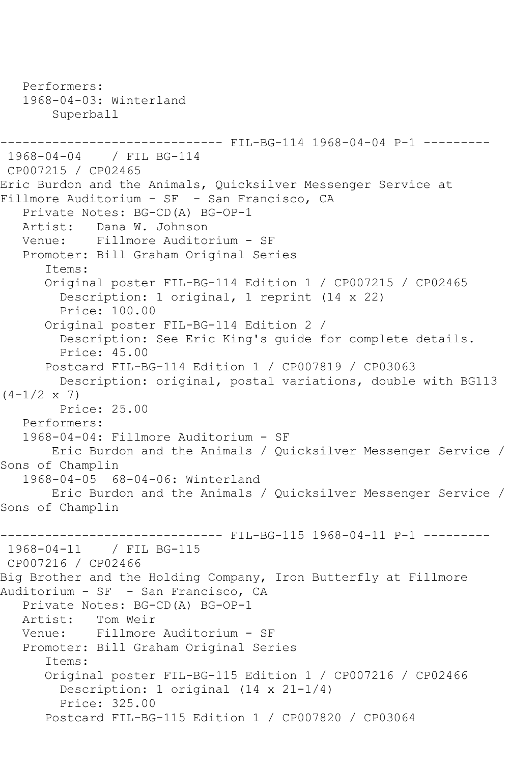```
   Performers:
   1968-04-03: Winterland
       Superball

------------------------------ FIL-BG-114 1968-04-04 P-1 ---------
 1968-04-04    / FIL BG-114
 CP007215 / CP02465
Eric Burdon and the Animals, Quicksilver Messenger Service at
Fillmore Auditorium - SF  - San Francisco, CA
   Private Notes: BG-CD(A) BG-OP-1
   Artist:   Dana W. Johnson
   Venue:    Fillmore Auditorium - SF
   Promoter: Bill Graham Original Series
      Items:
      Original poster FIL-BG-114 Edition 1 / CP007215 / CP02465
        Description: 1 original, 1 reprint (14 x 22)
        Price: 100.00
      Original poster FIL-BG-114 Edition 2 /
        Description: See Eric King's guide for complete details.
        Price: 45.00
      Postcard FIL-BG-114 Edition 1 / CP007819 / CP03063
        Description: original, postal variations, double with BG113
(4-1/2 x 7)
        Price: 25.00
   Performers:
   1968-04-04: Fillmore Auditorium - SF
       Eric Burdon and the Animals / Quicksilver Messenger Service /
Sons of Champlin
   1968-04-05  68-04-06: Winterland
       Eric Burdon and the Animals / Quicksilver Messenger Service /
Sons of Champlin

------------------------------ FIL-BG-115 1968-04-11 P-1 ---------
 1968-04-11    / FIL BG-115
 CP007216 / CP02466
Big Brother and the Holding Company, Iron Butterfly at Fillmore
Auditorium - SF  - San Francisco, CA
   Private Notes: BG-CD(A) BG-OP-1
   Artist:   Tom Weir
   Venue:    Fillmore Auditorium - SF
   Promoter: Bill Graham Original Series
      Items:
      Original poster FIL-BG-115 Edition 1 / CP007216 / CP02466
        Description: 1 original (14 x 21-1/4)
        Price: 325.00
      Postcard FIL-BG-115 Edition 1 / CP007820 / CP03064
```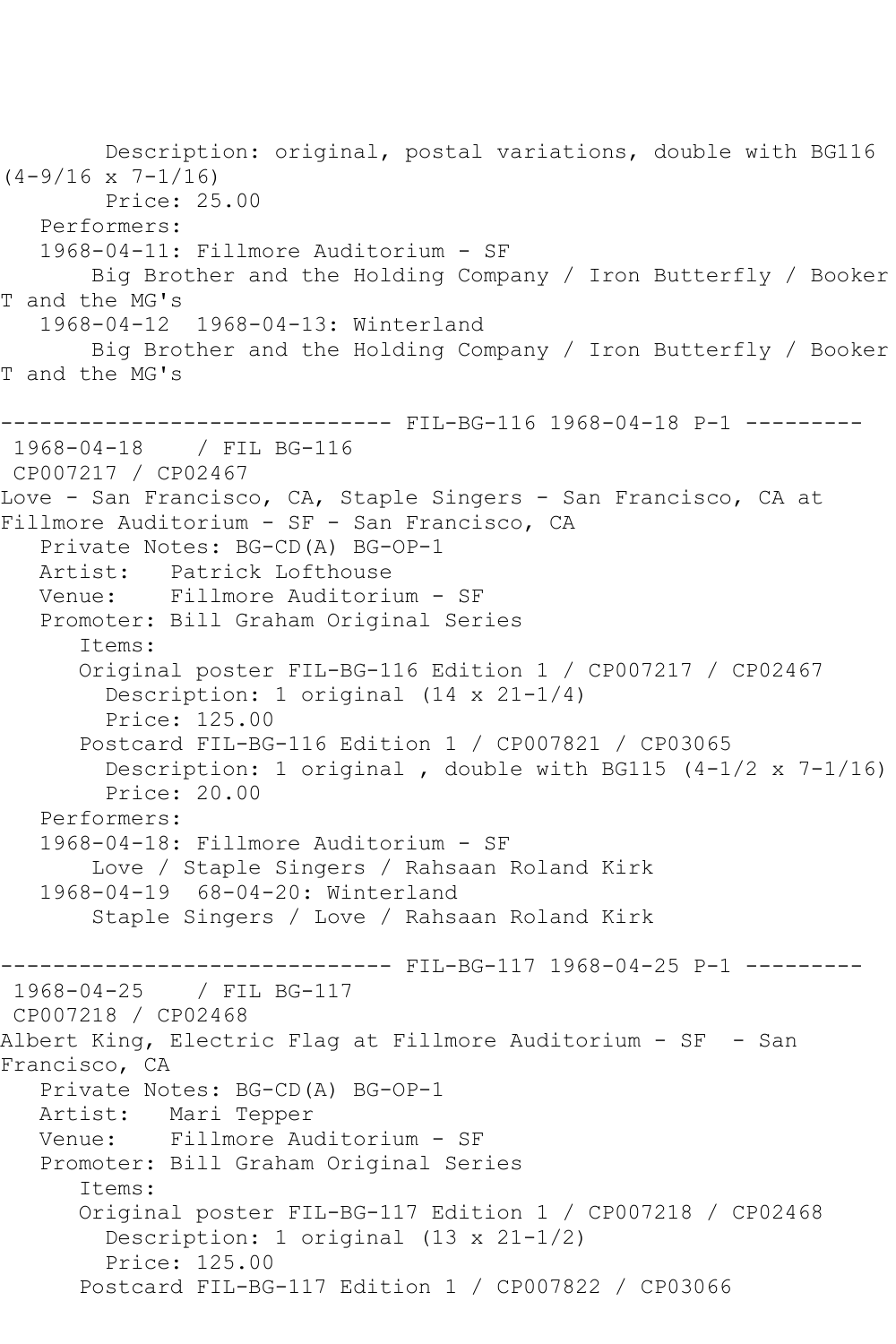Description: original, postal variations, double with BG116 (4-9/16 x 7-1/16)
Price: 25.00

Performers:

1968-04-11: Fillmore Auditorium - SF
Big Brother and the Holding Company / Iron Butterfly / Booker T and the MG's

1968-04-12  1968-04-13: Winterland
Big Brother and the Holding Company / Iron Butterfly / Booker T and the MG's

------------------------------ FIL-BG-116 1968-04-18 P-1 ---------

1968-04-18    / FIL BG-116
CP007217 / CP02467

Love - San Francisco, CA, Staple Singers - San Francisco, CA at Fillmore Auditorium - SF - San Francisco, CA

Private Notes: BG-CD(A) BG-OP-1
Artist:   Patrick Lofthouse
Venue:    Fillmore Auditorium - SF
Promoter: Bill Graham Original Series

Items:

Original poster FIL-BG-116 Edition 1 / CP007217 / CP02467
Description: 1 original (14 x 21-1/4)
Price: 125.00

Postcard FIL-BG-116 Edition 1 / CP007821 / CP03065
Description: 1 original , double with BG115 (4-1/2 x 7-1/16)
Price: 20.00

Performers:

1968-04-18: Fillmore Auditorium - SF
Love / Staple Singers / Rahsaan Roland Kirk

1968-04-19  68-04-20: Winterland
Staple Singers / Love / Rahsaan Roland Kirk

------------------------------ FIL-BG-117 1968-04-25 P-1 ---------

1968-04-25    / FIL BG-117
CP007218 / CP02468

Albert King, Electric Flag at Fillmore Auditorium - SF  - San Francisco, CA

Private Notes: BG-CD(A) BG-OP-1
Artist:   Mari Tepper
Venue:    Fillmore Auditorium - SF
Promoter: Bill Graham Original Series

Items:

Original poster FIL-BG-117 Edition 1 / CP007218 / CP02468
Description: 1 original (13 x 21-1/2)
Price: 125.00

Postcard FIL-BG-117 Edition 1 / CP007822 / CP03066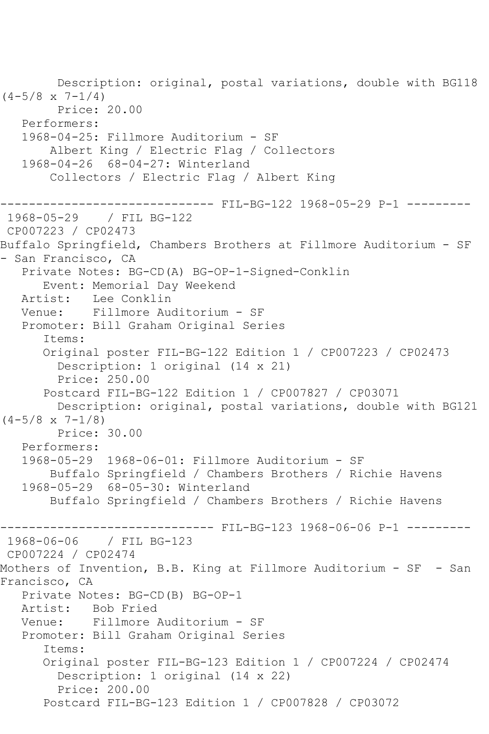Description: original, postal variations, double with BG118 (4-5/8 x 7-1/4)
Price: 20.00
Performers:
1968-04-25: Fillmore Auditorium - SF
Albert King / Electric Flag / Collectors
1968-04-26 68-04-27: Winterland
Collectors / Electric Flag / Albert King

------------------------------ FIL-BG-122 1968-05-29 P-1 ---------

1968-05-29 / FIL BG-122
CP007223 / CP02473
Buffalo Springfield, Chambers Brothers at Fillmore Auditorium - SF - San Francisco, CA
Private Notes: BG-CD(A) BG-OP-1-Signed-Conklin
Event: Memorial Day Weekend
Artist: Lee Conklin
Venue: Fillmore Auditorium - SF
Promoter: Bill Graham Original Series
Items:
Original poster FIL-BG-122 Edition 1 / CP007223 / CP02473
Description: 1 original (14 x 21)
Price: 250.00
Postcard FIL-BG-122 Edition 1 / CP007827 / CP03071
Description: original, postal variations, double with BG121 (4-5/8 x 7-1/8)
Price: 30.00
Performers:
1968-05-29 1968-06-01: Fillmore Auditorium - SF
Buffalo Springfield / Chambers Brothers / Richie Havens
1968-05-29 68-05-30: Winterland
Buffalo Springfield / Chambers Brothers / Richie Havens

------------------------------ FIL-BG-123 1968-06-06 P-1 ---------

1968-06-06 / FIL BG-123
CP007224 / CP02474
Mothers of Invention, B.B. King at Fillmore Auditorium - SF - San Francisco, CA
Private Notes: BG-CD(B) BG-OP-1
Artist: Bob Fried
Venue: Fillmore Auditorium - SF
Promoter: Bill Graham Original Series
Items:
Original poster FIL-BG-123 Edition 1 / CP007224 / CP02474
Description: 1 original (14 x 22)
Price: 200.00
Postcard FIL-BG-123 Edition 1 / CP007828 / CP03072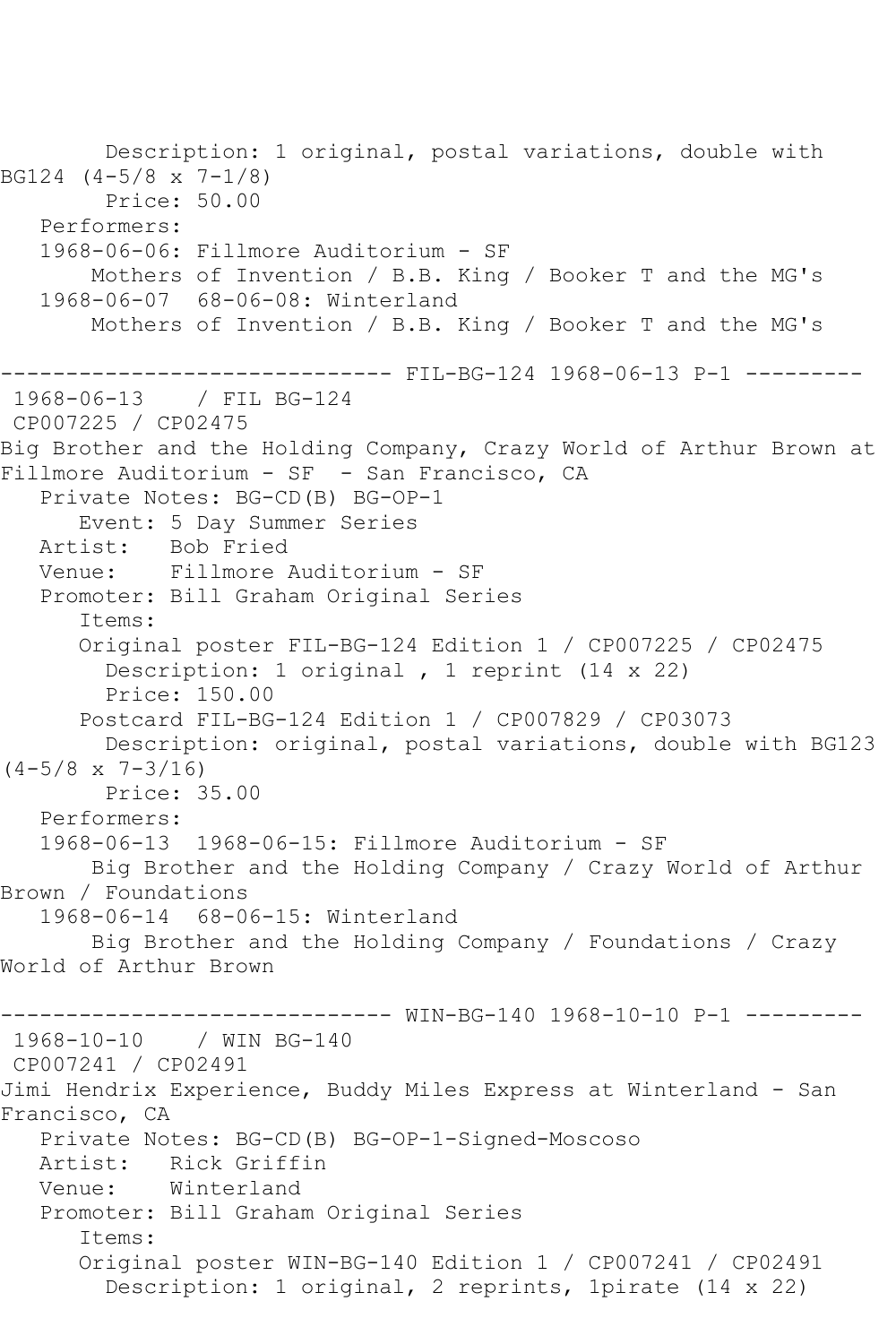Description: 1 original, postal variations, double with BG124 (4-5/8 x 7-1/8)
Price: 50.00
Performers:
1968-06-06: Fillmore Auditorium - SF
Mothers of Invention / B.B. King / Booker T and the MG's
1968-06-07  68-06-08: Winterland
Mothers of Invention / B.B. King / Booker T and the MG's

------------------------------ FIL-BG-124 1968-06-13 P-1 ---------

1968-06-13    / FIL BG-124
CP007225 / CP02475
Big Brother and the Holding Company, Crazy World of Arthur Brown at Fillmore Auditorium - SF  - San Francisco, CA
Private Notes: BG-CD(B) BG-OP-1
Event: 5 Day Summer Series
Artist:   Bob Fried
Venue:    Fillmore Auditorium - SF
Promoter: Bill Graham Original Series
Items:
Original poster FIL-BG-124 Edition 1 / CP007225 / CP02475
Description: 1 original , 1 reprint (14 x 22)
Price: 150.00
Postcard FIL-BG-124 Edition 1 / CP007829 / CP03073
Description: original, postal variations, double with BG123 (4-5/8 x 7-3/16)
Price: 35.00
Performers:
1968-06-13  1968-06-15: Fillmore Auditorium - SF
Big Brother and the Holding Company / Crazy World of Arthur Brown / Foundations
1968-06-14  68-06-15: Winterland
Big Brother and the Holding Company / Foundations / Crazy World of Arthur Brown

------------------------------ WIN-BG-140 1968-10-10 P-1 ---------

1968-10-10    / WIN BG-140
CP007241 / CP02491
Jimi Hendrix Experience, Buddy Miles Express at Winterland - San Francisco, CA
Private Notes: BG-CD(B) BG-OP-1-Signed-Moscoso
Artist:   Rick Griffin
Venue:    Winterland
Promoter: Bill Graham Original Series
Items:
Original poster WIN-BG-140 Edition 1 / CP007241 / CP02491
Description: 1 original, 2 reprints, 1pirate (14 x 22)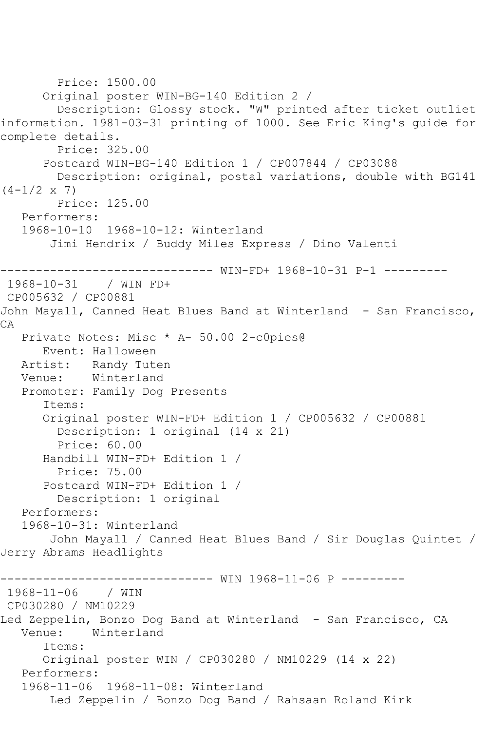```
        Price: 1500.00
      Original poster WIN-BG-140 Edition 2 / 
        Description: Glossy stock. "W" printed after ticket outlet 
information. 1981-03-31 printing of 1000. See Eric King's guide for 
complete details.
        Price: 325.00
      Postcard WIN-BG-140 Edition 1 / CP007844 / CP03088
        Description: original, postal variations, double with BG141 
(4-1/2 x 7)
        Price: 125.00
   Performers:
   1968-10-10  1968-10-12: Winterland
       Jimi Hendrix / Buddy Miles Express / Dino Valenti

------------------------------ WIN-FD+ 1968-10-31 P-1 ---------
 1968-10-31    / WIN FD+
 CP005632 / CP00881
John Mayall, Canned Heat Blues Band at Winterland  - San Francisco, 
CA
   Private Notes: Misc * A- 50.00 2-c0pies@
      Event: Halloween
   Artist:   Randy Tuten
   Venue:    Winterland
   Promoter: Family Dog Presents
      Items:
      Original poster WIN-FD+ Edition 1 / CP005632 / CP00881
        Description: 1 original (14 x 21)
        Price: 60.00
      Handbill WIN-FD+ Edition 1 / 
        Price: 75.00
      Postcard WIN-FD+ Edition 1 / 
        Description: 1 original
   Performers:
   1968-10-31: Winterland
       John Mayall / Canned Heat Blues Band / Sir Douglas Quintet / 
Jerry Abrams Headlights

------------------------------ WIN 1968-11-06 P ---------
 1968-11-06    / WIN
 CP030280 / NM10229
Led Zeppelin, Bonzo Dog Band at Winterland  - San Francisco, CA
   Venue:    Winterland
      Items:
      Original poster WIN / CP030280 / NM10229 (14 x 22)
   Performers:
   1968-11-06  1968-11-08: Winterland
       Led Zeppelin / Bonzo Dog Band / Rahsaan Roland Kirk
```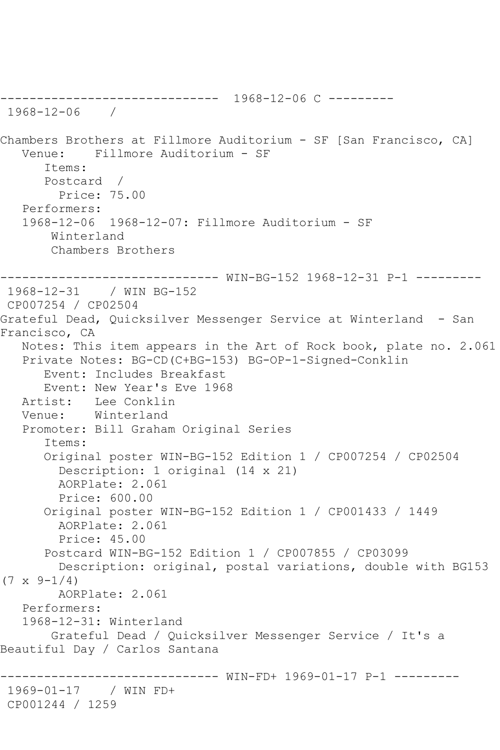------------------------------ 1968-12-06 C ---------
1968-12-06 /

Chambers Brothers at Fillmore Auditorium - SF [San Francisco, CA]
Venue: Fillmore Auditorium - SF
Items:
Postcard /
Price: 75.00
Performers:
1968-12-06 1968-12-07: Fillmore Auditorium - SF
Winterland
Chambers Brothers

------------------------------ WIN-BG-152 1968-12-31 P-1 ---------
1968-12-31 / WIN BG-152
CP007254 / CP02504
Grateful Dead, Quicksilver Messenger Service at Winterland - San Francisco, CA
Notes: This item appears in the Art of Rock book, plate no. 2.061
Private Notes: BG-CD(C+BG-153) BG-OP-1-Signed-Conklin
Event: Includes Breakfast
Event: New Year's Eve 1968
Artist: Lee Conklin
Venue: Winterland
Promoter: Bill Graham Original Series
Items:
Original poster WIN-BG-152 Edition 1 / CP007254 / CP02504
Description: 1 original (14 x 21)
AORPlate: 2.061
Price: 600.00
Original poster WIN-BG-152 Edition 1 / CP001433 / 1449
AORPlate: 2.061
Price: 45.00
Postcard WIN-BG-152 Edition 1 / CP007855 / CP03099
Description: original, postal variations, double with BG153 (7 x 9-1/4)
AORPlate: 2.061
Performers:
1968-12-31: Winterland
Grateful Dead / Quicksilver Messenger Service / It's a Beautiful Day / Carlos Santana

------------------------------ WIN-FD+ 1969-01-17 P-1 ---------
1969-01-17 / WIN FD+
CP001244 / 1259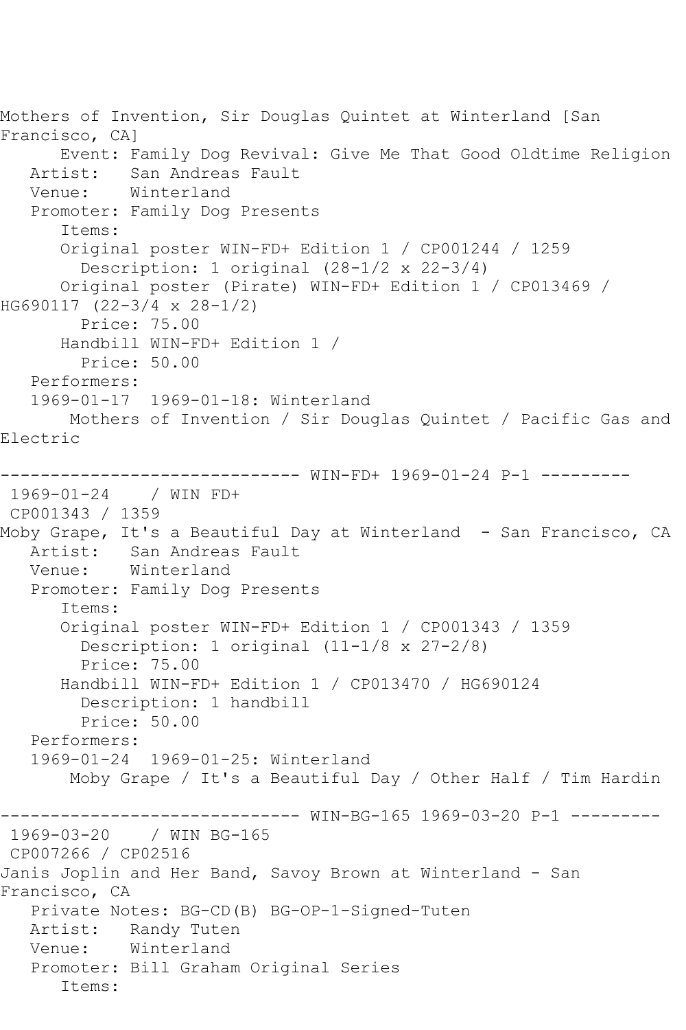Mothers of Invention, Sir Douglas Quintet at Winterland [San Francisco, CA]
Event: Family Dog Revival: Give Me That Good Oldtime Religion
Artist: San Andreas Fault
Venue: Winterland
Promoter: Family Dog Presents
Items:
Original poster WIN-FD+ Edition 1 / CP001244 / 1259
Description: 1 original (28-1/2 x 22-3/4)
Original poster (Pirate) WIN-FD+ Edition 1 / CP013469 / HG690117 (22-3/4 x 28-1/2)
Price: 75.00
Handbill WIN-FD+ Edition 1 /
Price: 50.00
Performers:
1969-01-17 1969-01-18: Winterland
Mothers of Invention / Sir Douglas Quintet / Pacific Gas and Electric

------------------------------ WIN-FD+ 1969-01-24 P-1 ---------
1969-01-24 / WIN FD+
CP001343 / 1359
Moby Grape, It's a Beautiful Day at Winterland - San Francisco, CA
Artist: San Andreas Fault
Venue: Winterland
Promoter: Family Dog Presents
Items:
Original poster WIN-FD+ Edition 1 / CP001343 / 1359
Description: 1 original (11-1/8 x 27-2/8)
Price: 75.00
Handbill WIN-FD+ Edition 1 / CP013470 / HG690124
Description: 1 handbill
Price: 50.00
Performers:
1969-01-24 1969-01-25: Winterland
Moby Grape / It's a Beautiful Day / Other Half / Tim Hardin

------------------------------ WIN-BG-165 1969-03-20 P-1 ---------
1969-03-20 / WIN BG-165
CP007266 / CP02516
Janis Joplin and Her Band, Savoy Brown at Winterland - San Francisco, CA
Private Notes: BG-CD(B) BG-OP-1-Signed-Tuten
Artist: Randy Tuten
Venue: Winterland
Promoter: Bill Graham Original Series
Items: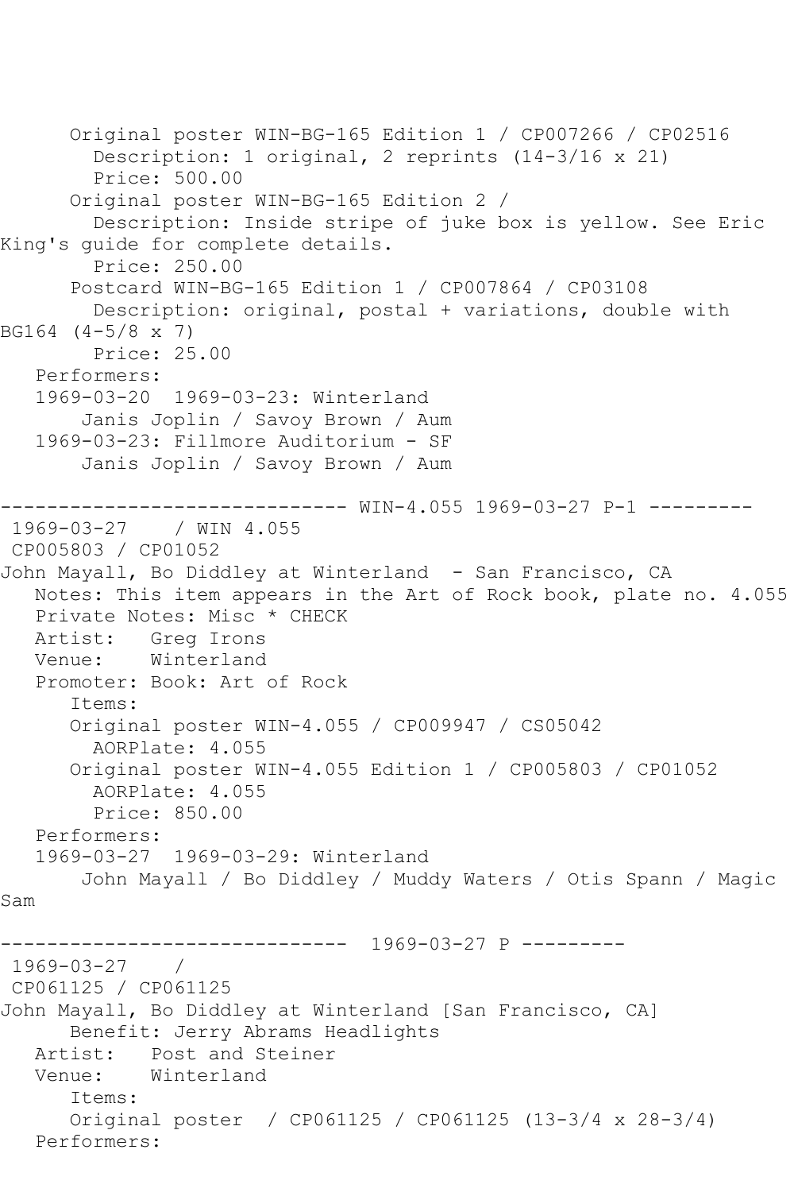Original poster WIN-BG-165 Edition 1 / CP007266 / CP02516
        Description: 1 original, 2 reprints (14-3/16 x 21)
        Price: 500.00
      Original poster WIN-BG-165 Edition 2 /
        Description: Inside stripe of juke box is yellow. See Eric King's guide for complete details.
        Price: 250.00
      Postcard WIN-BG-165 Edition 1 / CP007864 / CP03108
        Description: original, postal + variations, double with BG164 (4-5/8 x 7)
        Price: 25.00
   Performers:
   1969-03-20  1969-03-23: Winterland
       Janis Joplin / Savoy Brown / Aum
   1969-03-23: Fillmore Auditorium - SF
       Janis Joplin / Savoy Brown / Aum

------------------------------ WIN-4.055 1969-03-27 P-1 ---------

1969-03-27    / WIN 4.055
CP005803 / CP01052
John Mayall, Bo Diddley at Winterland  - San Francisco, CA
   Notes: This item appears in the Art of Rock book, plate no. 4.055
   Private Notes: Misc * CHECK
   Artist:   Greg Irons
   Venue:    Winterland
   Promoter: Book: Art of Rock
      Items:
      Original poster WIN-4.055 / CP009947 / CS05042
        AORPlate: 4.055
      Original poster WIN-4.055 Edition 1 / CP005803 / CP01052
        AORPlate: 4.055
        Price: 850.00
   Performers:
   1969-03-27  1969-03-29: Winterland
       John Mayall / Bo Diddley / Muddy Waters / Otis Spann / Magic Sam

------------------------------  1969-03-27 P ---------

1969-03-27    /
CP061125 / CP061125
John Mayall, Bo Diddley at Winterland [San Francisco, CA]
      Benefit: Jerry Abrams Headlights
   Artist:   Post and Steiner
   Venue:    Winterland
      Items:
      Original poster  / CP061125 / CP061125 (13-3/4 x 28-3/4)
   Performers: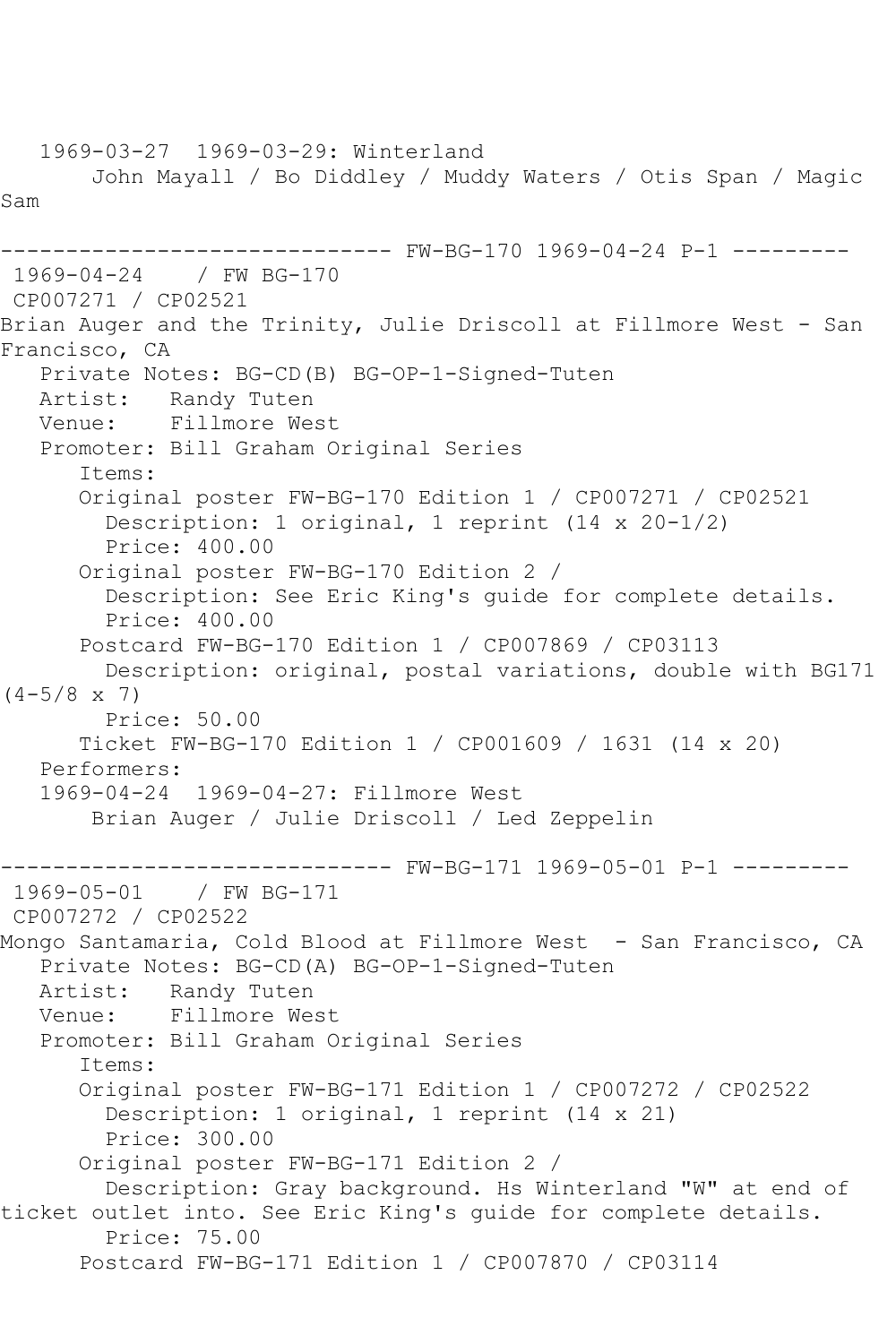1969-03-27  1969-03-29: Winterland
John Mayall / Bo Diddley / Muddy Waters / Otis Span / Magic Sam

------------------------------ FW-BG-170 1969-04-24 P-1 ---------

1969-04-24    / FW BG-170
CP007271 / CP02521
Brian Auger and the Trinity, Julie Driscoll at Fillmore West - San Francisco, CA

Private Notes: BG-CD(B) BG-OP-1-Signed-Tuten
Artist:   Randy Tuten
Venue:    Fillmore West
Promoter: Bill Graham Original Series

Items:

Original poster FW-BG-170 Edition 1 / CP007271 / CP02521
Description: 1 original, 1 reprint (14 x 20-1/2)
Price: 400.00

Original poster FW-BG-170 Edition 2 /
Description: See Eric King's guide for complete details.
Price: 400.00

Postcard FW-BG-170 Edition 1 / CP007869 / CP03113
Description: original, postal variations, double with BG171 (4-5/8 x 7)
Price: 50.00

Ticket FW-BG-170 Edition 1 / CP001609 / 1631 (14 x 20)

Performers:
1969-04-24  1969-04-27: Fillmore West
Brian Auger / Julie Driscoll / Led Zeppelin

------------------------------ FW-BG-171 1969-05-01 P-1 ---------

1969-05-01    / FW BG-171
CP007272 / CP02522
Mongo Santamaria, Cold Blood at Fillmore West  - San Francisco, CA

Private Notes: BG-CD(A) BG-OP-1-Signed-Tuten
Artist:   Randy Tuten
Venue:    Fillmore West
Promoter: Bill Graham Original Series

Items:

Original poster FW-BG-171 Edition 1 / CP007272 / CP02522
Description: 1 original, 1 reprint (14 x 21)
Price: 300.00

Original poster FW-BG-171 Edition 2 /
Description: Gray background. Hs Winterland "W" at end of ticket outlet into. See Eric King's guide for complete details.
Price: 75.00

Postcard FW-BG-171 Edition 1 / CP007870 / CP03114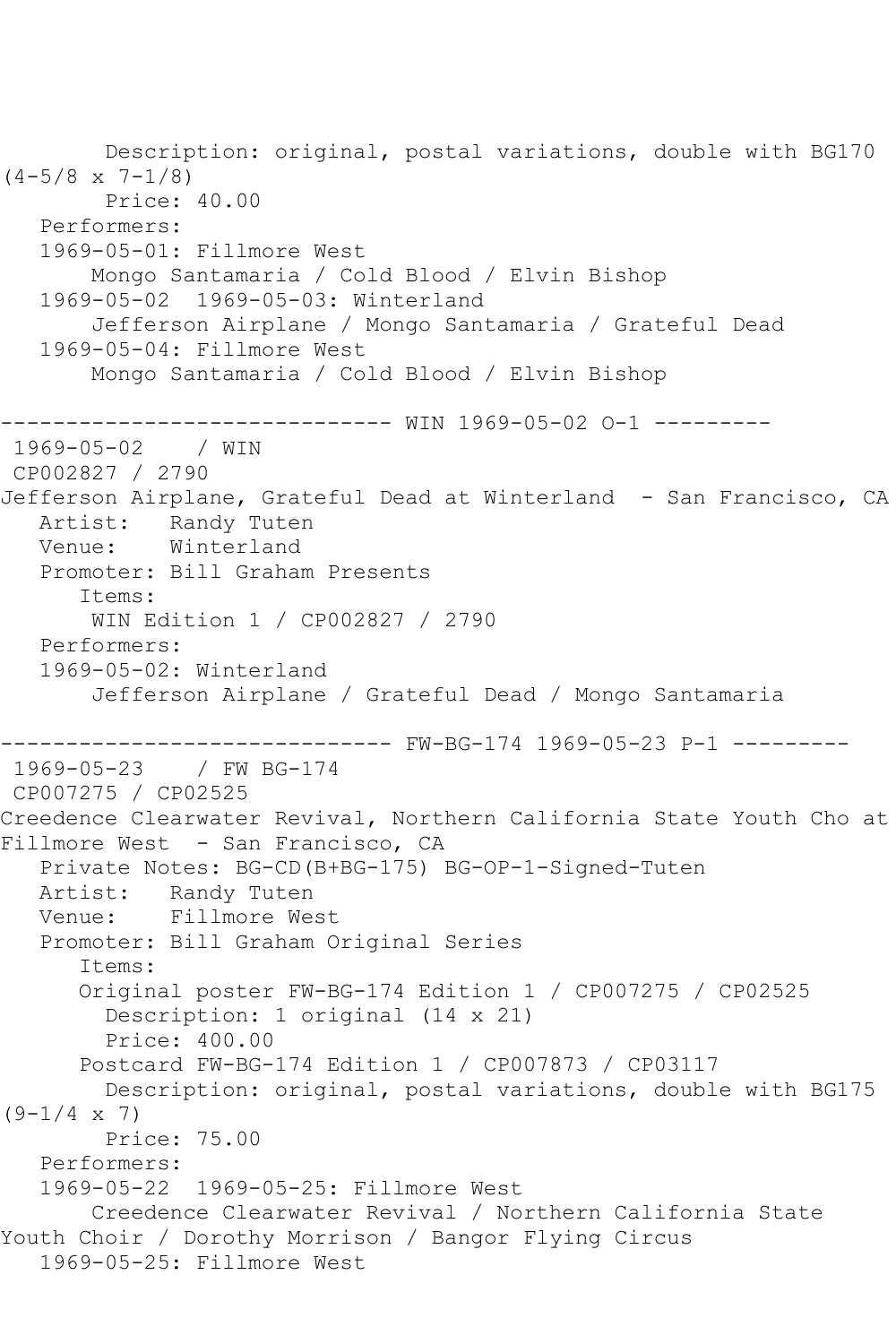Description: original, postal variations, double with BG170 (4-5/8 x 7-1/8)
Price: 40.00
Performers:
1969-05-01: Fillmore West
Mongo Santamaria / Cold Blood / Elvin Bishop
1969-05-02  1969-05-03: Winterland
Jefferson Airplane / Mongo Santamaria / Grateful Dead
1969-05-04: Fillmore West
Mongo Santamaria / Cold Blood / Elvin Bishop

------------------------------ WIN 1969-05-02 O-1 ---------

1969-05-02    / WIN
CP002827 / 2790
Jefferson Airplane, Grateful Dead at Winterland  - San Francisco, CA
Artist:   Randy Tuten
Venue:    Winterland
Promoter: Bill Graham Presents
Items:
WIN Edition 1 / CP002827 / 2790
Performers:
1969-05-02: Winterland
Jefferson Airplane / Grateful Dead / Mongo Santamaria

------------------------------ FW-BG-174 1969-05-23 P-1 ---------

1969-05-23    / FW BG-174
CP007275 / CP02525
Creedence Clearwater Revival, Northern California State Youth Cho at Fillmore West  - San Francisco, CA
Private Notes: BG-CD(B+BG-175) BG-OP-1-Signed-Tuten
Artist:   Randy Tuten
Venue:    Fillmore West
Promoter: Bill Graham Original Series
Items:
Original poster FW-BG-174 Edition 1 / CP007275 / CP02525
Description: 1 original (14 x 21)
Price: 400.00
Postcard FW-BG-174 Edition 1 / CP007873 / CP03117
Description: original, postal variations, double with BG175 (9-1/4 x 7)
Price: 75.00
Performers:
1969-05-22  1969-05-25: Fillmore West
Creedence Clearwater Revival / Northern California State Youth Choir / Dorothy Morrison / Bangor Flying Circus
1969-05-25: Fillmore West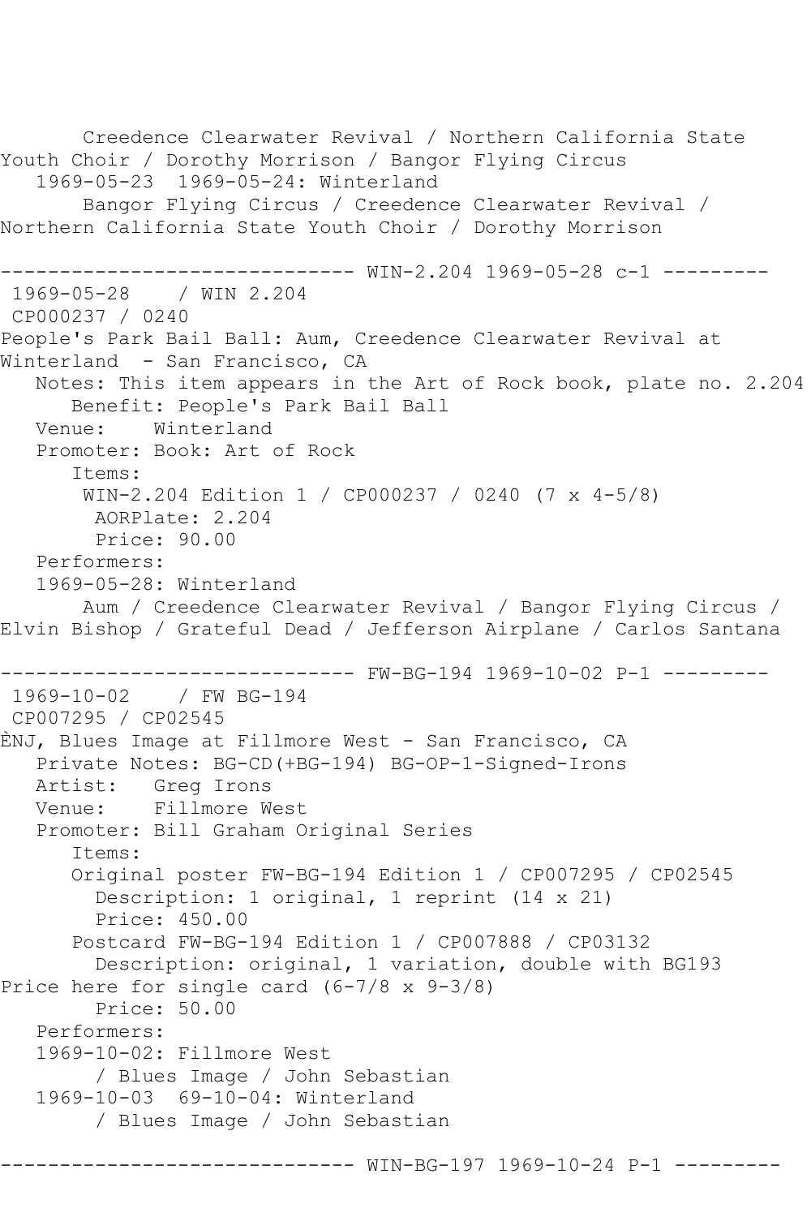Creedence Clearwater Revival / Northern California State Youth Choir / Dorothy Morrison / Bangor Flying Circus
   1969-05-23  1969-05-24: Winterland
       Bangor Flying Circus / Creedence Clearwater Revival / Northern California State Youth Choir / Dorothy Morrison

------------------------------ WIN-2.204 1969-05-28 c-1 ---------
 1969-05-28    / WIN 2.204
 CP000237 / 0240
People's Park Bail Ball: Aum, Creedence Clearwater Revival at Winterland  - San Francisco, CA
   Notes: This item appears in the Art of Rock book, plate no. 2.204
      Benefit: People's Park Bail Ball
   Venue:    Winterland
   Promoter: Book: Art of Rock
      Items:
       WIN-2.204 Edition 1 / CP000237 / 0240 (7 x 4-5/8)
        AORPlate: 2.204
        Price: 90.00
   Performers:
   1969-05-28: Winterland
       Aum / Creedence Clearwater Revival / Bangor Flying Circus / Elvin Bishop / Grateful Dead / Jefferson Airplane / Carlos Santana

------------------------------ FW-BG-194 1969-10-02 P-1 ---------
 1969-10-02    / FW BG-194
 CP007295 / CP02545
ÈNJ, Blues Image at Fillmore West - San Francisco, CA
   Private Notes: BG-CD(+BG-194) BG-OP-1-Signed-Irons
   Artist:   Greg Irons
   Venue:    Fillmore West
   Promoter: Bill Graham Original Series
      Items:
      Original poster FW-BG-194 Edition 1 / CP007295 / CP02545
        Description: 1 original, 1 reprint (14 x 21)
        Price: 450.00
      Postcard FW-BG-194 Edition 1 / CP007888 / CP03132
        Description: original, 1 variation, double with BG193 Price here for single card (6-7/8 x 9-3/8)
        Price: 50.00
   Performers:
   1969-10-02: Fillmore West
        / Blues Image / John Sebastian
   1969-10-03  69-10-04: Winterland
        / Blues Image / John Sebastian

------------------------------ WIN-BG-197 1969-10-24 P-1 ---------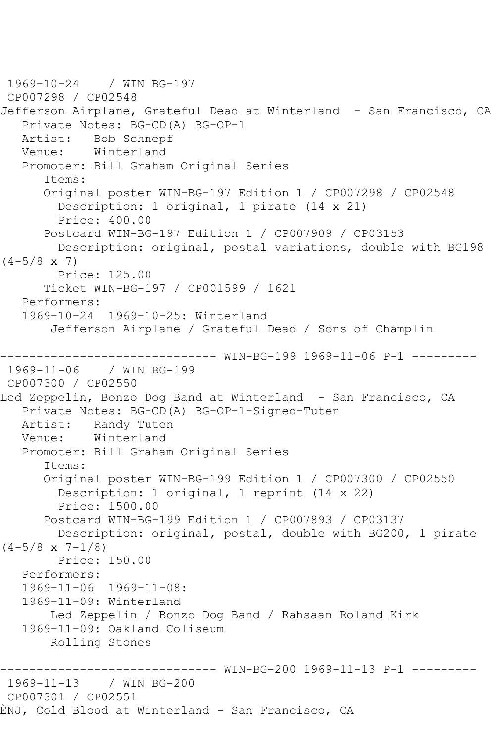1969-10-24 / WIN BG-197
CP007298 / CP02548
Jefferson Airplane, Grateful Dead at Winterland - San Francisco, CA
Private Notes: BG-CD(A) BG-OP-1
Artist: Bob Schnepf
Venue: Winterland
Promoter: Bill Graham Original Series
Items:
Original poster WIN-BG-197 Edition 1 / CP007298 / CP02548
Description: 1 original, 1 pirate (14 x 21)
Price: 400.00
Postcard WIN-BG-197 Edition 1 / CP007909 / CP03153
Description: original, postal variations, double with BG198 (4-5/8 x 7)
Price: 125.00
Ticket WIN-BG-197 / CP001599 / 1621
Performers:
1969-10-24 1969-10-25: Winterland
Jefferson Airplane / Grateful Dead / Sons of Champlin

------------------------------ WIN-BG-199 1969-11-06 P-1 ---------
1969-11-06 / WIN BG-199
CP007300 / CP02550
Led Zeppelin, Bonzo Dog Band at Winterland - San Francisco, CA
Private Notes: BG-CD(A) BG-OP-1-Signed-Tuten
Artist: Randy Tuten
Venue: Winterland
Promoter: Bill Graham Original Series
Items:
Original poster WIN-BG-199 Edition 1 / CP007300 / CP02550
Description: 1 original, 1 reprint (14 x 22)
Price: 1500.00
Postcard WIN-BG-199 Edition 1 / CP007893 / CP03137
Description: original, postal, double with BG200, 1 pirate (4-5/8 x 7-1/8)
Price: 150.00
Performers:
1969-11-06 1969-11-08:
1969-11-09: Winterland
Led Zeppelin / Bonzo Dog Band / Rahsaan Roland Kirk
1969-11-09: Oakland Coliseum
Rolling Stones

------------------------------ WIN-BG-200 1969-11-13 P-1 ---------
1969-11-13 / WIN BG-200
CP007301 / CP02551
ÈNJ, Cold Blood at Winterland - San Francisco, CA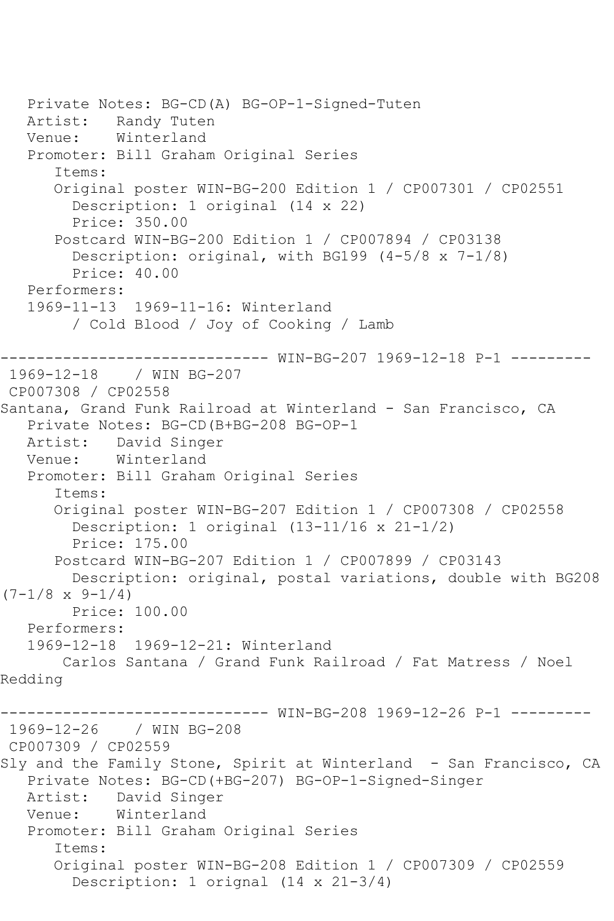```
   Private Notes: BG-CD(A) BG-OP-1-Signed-Tuten
   Artist:   Randy Tuten
   Venue:    Winterland
   Promoter: Bill Graham Original Series
      Items:
      Original poster WIN-BG-200 Edition 1 / CP007301 / CP02551
        Description: 1 original (14 x 22)
        Price: 350.00
      Postcard WIN-BG-200 Edition 1 / CP007894 / CP03138
        Description: original, with BG199 (4-5/8 x 7-1/8)
        Price: 40.00
   Performers:
   1969-11-13  1969-11-16: Winterland
        / Cold Blood / Joy of Cooking / Lamb

------------------------------ WIN-BG-207 1969-12-18 P-1 ---------
 1969-12-18    / WIN BG-207
 CP007308 / CP02558
Santana, Grand Funk Railroad at Winterland - San Francisco, CA
   Private Notes: BG-CD(B+BG-208 BG-OP-1
   Artist:   David Singer
   Venue:    Winterland
   Promoter: Bill Graham Original Series
      Items:
      Original poster WIN-BG-207 Edition 1 / CP007308 / CP02558
        Description: 1 original (13-11/16 x 21-1/2)
        Price: 175.00
      Postcard WIN-BG-207 Edition 1 / CP007899 / CP03143
        Description: original, postal variations, double with BG208
(7-1/8 x 9-1/4)
        Price: 100.00
   Performers:
   1969-12-18  1969-12-21: Winterland
       Carlos Santana / Grand Funk Railroad / Fat Matress / Noel
Redding

------------------------------ WIN-BG-208 1969-12-26 P-1 ---------
 1969-12-26    / WIN BG-208
 CP007309 / CP02559
Sly and the Family Stone, Spirit at Winterland  - San Francisco, CA
   Private Notes: BG-CD(+BG-207) BG-OP-1-Signed-Singer
   Artist:   David Singer
   Venue:    Winterland
   Promoter: Bill Graham Original Series
      Items:
      Original poster WIN-BG-208 Edition 1 / CP007309 / CP02559
        Description: 1 orignal (14 x 21-3/4)
```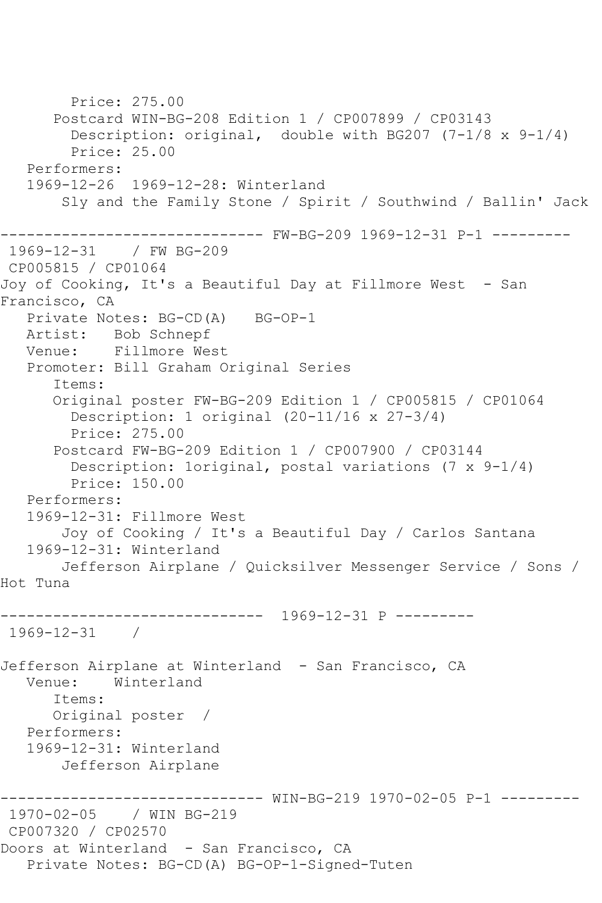Price: 275.00
      Postcard WIN-BG-208 Edition 1 / CP007899 / CP03143
        Description: original,  double with BG207 (7-1/8 x 9-1/4)
        Price: 25.00
   Performers:
   1969-12-26  1969-12-28: Winterland
       Sly and the Family Stone / Spirit / Southwind / Ballin' Jack

------------------------------ FW-BG-209 1969-12-31 P-1 ---------
 1969-12-31    / FW BG-209
 CP005815 / CP01064
Joy of Cooking, It's a Beautiful Day at Fillmore West  - San Francisco, CA
   Private Notes: BG-CD(A)   BG-OP-1
   Artist:   Bob Schnepf
   Venue:    Fillmore West
   Promoter: Bill Graham Original Series
      Items:
      Original poster FW-BG-209 Edition 1 / CP005815 / CP01064
        Description: 1 original (20-11/16 x 27-3/4)
        Price: 275.00
      Postcard FW-BG-209 Edition 1 / CP007900 / CP03144
        Description: 1original, postal variations (7 x 9-1/4)
        Price: 150.00
   Performers:
   1969-12-31: Fillmore West
       Joy of Cooking / It's a Beautiful Day / Carlos Santana
   1969-12-31: Winterland
       Jefferson Airplane / Quicksilver Messenger Service / Sons / Hot Tuna

------------------------------  1969-12-31 P ---------
 1969-12-31    /

Jefferson Airplane at Winterland  - San Francisco, CA
   Venue:    Winterland
      Items:
      Original poster  /
   Performers:
   1969-12-31: Winterland
       Jefferson Airplane

------------------------------ WIN-BG-219 1970-02-05 P-1 ---------
 1970-02-05    / WIN BG-219
 CP007320 / CP02570
Doors at Winterland  - San Francisco, CA
   Private Notes: BG-CD(A) BG-OP-1-Signed-Tuten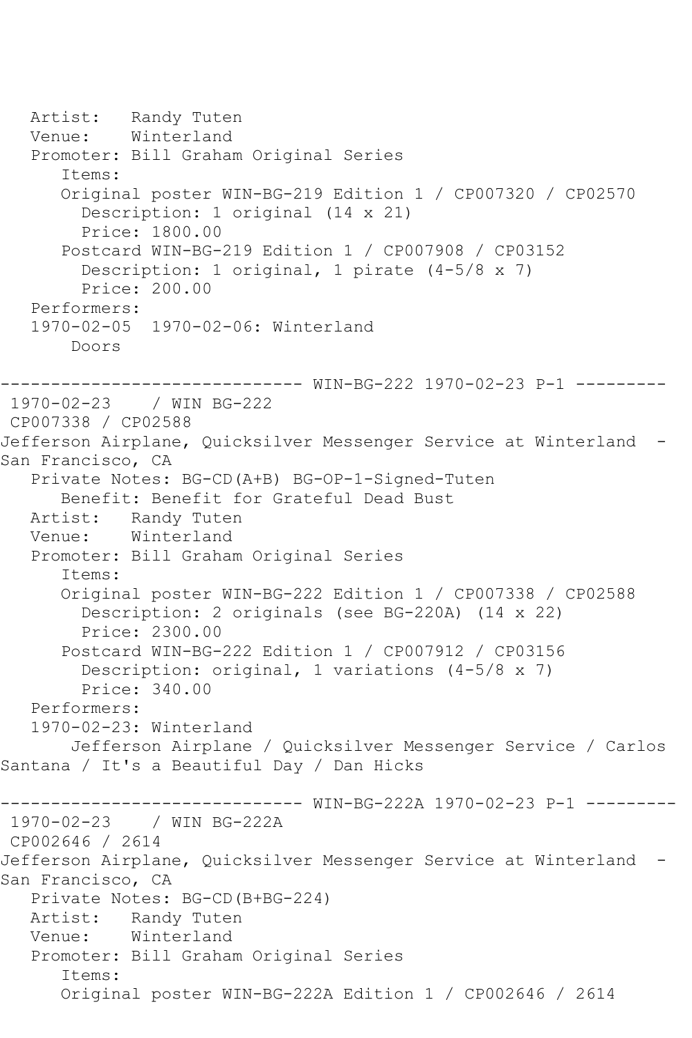```
   Artist:   Randy Tuten
   Venue:    Winterland
   Promoter: Bill Graham Original Series
      Items:
      Original poster WIN-BG-219 Edition 1 / CP007320 / CP02570
        Description: 1 original (14 x 21)
        Price: 1800.00
      Postcard WIN-BG-219 Edition 1 / CP007908 / CP03152
        Description: 1 original, 1 pirate (4-5/8 x 7)
        Price: 200.00
   Performers:
   1970-02-05  1970-02-06: Winterland
       Doors

------------------------------ WIN-BG-222 1970-02-23 P-1 ---------
 1970-02-23    / WIN BG-222
 CP007338 / CP02588
Jefferson Airplane, Quicksilver Messenger Service at Winterland  -
San Francisco, CA
   Private Notes: BG-CD(A+B) BG-OP-1-Signed-Tuten
      Benefit: Benefit for Grateful Dead Bust
   Artist:   Randy Tuten
   Venue:    Winterland
   Promoter: Bill Graham Original Series
      Items:
      Original poster WIN-BG-222 Edition 1 / CP007338 / CP02588
        Description: 2 originals (see BG-220A) (14 x 22)
        Price: 2300.00
      Postcard WIN-BG-222 Edition 1 / CP007912 / CP03156
        Description: original, 1 variations (4-5/8 x 7)
        Price: 340.00
   Performers:
   1970-02-23: Winterland
       Jefferson Airplane / Quicksilver Messenger Service / Carlos
Santana / It's a Beautiful Day / Dan Hicks

------------------------------ WIN-BG-222A 1970-02-23 P-1 ---------
 1970-02-23    / WIN BG-222A
 CP002646 / 2614
Jefferson Airplane, Quicksilver Messenger Service at Winterland  -
San Francisco, CA
   Private Notes: BG-CD(B+BG-224)
   Artist:   Randy Tuten
   Venue:    Winterland
   Promoter: Bill Graham Original Series
      Items:
      Original poster WIN-BG-222A Edition 1 / CP002646 / 2614
```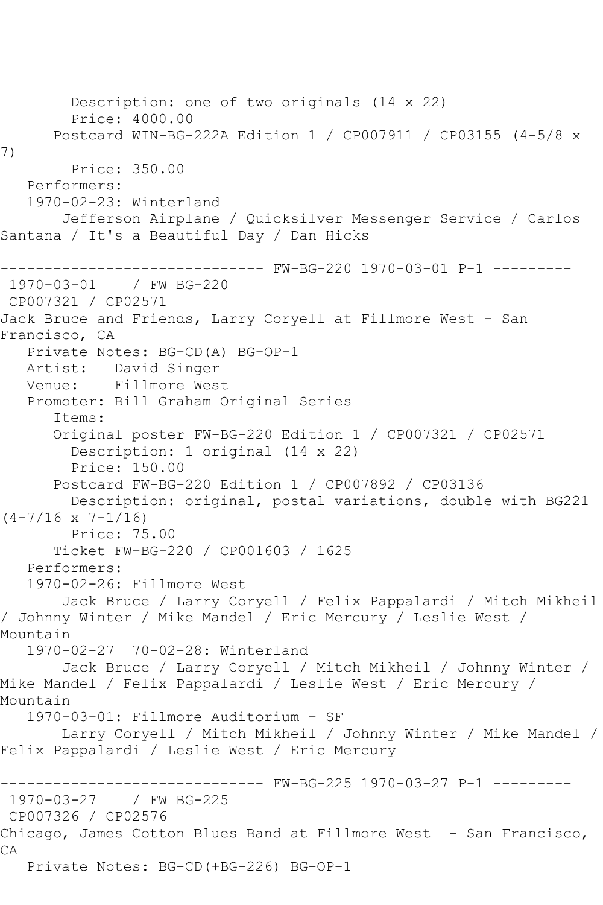Description: one of two originals (14 x 22)
Price: 4000.00
Postcard WIN-BG-222A Edition 1 / CP007911 / CP03155 (4-5/8 x 7)
Price: 350.00
Performers:
1970-02-23: Winterland
Jefferson Airplane / Quicksilver Messenger Service / Carlos Santana / It's a Beautiful Day / Dan Hicks

------------------------------ FW-BG-220 1970-03-01 P-1 ---------

1970-03-01 / FW BG-220
CP007321 / CP02571
Jack Bruce and Friends, Larry Coryell at Fillmore West - San Francisco, CA
Private Notes: BG-CD(A) BG-OP-1
Artist: David Singer
Venue: Fillmore West
Promoter: Bill Graham Original Series
Items:
Original poster FW-BG-220 Edition 1 / CP007321 / CP02571
Description: 1 original (14 x 22)
Price: 150.00
Postcard FW-BG-220 Edition 1 / CP007892 / CP03136
Description: original, postal variations, double with BG221 (4-7/16 x 7-1/16)
Price: 75.00
Ticket FW-BG-220 / CP001603 / 1625
Performers:
1970-02-26: Fillmore West
Jack Bruce / Larry Coryell / Felix Pappalardi / Mitch Mikheil / Johnny Winter / Mike Mandel / Eric Mercury / Leslie West / Mountain
1970-02-27 70-02-28: Winterland
Jack Bruce / Larry Coryell / Mitch Mikheil / Johnny Winter / Mike Mandel / Felix Pappalardi / Leslie West / Eric Mercury / Mountain
1970-03-01: Fillmore Auditorium - SF
Larry Coryell / Mitch Mikheil / Johnny Winter / Mike Mandel / Felix Pappalardi / Leslie West / Eric Mercury

------------------------------ FW-BG-225 1970-03-27 P-1 ---------

1970-03-27 / FW BG-225
CP007326 / CP02576
Chicago, James Cotton Blues Band at Fillmore West - San Francisco, CA
Private Notes: BG-CD(+BG-226) BG-OP-1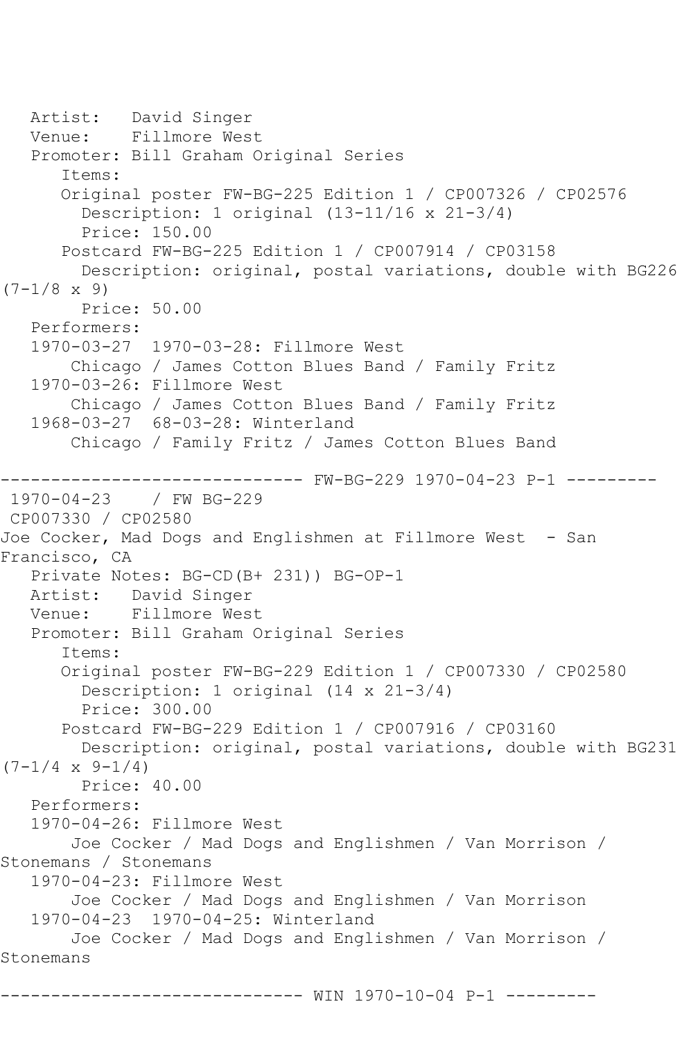Artist: David Singer
Venue: Fillmore West
Promoter: Bill Graham Original Series
Items:
Original poster FW-BG-225 Edition 1 / CP007326 / CP02576
Description: 1 original (13-11/16 x 21-3/4)
Price: 150.00
Postcard FW-BG-225 Edition 1 / CP007914 / CP03158
Description: original, postal variations, double with BG226 (7-1/8 x 9)
Price: 50.00
Performers:
1970-03-27 1970-03-28: Fillmore West
Chicago / James Cotton Blues Band / Family Fritz
1970-03-26: Fillmore West
Chicago / James Cotton Blues Band / Family Fritz
1968-03-27 68-03-28: Winterland
Chicago / Family Fritz / James Cotton Blues Band

------------------------------ FW-BG-229 1970-04-23 P-1 ---------

1970-04-23 / FW BG-229
CP007330 / CP02580
Joe Cocker, Mad Dogs and Englishmen at Fillmore West - San Francisco, CA
Private Notes: BG-CD(B+ 231)) BG-OP-1
Artist: David Singer
Venue: Fillmore West
Promoter: Bill Graham Original Series
Items:
Original poster FW-BG-229 Edition 1 / CP007330 / CP02580
Description: 1 original (14 x 21-3/4)
Price: 300.00
Postcard FW-BG-229 Edition 1 / CP007916 / CP03160
Description: original, postal variations, double with BG231 (7-1/4 x 9-1/4)
Price: 40.00
Performers:
1970-04-26: Fillmore West
Joe Cocker / Mad Dogs and Englishmen / Van Morrison / Stonemans / Stonemans
1970-04-23: Fillmore West
Joe Cocker / Mad Dogs and Englishmen / Van Morrison
1970-04-23 1970-04-25: Winterland
Joe Cocker / Mad Dogs and Englishmen / Van Morrison / Stonemans

------------------------------ WIN 1970-10-04 P-1 ---------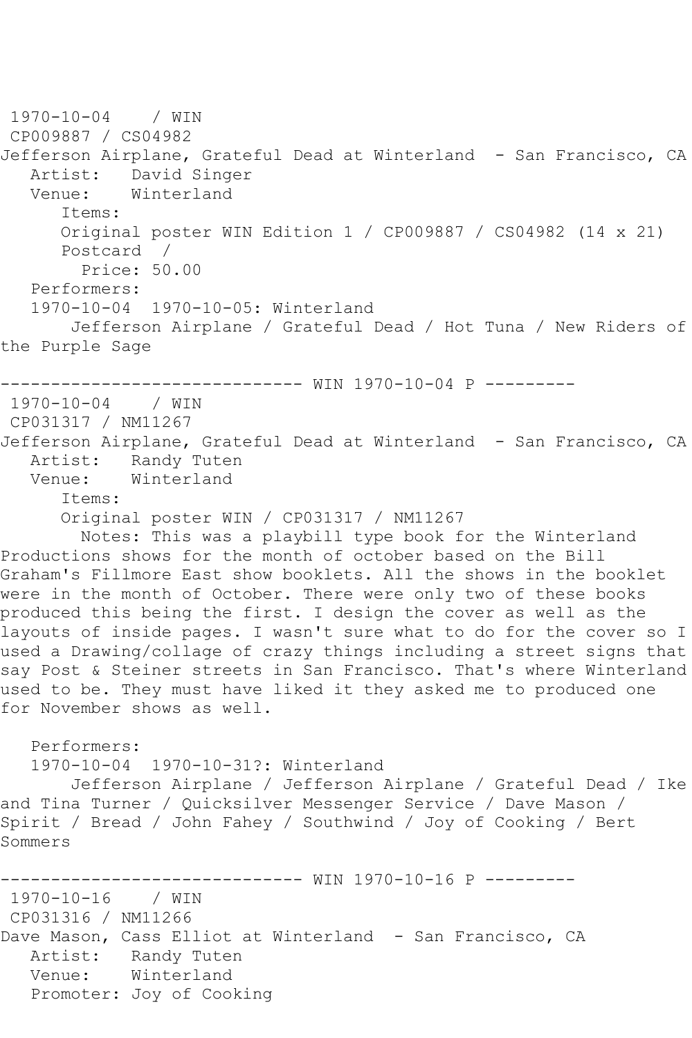1970-10-04 / WIN
CP009887 / CS04982
Jefferson Airplane, Grateful Dead at Winterland - San Francisco, CA
Artist: David Singer
Venue: Winterland
Items:
Original poster WIN Edition 1 / CP009887 / CS04982 (14 x 21)
Postcard /
Price: 50.00
Performers:
1970-10-04 1970-10-05: Winterland
Jefferson Airplane / Grateful Dead / Hot Tuna / New Riders of the Purple Sage

------------------------------ WIN 1970-10-04 P ---------

1970-10-04 / WIN
CP031317 / NM11267
Jefferson Airplane, Grateful Dead at Winterland - San Francisco, CA
Artist: Randy Tuten
Venue: Winterland
Items:
Original poster WIN / CP031317 / NM11267
Notes: This was a playbill type book for the Winterland Productions shows for the month of october based on the Bill Graham's Fillmore East show booklets. All the shows in the booklet were in the month of October. There were only two of these books produced this being the first. I design the cover as well as the layouts of inside pages. I wasn't sure what to do for the cover so I used a Drawing/collage of crazy things including a street signs that say Post & Steiner streets in San Francisco. That's where Winterland used to be. They must have liked it they asked me to produced one for November shows as well.

Performers:
1970-10-04 1970-10-31?: Winterland
Jefferson Airplane / Jefferson Airplane / Grateful Dead / Ike and Tina Turner / Quicksilver Messenger Service / Dave Mason / Spirit / Bread / John Fahey / Southwind / Joy of Cooking / Bert Sommers

------------------------------ WIN 1970-10-16 P ---------

1970-10-16 / WIN
CP031316 / NM11266
Dave Mason, Cass Elliot at Winterland - San Francisco, CA
Artist: Randy Tuten
Venue: Winterland
Promoter: Joy of Cooking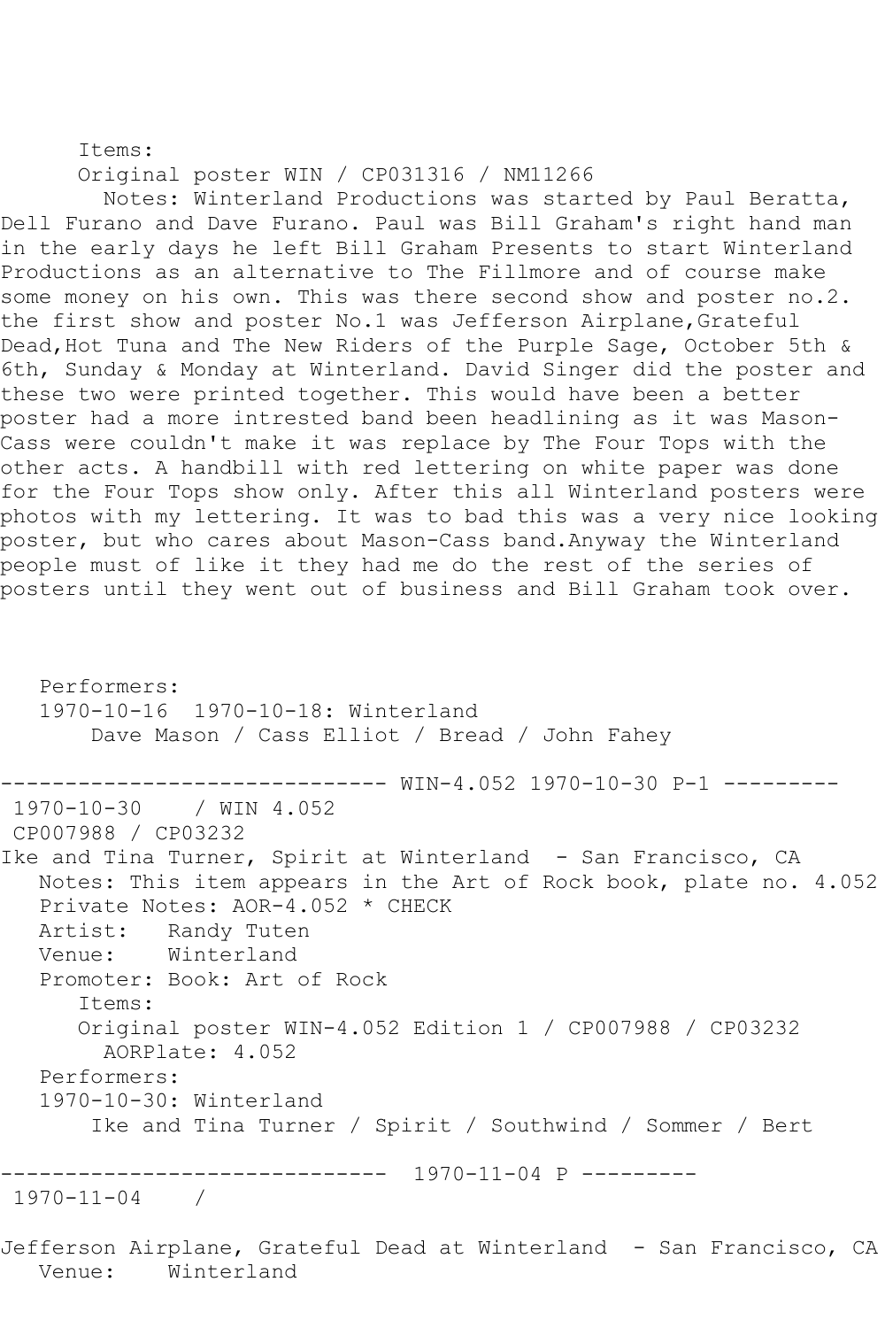Items:
Original poster WIN / CP031316 / NM11266
Notes: Winterland Productions was started by Paul Beratta, Dell Furano and Dave Furano. Paul was Bill Graham's right hand man in the early days he left Bill Graham Presents to start Winterland Productions as an alternative to The Fillmore and of course make some money on his own. This was there second show and poster no.2. the first show and poster No.1 was Jefferson Airplane,Grateful Dead,Hot Tuna and The New Riders of the Purple Sage, October 5th & 6th, Sunday & Monday at Winterland. David Singer did the poster and these two were printed together. This would have been a better poster had a more intrested band been headlining as it was Mason-Cass were couldn't make it was replace by The Four Tops with the other acts. A handbill with red lettering on white paper was done for the Four Tops show only. After this all Winterland posters were photos with my lettering. It was to bad this was a very nice looking poster, but who cares about Mason-Cass band.Anyway the Winterland people must of like it they had me do the rest of the series of posters until they went out of business and Bill Graham took over.

Performers:
1970-10-16 1970-10-18: Winterland
Dave Mason / Cass Elliot / Bread / John Fahey

------------------------------ WIN-4.052 1970-10-30 P-1 ---------

1970-10-30 / WIN 4.052
CP007988 / CP03232

Ike and Tina Turner, Spirit at Winterland - San Francisco, CA

Notes: This item appears in the Art of Rock book, plate no. 4.052
Private Notes: AOR-4.052 * CHECK
Artist: Randy Tuten
Venue: Winterland
Promoter: Book: Art of Rock
Items:
Original poster WIN-4.052 Edition 1 / CP007988 / CP03232
AORPlate: 4.052
Performers:
1970-10-30: Winterland
Ike and Tina Turner / Spirit / Southwind / Sommer / Bert

------------------------------ 1970-11-04 P ---------

1970-11-04 /

Jefferson Airplane, Grateful Dead at Winterland - San Francisco, CA

Venue: Winterland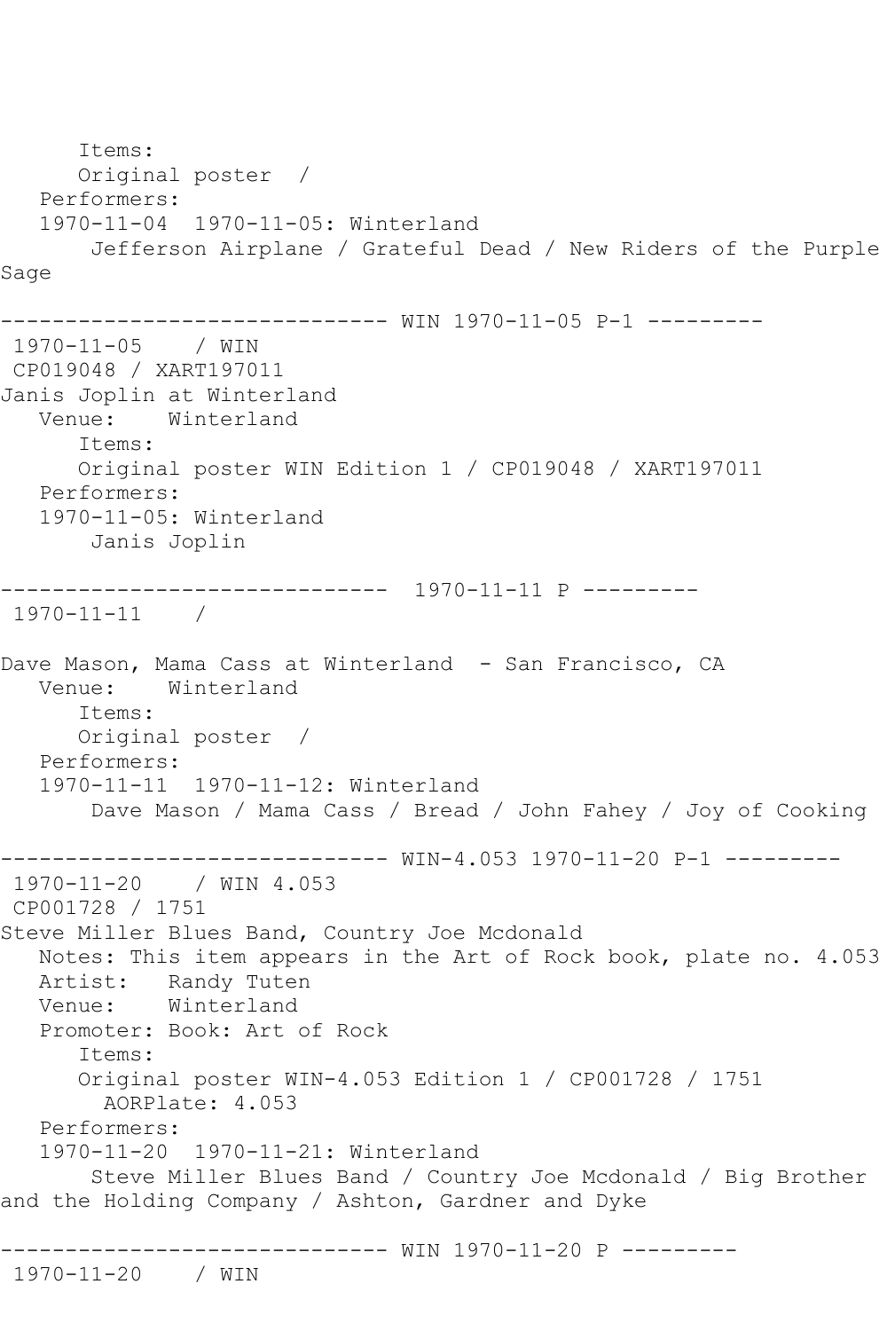```
      Items:
      Original poster  /
   Performers:
   1970-11-04  1970-11-05: Winterland
       Jefferson Airplane / Grateful Dead / New Riders of the Purple
Sage

------------------------------ WIN 1970-11-05 P-1 ---------
 1970-11-05    / WIN
 CP019048 / XART197011
Janis Joplin at Winterland
   Venue:    Winterland
      Items:
      Original poster WIN Edition 1 / CP019048 / XART197011
   Performers:
   1970-11-05: Winterland
       Janis Joplin

------------------------------  1970-11-11 P ---------
 1970-11-11    /

Dave Mason, Mama Cass at Winterland  - San Francisco, CA
   Venue:    Winterland
      Items:
      Original poster  /
   Performers:
   1970-11-11  1970-11-12: Winterland
       Dave Mason / Mama Cass / Bread / John Fahey / Joy of Cooking

------------------------------ WIN-4.053 1970-11-20 P-1 ---------
 1970-11-20    / WIN 4.053
 CP001728 / 1751
Steve Miller Blues Band, Country Joe Mcdonald
   Notes: This item appears in the Art of Rock book, plate no. 4.053
   Artist:   Randy Tuten
   Venue:    Winterland
   Promoter: Book: Art of Rock
      Items:
      Original poster WIN-4.053 Edition 1 / CP001728 / 1751
        AORPlate: 4.053
   Performers:
   1970-11-20  1970-11-21: Winterland
       Steve Miller Blues Band / Country Joe Mcdonald / Big Brother
and the Holding Company / Ashton, Gardner and Dyke

------------------------------ WIN 1970-11-20 P ---------
 1970-11-20    / WIN
```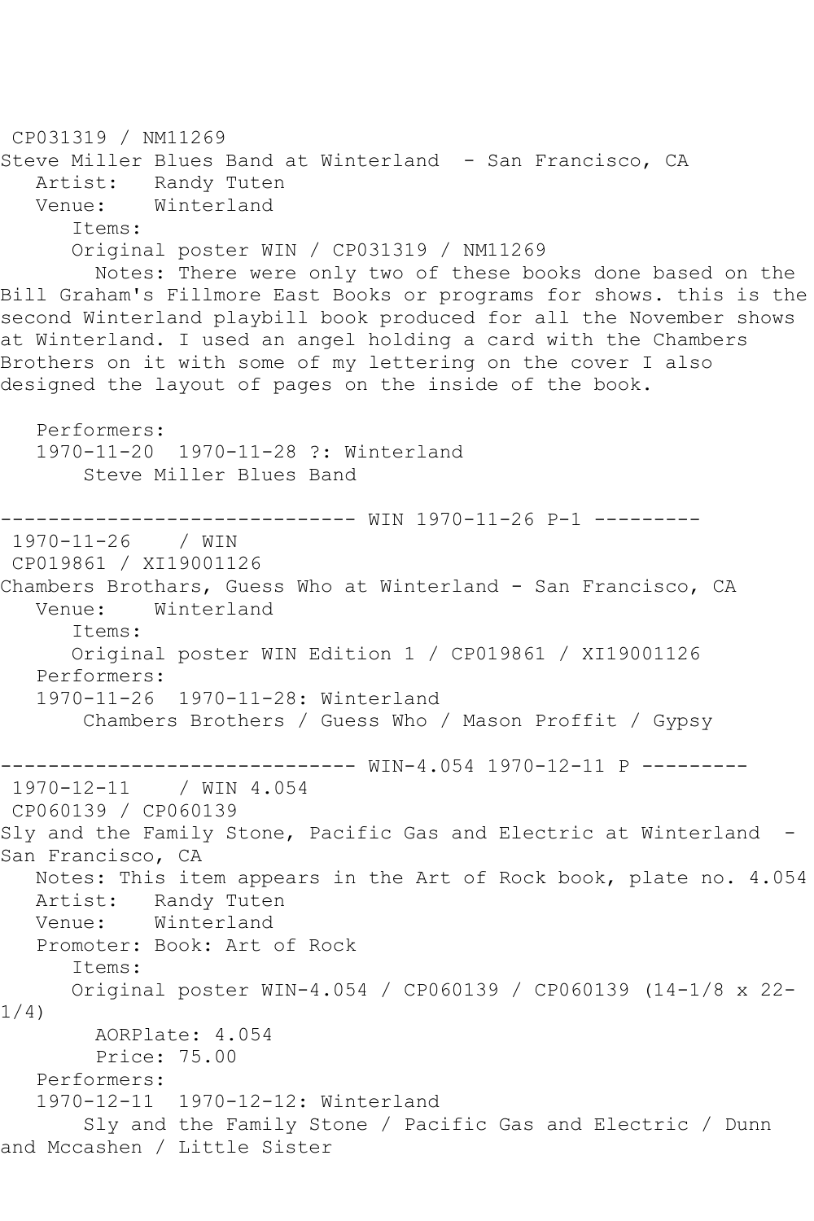CP031319 / NM11269
Steve Miller Blues Band at Winterland - San Francisco, CA
Artist: Randy Tuten
Venue: Winterland
Items:
Original poster WIN / CP031319 / NM11269
Notes: There were only two of these books done based on the Bill Graham's Fillmore East Books or programs for shows. this is the second Winterland playbill book produced for all the November shows at Winterland. I used an angel holding a card with the Chambers Brothers on it with some of my lettering on the cover I also designed the layout of pages on the inside of the book.

Performers:
1970-11-20 1970-11-28 ?: Winterland
Steve Miller Blues Band

------------------------------ WIN 1970-11-26 P-1 ---------
1970-11-26 / WIN
CP019861 / XI19001126
Chambers Brothars, Guess Who at Winterland - San Francisco, CA
Venue: Winterland
Items:
Original poster WIN Edition 1 / CP019861 / XI19001126
Performers:
1970-11-26 1970-11-28: Winterland
Chambers Brothers / Guess Who / Mason Proffit / Gypsy

------------------------------ WIN-4.054 1970-12-11 P ---------
1970-12-11 / WIN 4.054
CP060139 / CP060139
Sly and the Family Stone, Pacific Gas and Electric at Winterland - San Francisco, CA
Notes: This item appears in the Art of Rock book, plate no. 4.054
Artist: Randy Tuten
Venue: Winterland
Promoter: Book: Art of Rock
Items:
Original poster WIN-4.054 / CP060139 / CP060139 (14-1/8 x 22-1/4)
AORPlate: 4.054
Price: 75.00
Performers:
1970-12-11 1970-12-12: Winterland
Sly and the Family Stone / Pacific Gas and Electric / Dunn and Mccashen / Little Sister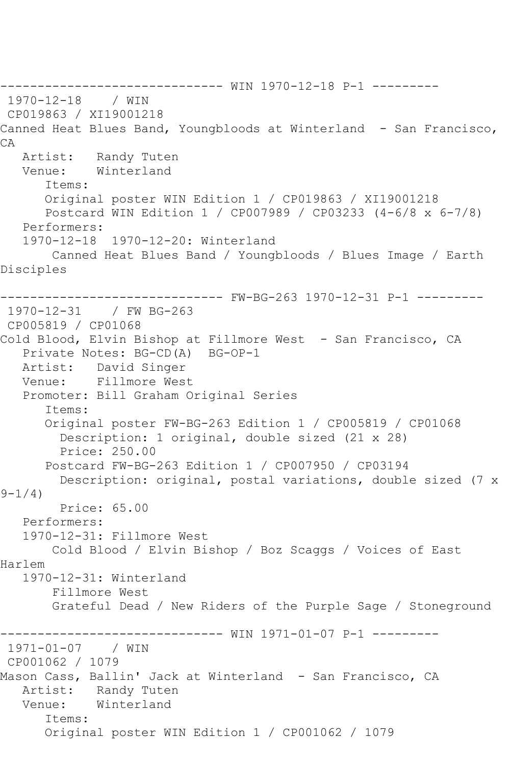------------------------------ WIN 1970-12-18 P-1 ---------
1970-12-18 / WIN
CP019863 / XI19001218
Canned Heat Blues Band, Youngbloods at Winterland - San Francisco, CA
   Artist: Randy Tuten
   Venue: Winterland
      Items:
      Original poster WIN Edition 1 / CP019863 / XI19001218
      Postcard WIN Edition 1 / CP007989 / CP03233 (4-6/8 x 6-7/8)
   Performers:
   1970-12-18 1970-12-20: Winterland
      Canned Heat Blues Band / Youngbloods / Blues Image / Earth Disciples

------------------------------ FW-BG-263 1970-12-31 P-1 ---------
1970-12-31 / FW BG-263
CP005819 / CP01068
Cold Blood, Elvin Bishop at Fillmore West - San Francisco, CA
   Private Notes: BG-CD(A) BG-OP-1
   Artist: David Singer
   Venue: Fillmore West
   Promoter: Bill Graham Original Series
      Items:
      Original poster FW-BG-263 Edition 1 / CP005819 / CP01068
        Description: 1 original, double sized (21 x 28)
        Price: 250.00
      Postcard FW-BG-263 Edition 1 / CP007950 / CP03194
        Description: original, postal variations, double sized (7 x 9-1/4)
        Price: 65.00
   Performers:
   1970-12-31: Fillmore West
      Cold Blood / Elvin Bishop / Boz Scaggs / Voices of East Harlem
   1970-12-31: Winterland
      Fillmore West
      Grateful Dead / New Riders of the Purple Sage / Stoneground

------------------------------ WIN 1971-01-07 P-1 ---------
1971-01-07 / WIN
CP001062 / 1079
Mason Cass, Ballin' Jack at Winterland - San Francisco, CA
   Artist: Randy Tuten
   Venue: Winterland
      Items:
      Original poster WIN Edition 1 / CP001062 / 1079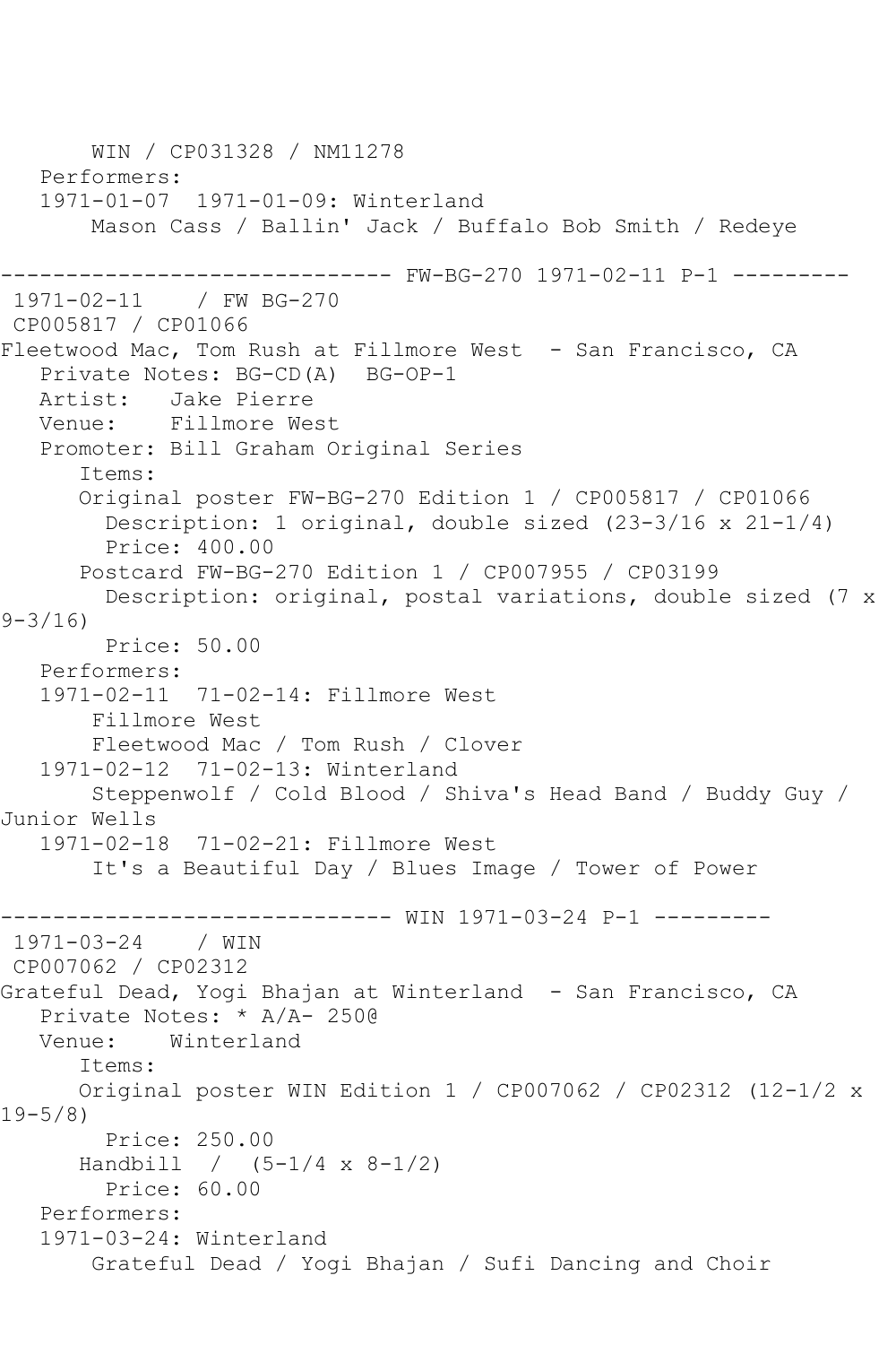WIN / CP031328 / NM11278
Performers:
1971-01-07 1971-01-09: Winterland
Mason Cass / Ballin' Jack / Buffalo Bob Smith / Redeye

------------------------------ FW-BG-270 1971-02-11 P-1 ---------

1971-02-11 / FW BG-270
CP005817 / CP01066
Fleetwood Mac, Tom Rush at Fillmore West - San Francisco, CA
Private Notes: BG-CD(A) BG-OP-1
Artist: Jake Pierre
Venue: Fillmore West
Promoter: Bill Graham Original Series
Items:
Original poster FW-BG-270 Edition 1 / CP005817 / CP01066
Description: 1 original, double sized (23-3/16 x 21-1/4)
Price: 400.00
Postcard FW-BG-270 Edition 1 / CP007955 / CP03199
Description: original, postal variations, double sized (7 x 9-3/16)
Price: 50.00
Performers:
1971-02-11 71-02-14: Fillmore West
Fillmore West
Fleetwood Mac / Tom Rush / Clover
1971-02-12 71-02-13: Winterland
Steppenwolf / Cold Blood / Shiva's Head Band / Buddy Guy / Junior Wells
1971-02-18 71-02-21: Fillmore West
It's a Beautiful Day / Blues Image / Tower of Power

------------------------------ WIN 1971-03-24 P-1 ---------

1971-03-24 / WIN
CP007062 / CP02312
Grateful Dead, Yogi Bhajan at Winterland - San Francisco, CA
Private Notes: * A/A- 250@
Venue: Winterland
Items:
Original poster WIN Edition 1 / CP007062 / CP02312 (12-1/2 x 19-5/8)
Price: 250.00
Handbill / (5-1/4 x 8-1/2)
Price: 60.00
Performers:
1971-03-24: Winterland
Grateful Dead / Yogi Bhajan / Sufi Dancing and Choir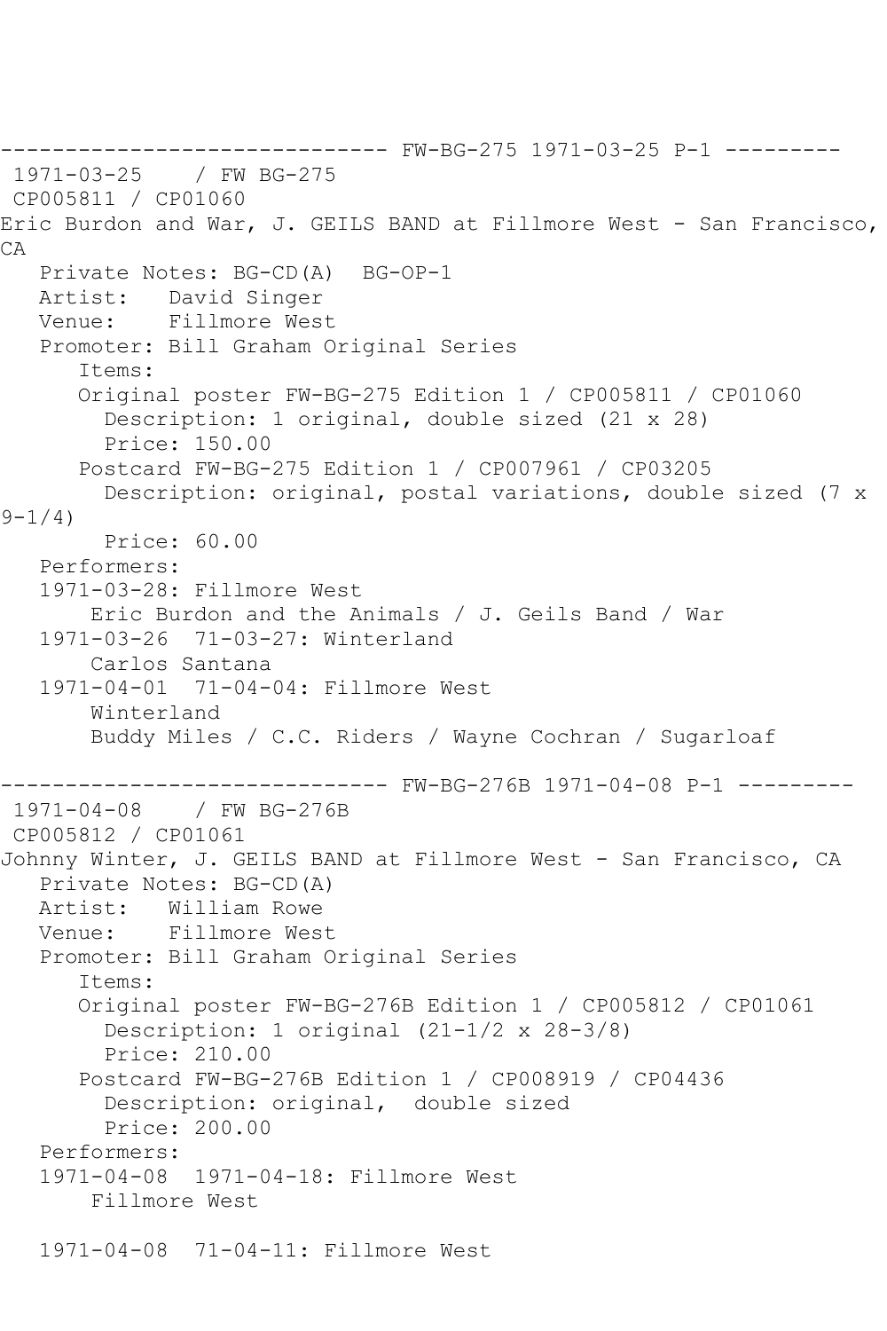------------------------------ FW-BG-275 1971-03-25 P-1 ---------
 1971-03-25    / FW BG-275
 CP005811 / CP01060
Eric Burdon and War, J. GEILS BAND at Fillmore West - San Francisco, CA
   Private Notes: BG-CD(A)  BG-OP-1
   Artist:   David Singer
   Venue:    Fillmore West
   Promoter: Bill Graham Original Series
      Items:
      Original poster FW-BG-275 Edition 1 / CP005811 / CP01060
        Description: 1 original, double sized (21 x 28)
        Price: 150.00
      Postcard FW-BG-275 Edition 1 / CP007961 / CP03205
        Description: original, postal variations, double sized (7 x 9-1/4)
        Price: 60.00
   Performers:
   1971-03-28: Fillmore West
       Eric Burdon and the Animals / J. Geils Band / War
   1971-03-26  71-03-27: Winterland
       Carlos Santana
   1971-04-01  71-04-04: Fillmore West
       Winterland
       Buddy Miles / C.C. Riders / Wayne Cochran / Sugarloaf

------------------------------ FW-BG-276B 1971-04-08 P-1 ---------
 1971-04-08    / FW BG-276B
 CP005812 / CP01061
Johnny Winter, J. GEILS BAND at Fillmore West - San Francisco, CA
   Private Notes: BG-CD(A)
   Artist:   William Rowe
   Venue:    Fillmore West
   Promoter: Bill Graham Original Series
      Items:
      Original poster FW-BG-276B Edition 1 / CP005812 / CP01061
        Description: 1 original (21-1/2 x 28-3/8)
        Price: 210.00
      Postcard FW-BG-276B Edition 1 / CP008919 / CP04436
        Description: original,  double sized
        Price: 200.00
   Performers:
   1971-04-08  1971-04-18: Fillmore West
       Fillmore West

   1971-04-08  71-04-11: Fillmore West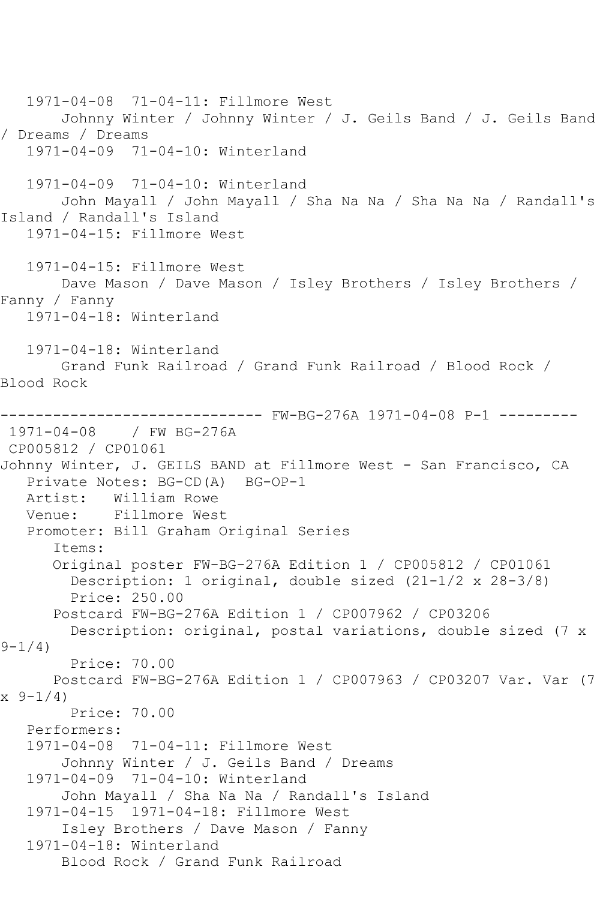1971-04-08  71-04-11: Fillmore West
Johnny Winter / Johnny Winter / J. Geils Band / J. Geils Band / Dreams / Dreams
1971-04-09  71-04-10: Winterland

1971-04-09  71-04-10: Winterland
John Mayall / John Mayall / Sha Na Na / Sha Na Na / Randall's Island / Randall's Island
1971-04-15: Fillmore West

1971-04-15: Fillmore West
Dave Mason / Dave Mason / Isley Brothers / Isley Brothers / Fanny / Fanny
1971-04-18: Winterland

1971-04-18: Winterland
Grand Funk Railroad / Grand Funk Railroad / Blood Rock / Blood Rock

------------------------------ FW-BG-276A 1971-04-08 P-1 ---------

1971-04-08    / FW BG-276A
CP005812 / CP01061
Johnny Winter, J. GEILS BAND at Fillmore West - San Francisco, CA
Private Notes: BG-CD(A)  BG-OP-1
Artist:   William Rowe
Venue:    Fillmore West
Promoter: Bill Graham Original Series
Items:
Original poster FW-BG-276A Edition 1 / CP005812 / CP01061
Description: 1 original, double sized (21-1/2 x 28-3/8)
Price: 250.00
Postcard FW-BG-276A Edition 1 / CP007962 / CP03206
Description: original, postal variations, double sized (7 x 9-1/4)
Price: 70.00
Postcard FW-BG-276A Edition 1 / CP007963 / CP03207 Var. Var (7 x 9-1/4)
Price: 70.00
Performers:
1971-04-08  71-04-11: Fillmore West
Johnny Winter / J. Geils Band / Dreams
1971-04-09  71-04-10: Winterland
John Mayall / Sha Na Na / Randall's Island
1971-04-15  1971-04-18: Fillmore West
Isley Brothers / Dave Mason / Fanny
1971-04-18: Winterland
Blood Rock / Grand Funk Railroad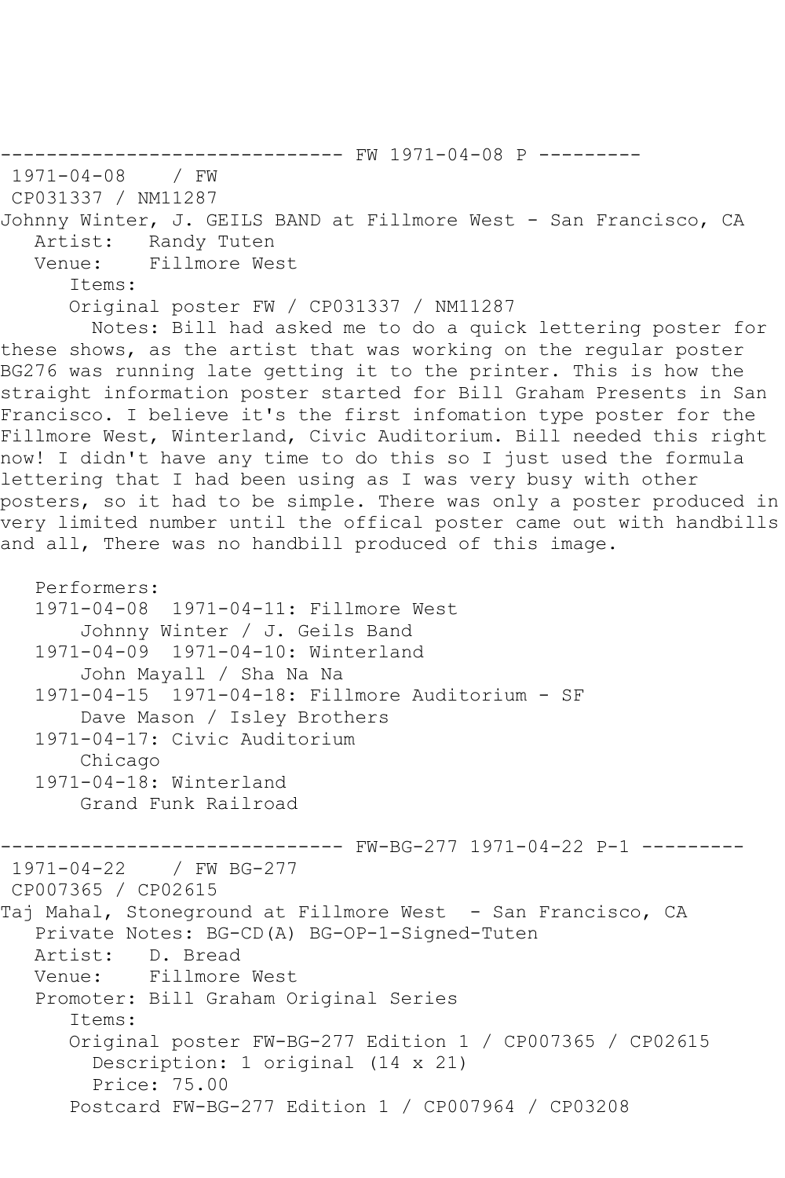------------------------------ FW 1971-04-08 P ---------

1971-04-08 / FW
CP031337 / NM11287
Johnny Winter, J. GEILS BAND at Fillmore West - San Francisco, CA
Artist: Randy Tuten
Venue: Fillmore West
Items:
Original poster FW / CP031337 / NM11287
Notes: Bill had asked me to do a quick lettering poster for these shows, as the artist that was working on the regular poster BG276 was running late getting it to the printer. This is how the straight information poster started for Bill Graham Presents in San Francisco. I believe it's the first infomation type poster for the Fillmore West, Winterland, Civic Auditorium. Bill needed this right now! I didn't have any time to do this so I just used the formula lettering that I had been using as I was very busy with other posters, so it had to be simple. There was only a poster produced in very limited number until the offical poster came out with handbills and all, There was no handbill produced of this image.

Performers:
1971-04-08 1971-04-11: Fillmore West
Johnny Winter / J. Geils Band
1971-04-09 1971-04-10: Winterland
John Mayall / Sha Na Na
1971-04-15 1971-04-18: Fillmore Auditorium - SF
Dave Mason / Isley Brothers
1971-04-17: Civic Auditorium
Chicago
1971-04-18: Winterland
Grand Funk Railroad

------------------------------ FW-BG-277 1971-04-22 P-1 ---------

1971-04-22 / FW BG-277
CP007365 / CP02615
Taj Mahal, Stoneground at Fillmore West - San Francisco, CA
Private Notes: BG-CD(A) BG-OP-1-Signed-Tuten
Artist: D. Bread
Venue: Fillmore West
Promoter: Bill Graham Original Series
Items:
Original poster FW-BG-277 Edition 1 / CP007365 / CP02615
Description: 1 original (14 x 21)
Price: 75.00
Postcard FW-BG-277 Edition 1 / CP007964 / CP03208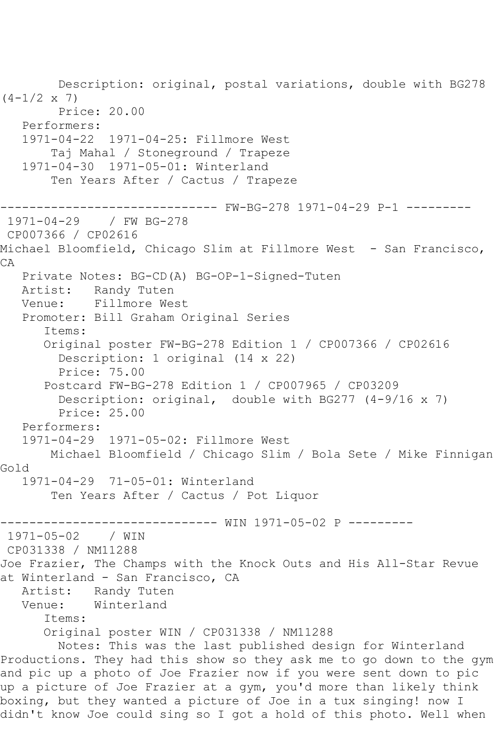Description: original, postal variations, double with BG278 (4-1/2 x 7)
Price: 20.00

Performers:

1971-04-22 1971-04-25: Fillmore West
Taj Mahal / Stoneground / Trapeze

1971-04-30 1971-05-01: Winterland
Ten Years After / Cactus / Trapeze

------------------------------ FW-BG-278 1971-04-29 P-1 ---------

1971-04-29 / FW BG-278

CP007366 / CP02616

Michael Bloomfield, Chicago Slim at Fillmore West - San Francisco, CA

Private Notes: BG-CD(A) BG-OP-1-Signed-Tuten
Artist: Randy Tuten
Venue: Fillmore West
Promoter: Bill Graham Original Series

Items:

Original poster FW-BG-278 Edition 1 / CP007366 / CP02616
Description: 1 original (14 x 22)
Price: 75.00

Postcard FW-BG-278 Edition 1 / CP007965 / CP03209
Description: original, double with BG277 (4-9/16 x 7)
Price: 25.00

Performers:

1971-04-29 1971-05-02: Fillmore West
Michael Bloomfield / Chicago Slim / Bola Sete / Mike Finnigan Gold

1971-04-29 71-05-01: Winterland
Ten Years After / Cactus / Pot Liquor

------------------------------ WIN 1971-05-02 P ---------

1971-05-02 / WIN

CP031338 / NM11288

Joe Frazier, The Champs with the Knock Outs and His All-Star Revue at Winterland - San Francisco, CA

Artist: Randy Tuten
Venue: Winterland

Items:

Original poster WIN / CP031338 / NM11288
Notes: This was the last published design for Winterland Productions. They had this show so they ask me to go down to the gym and pic up a photo of Joe Frazier now if you were sent down to pic up a picture of Joe Frazier at a gym, you'd more than likely think boxing, but they wanted a picture of Joe in a tux singing! now I didn't know Joe could sing so I got a hold of this photo. Well when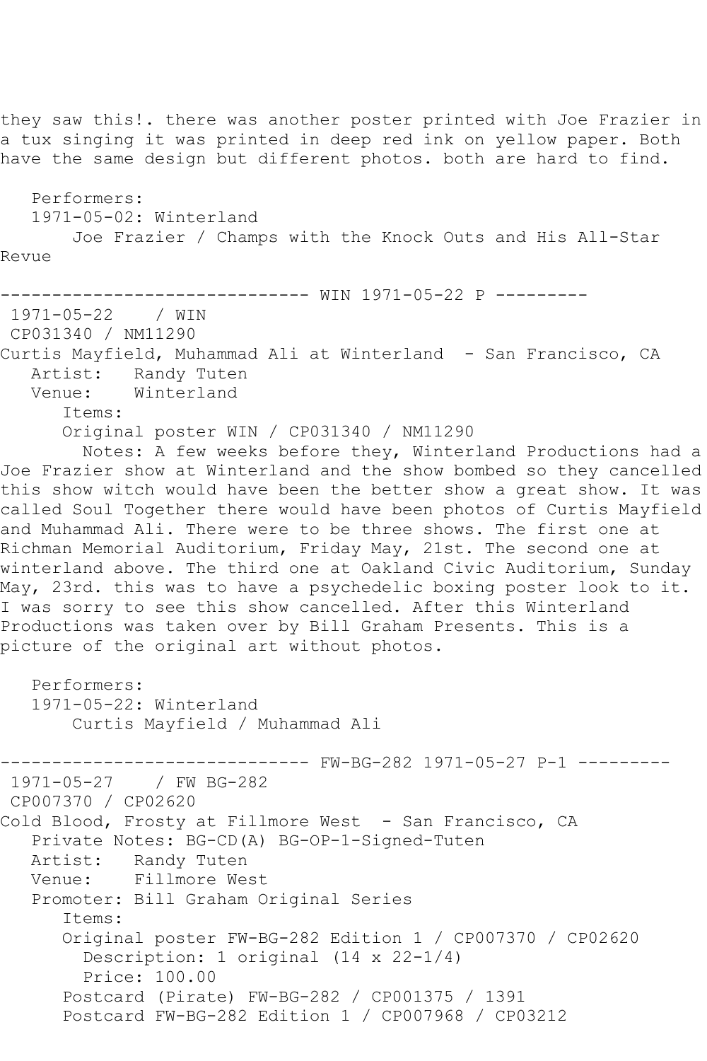they saw this!. there was another poster printed with Joe Frazier in a tux singing it was printed in deep red ink on yellow paper. Both have the same design but different photos. both are hard to find.

Performers:
1971-05-02: Winterland
Joe Frazier / Champs with the Knock Outs and His All-Star Revue

------------------------------ WIN 1971-05-22 P ---------

1971-05-22 / WIN
CP031340 / NM11290
Curtis Mayfield, Muhammad Ali at Winterland - San Francisco, CA
Artist: Randy Tuten
Venue: Winterland
Items:
Original poster WIN / CP031340 / NM11290
Notes: A few weeks before they, Winterland Productions had a Joe Frazier show at Winterland and the show bombed so they cancelled this show witch would have been the better show a great show. It was called Soul Together there would have been photos of Curtis Mayfield and Muhammad Ali. There were to be three shows. The first one at Richman Memorial Auditorium, Friday May, 21st. The second one at winterland above. The third one at Oakland Civic Auditorium, Sunday May, 23rd. this was to have a psychedelic boxing poster look to it. I was sorry to see this show cancelled. After this Winterland Productions was taken over by Bill Graham Presents. This is a picture of the original art without photos.

Performers:
1971-05-22: Winterland
Curtis Mayfield / Muhammad Ali

------------------------------ FW-BG-282 1971-05-27 P-1 ---------

1971-05-27 / FW BG-282
CP007370 / CP02620
Cold Blood, Frosty at Fillmore West - San Francisco, CA
Private Notes: BG-CD(A) BG-OP-1-Signed-Tuten
Artist: Randy Tuten
Venue: Fillmore West
Promoter: Bill Graham Original Series
Items:
Original poster FW-BG-282 Edition 1 / CP007370 / CP02620
Description: 1 original (14 x 22-1/4)
Price: 100.00
Postcard (Pirate) FW-BG-282 / CP001375 / 1391
Postcard FW-BG-282 Edition 1 / CP007968 / CP03212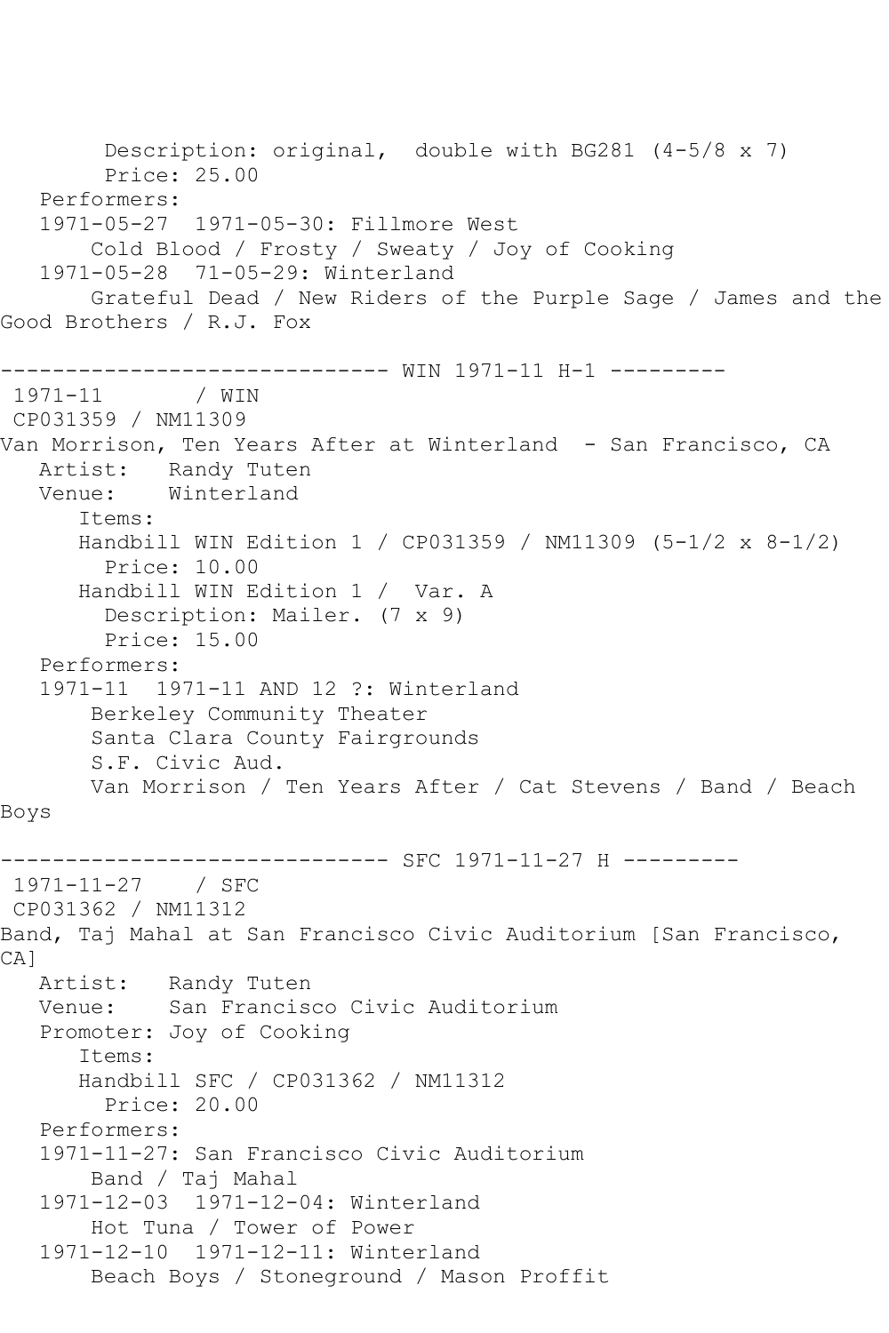```
        Description: original,  double with BG281 (4-5/8 x 7)
        Price: 25.00
   Performers:
   1971-05-27  1971-05-30: Fillmore West
       Cold Blood / Frosty / Sweaty / Joy of Cooking
   1971-05-28  71-05-29: Winterland
       Grateful Dead / New Riders of the Purple Sage / James and the
Good Brothers / R.J. Fox

------------------------------ WIN 1971-11 H-1 ---------
 1971-11       / WIN
 CP031359 / NM11309
Van Morrison, Ten Years After at Winterland  - San Francisco, CA
   Artist:   Randy Tuten
   Venue:    Winterland
      Items:
      Handbill WIN Edition 1 / CP031359 / NM11309 (5-1/2 x 8-1/2)
        Price: 10.00
      Handbill WIN Edition 1 /  Var. A
        Description: Mailer. (7 x 9)
        Price: 15.00
   Performers:
   1971-11  1971-11 AND 12 ?: Winterland
       Berkeley Community Theater
       Santa Clara County Fairgrounds
       S.F. Civic Aud.
       Van Morrison / Ten Years After / Cat Stevens / Band / Beach
Boys

------------------------------ SFC 1971-11-27 H ---------
 1971-11-27    / SFC
 CP031362 / NM11312
Band, Taj Mahal at San Francisco Civic Auditorium [San Francisco,
CA]
   Artist:   Randy Tuten
   Venue:    San Francisco Civic Auditorium
   Promoter: Joy of Cooking
      Items:
      Handbill SFC / CP031362 / NM11312
        Price: 20.00
   Performers:
   1971-11-27: San Francisco Civic Auditorium
       Band / Taj Mahal
   1971-12-03  1971-12-04: Winterland
       Hot Tuna / Tower of Power
   1971-12-10  1971-12-11: Winterland
       Beach Boys / Stoneground / Mason Proffit
```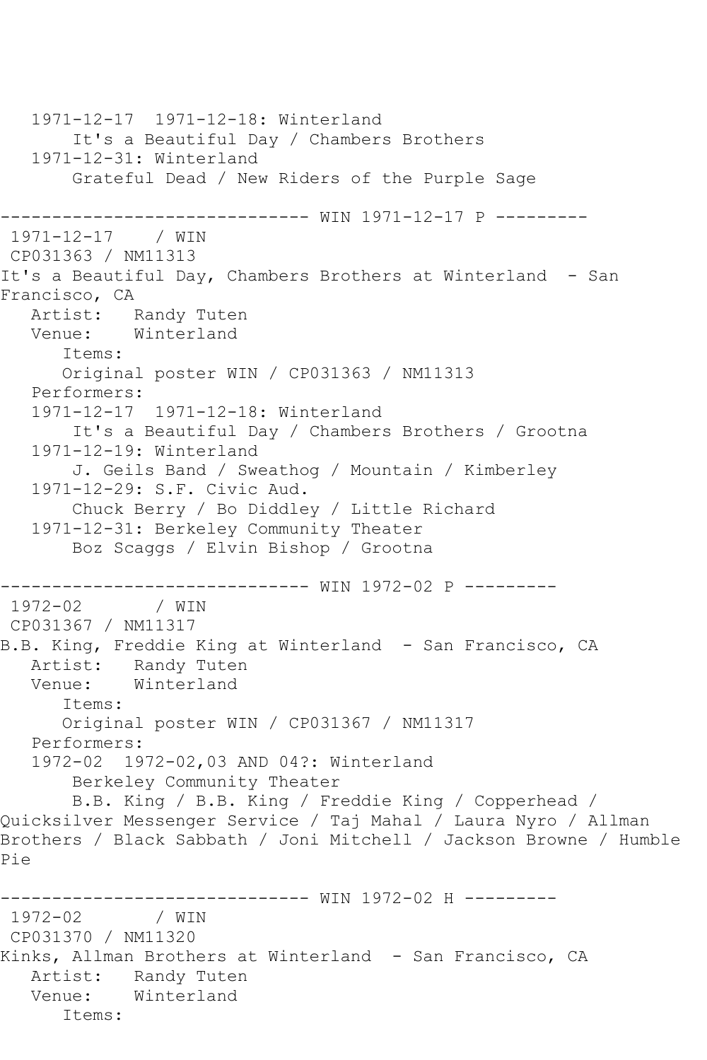```
   1971-12-17  1971-12-18: Winterland
        It's a Beautiful Day / Chambers Brothers
   1971-12-31: Winterland
        Grateful Dead / New Riders of the Purple Sage

------------------------------ WIN 1971-12-17 P ---------
 1971-12-17    / WIN
 CP031363 / NM11313
It's a Beautiful Day, Chambers Brothers at Winterland  - San
Francisco, CA
   Artist:   Randy Tuten
   Venue:    Winterland
      Items:
      Original poster WIN / CP031363 / NM11313
   Performers:
   1971-12-17  1971-12-18: Winterland
        It's a Beautiful Day / Chambers Brothers / Grootna
   1971-12-19: Winterland
        J. Geils Band / Sweathog / Mountain / Kimberley
   1971-12-29: S.F. Civic Aud.
        Chuck Berry / Bo Diddley / Little Richard
   1971-12-31: Berkeley Community Theater
        Boz Scaggs / Elvin Bishop / Grootna

------------------------------ WIN 1972-02 P ---------
 1972-02       / WIN
 CP031367 / NM11317
B.B. King, Freddie King at Winterland  - San Francisco, CA
   Artist:   Randy Tuten
   Venue:    Winterland
      Items:
      Original poster WIN / CP031367 / NM11317
   Performers:
   1972-02  1972-02,03 AND 04?: Winterland
        Berkeley Community Theater
        B.B. King / B.B. King / Freddie King / Copperhead /
Quicksilver Messenger Service / Taj Mahal / Laura Nyro / Allman
Brothers / Black Sabbath / Joni Mitchell / Jackson Browne / Humble
Pie

------------------------------ WIN 1972-02 H ---------
 1972-02       / WIN
 CP031370 / NM11320
Kinks, Allman Brothers at Winterland  - San Francisco, CA
   Artist:   Randy Tuten
   Venue:    Winterland
      Items:
```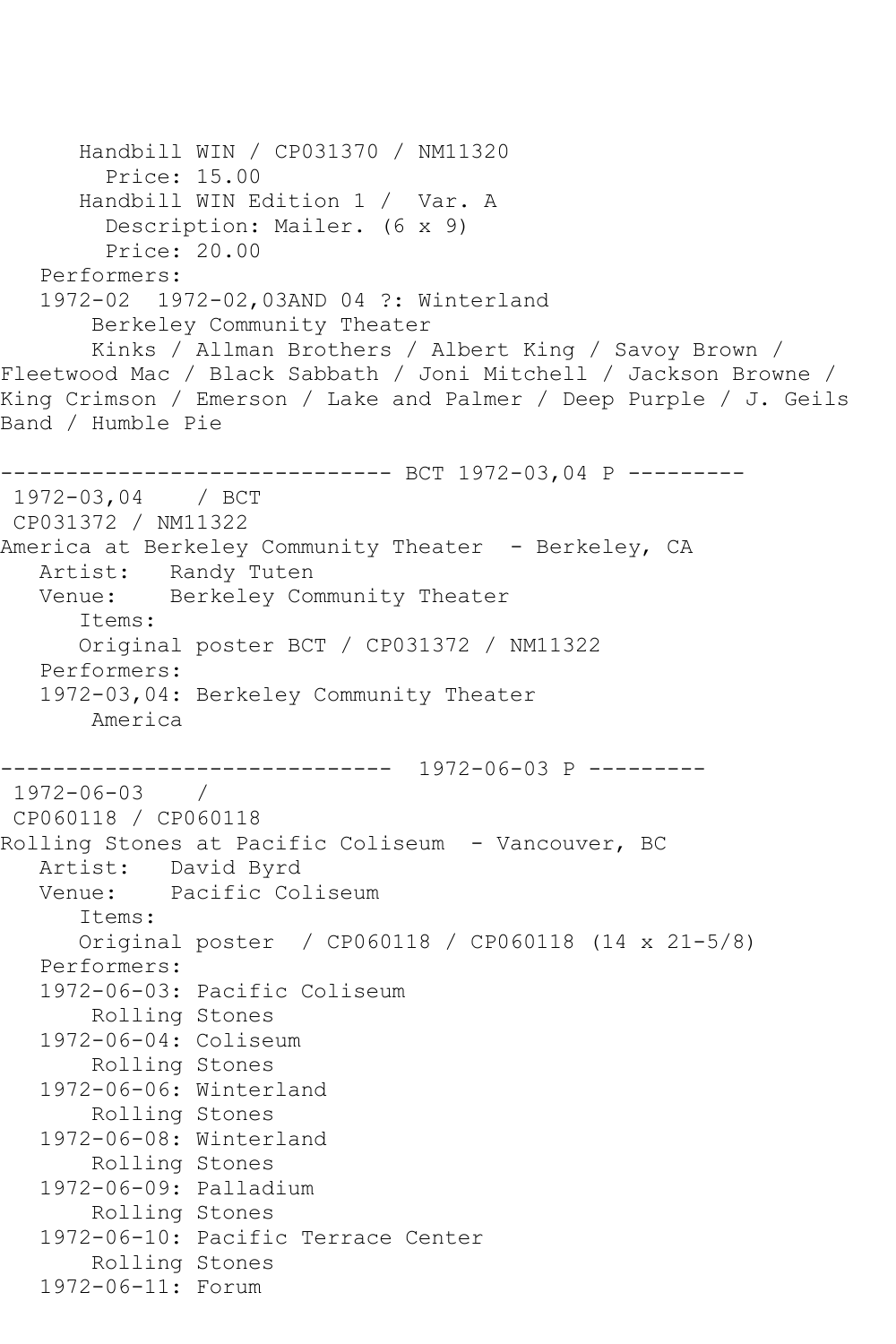Handbill WIN / CP031370 / NM11320
  Price: 15.00
Handbill WIN Edition 1 /  Var. A
  Description: Mailer. (6 x 9)
  Price: 20.00

Performers:

1972-02  1972-02,03AND 04 ?: Winterland
  Berkeley Community Theater
  Kinks / Allman Brothers / Albert King / Savoy Brown / Fleetwood Mac / Black Sabbath / Joni Mitchell / Jackson Browne / King Crimson / Emerson / Lake and Palmer / Deep Purple / J. Geils Band / Humble Pie

------------------------------ BCT 1972-03,04 P ---------

1972-03,04    / BCT
CP031372 / NM11322
America at Berkeley Community Theater  - Berkeley, CA
Artist:   Randy Tuten
Venue:    Berkeley Community Theater
Items:
Original poster BCT / CP031372 / NM11322

Performers:

1972-03,04: Berkeley Community Theater
  America

------------------------------  1972-06-03 P ---------

1972-06-03    /
CP060118 / CP060118
Rolling Stones at Pacific Coliseum  - Vancouver, BC
Artist:   David Byrd
Venue:    Pacific Coliseum
Items:
Original poster  / CP060118 / CP060118 (14 x 21-5/8)

Performers:

1972-06-03: Pacific Coliseum
  Rolling Stones
1972-06-04: Coliseum
  Rolling Stones
1972-06-06: Winterland
  Rolling Stones
1972-06-08: Winterland
  Rolling Stones
1972-06-09: Palladium
  Rolling Stones
1972-06-10: Pacific Terrace Center
  Rolling Stones
1972-06-11: Forum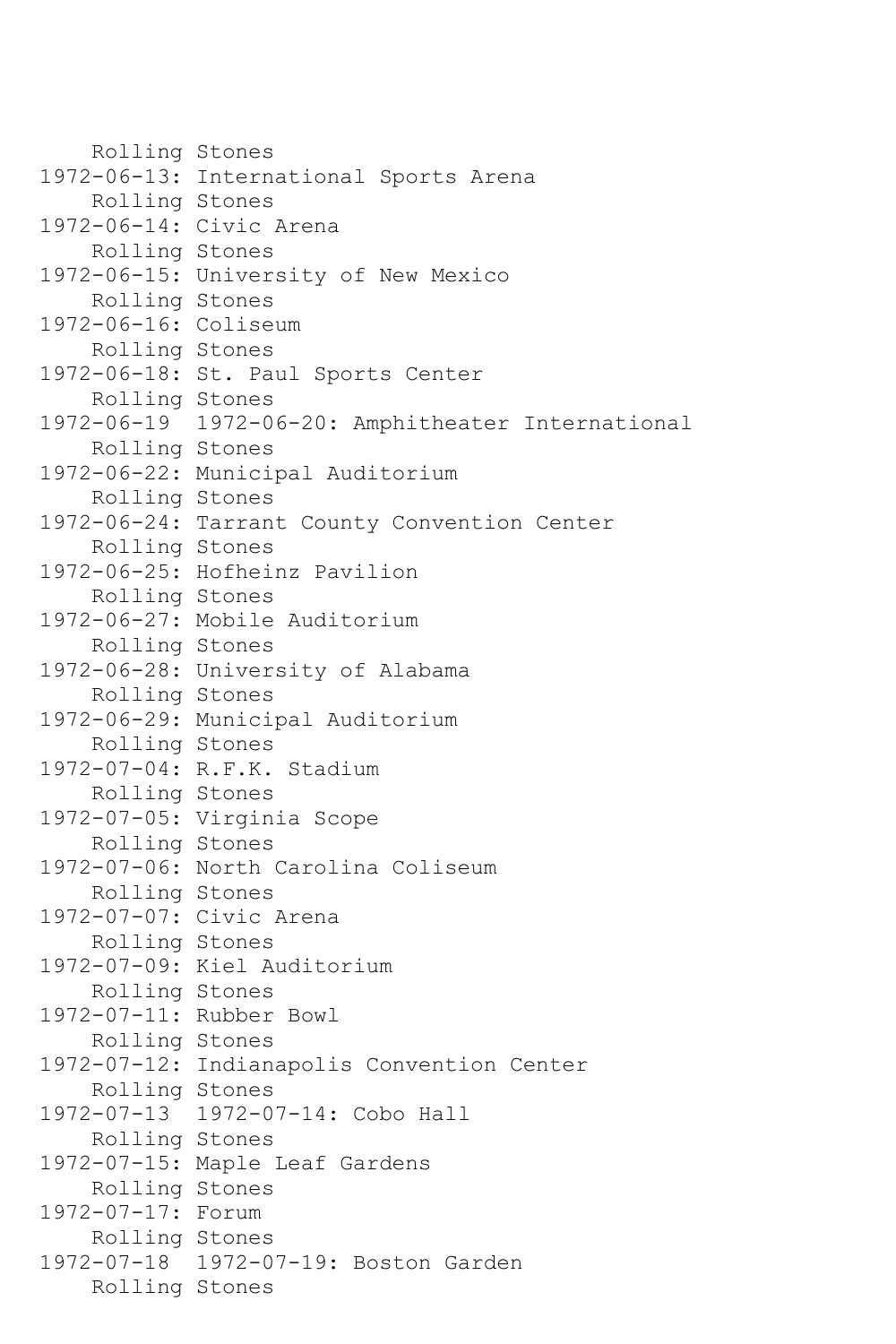Rolling Stones
1972-06-13: International Sports Arena
    Rolling Stones
1972-06-14: Civic Arena
    Rolling Stones
1972-06-15: University of New Mexico
    Rolling Stones
1972-06-16: Coliseum
    Rolling Stones
1972-06-18: St. Paul Sports Center
    Rolling Stones
1972-06-19  1972-06-20: Amphitheater International
    Rolling Stones
1972-06-22: Municipal Auditorium
    Rolling Stones
1972-06-24: Tarrant County Convention Center
    Rolling Stones
1972-06-25: Hofheinz Pavilion
    Rolling Stones
1972-06-27: Mobile Auditorium
    Rolling Stones
1972-06-28: University of Alabama
    Rolling Stones
1972-06-29: Municipal Auditorium
    Rolling Stones
1972-07-04: R.F.K. Stadium
    Rolling Stones
1972-07-05: Virginia Scope
    Rolling Stones
1972-07-06: North Carolina Coliseum
    Rolling Stones
1972-07-07: Civic Arena
    Rolling Stones
1972-07-09: Kiel Auditorium
    Rolling Stones
1972-07-11: Rubber Bowl
    Rolling Stones
1972-07-12: Indianapolis Convention Center
    Rolling Stones
1972-07-13  1972-07-14: Cobo Hall
    Rolling Stones
1972-07-15: Maple Leaf Gardens
    Rolling Stones
1972-07-17: Forum
    Rolling Stones
1972-07-18  1972-07-19: Boston Garden
    Rolling Stones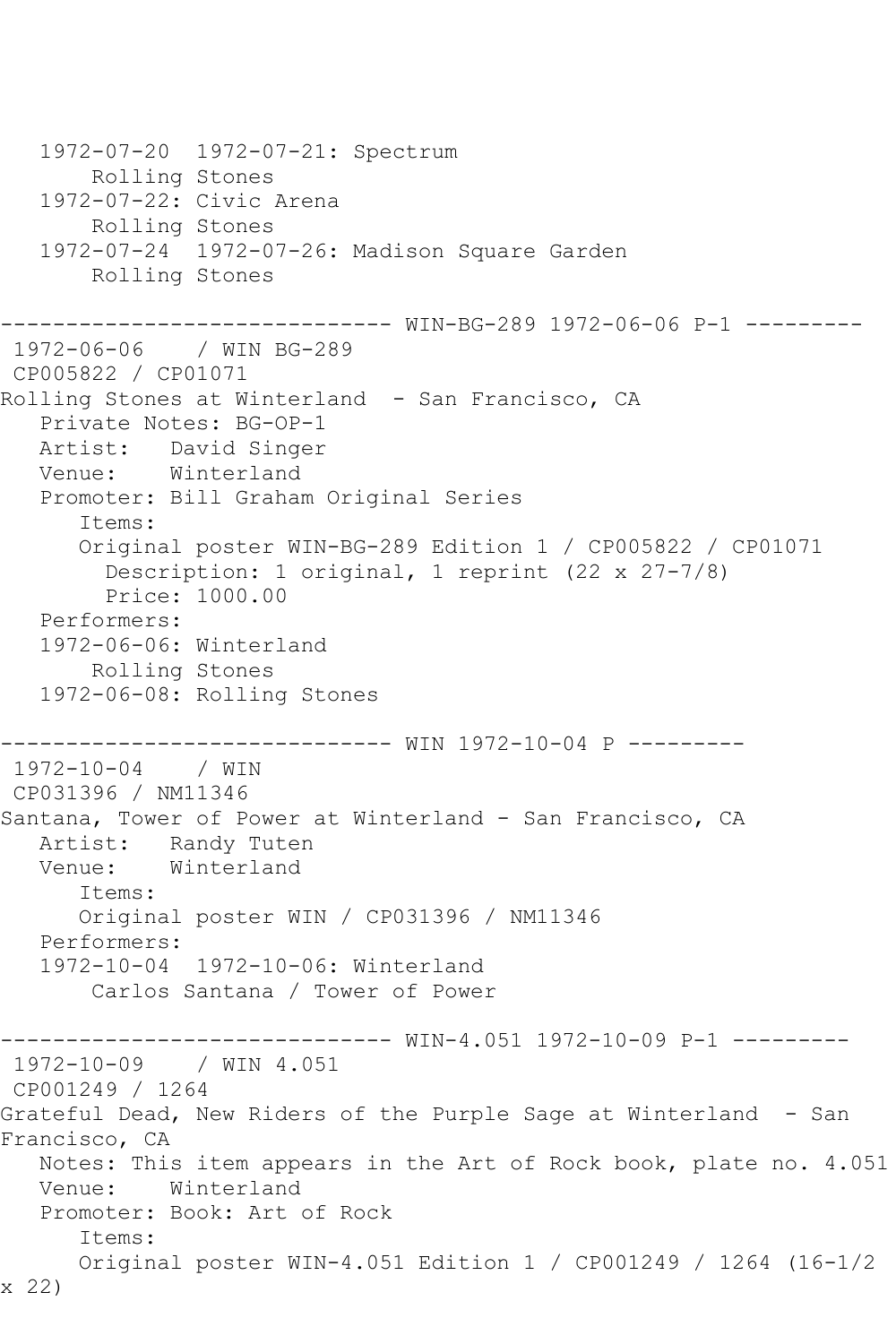```
   1972-07-20  1972-07-21: Spectrum
       Rolling Stones
   1972-07-22: Civic Arena
       Rolling Stones
   1972-07-24  1972-07-26: Madison Square Garden
       Rolling Stones

------------------------------ WIN-BG-289 1972-06-06 P-1 ---------
 1972-06-06    / WIN BG-289
 CP005822 / CP01071
Rolling Stones at Winterland  - San Francisco, CA
   Private Notes: BG-OP-1
   Artist:   David Singer
   Venue:    Winterland
   Promoter: Bill Graham Original Series
      Items:
      Original poster WIN-BG-289 Edition 1 / CP005822 / CP01071
        Description: 1 original, 1 reprint (22 x 27-7/8)
        Price: 1000.00
   Performers:
   1972-06-06: Winterland
       Rolling Stones
   1972-06-08: Rolling Stones

------------------------------ WIN 1972-10-04 P ---------
 1972-10-04    / WIN
 CP031396 / NM11346
Santana, Tower of Power at Winterland - San Francisco, CA
   Artist:   Randy Tuten
   Venue:    Winterland
      Items:
      Original poster WIN / CP031396 / NM11346
   Performers:
   1972-10-04  1972-10-06: Winterland
       Carlos Santana / Tower of Power

------------------------------ WIN-4.051 1972-10-09 P-1 ---------
 1972-10-09    / WIN 4.051
 CP001249 / 1264
Grateful Dead, New Riders of the Purple Sage at Winterland  - San
Francisco, CA
   Notes: This item appears in the Art of Rock book, plate no. 4.051
   Venue:    Winterland
   Promoter: Book: Art of Rock
      Items:
      Original poster WIN-4.051 Edition 1 / CP001249 / 1264 (16-1/2
x 22)
```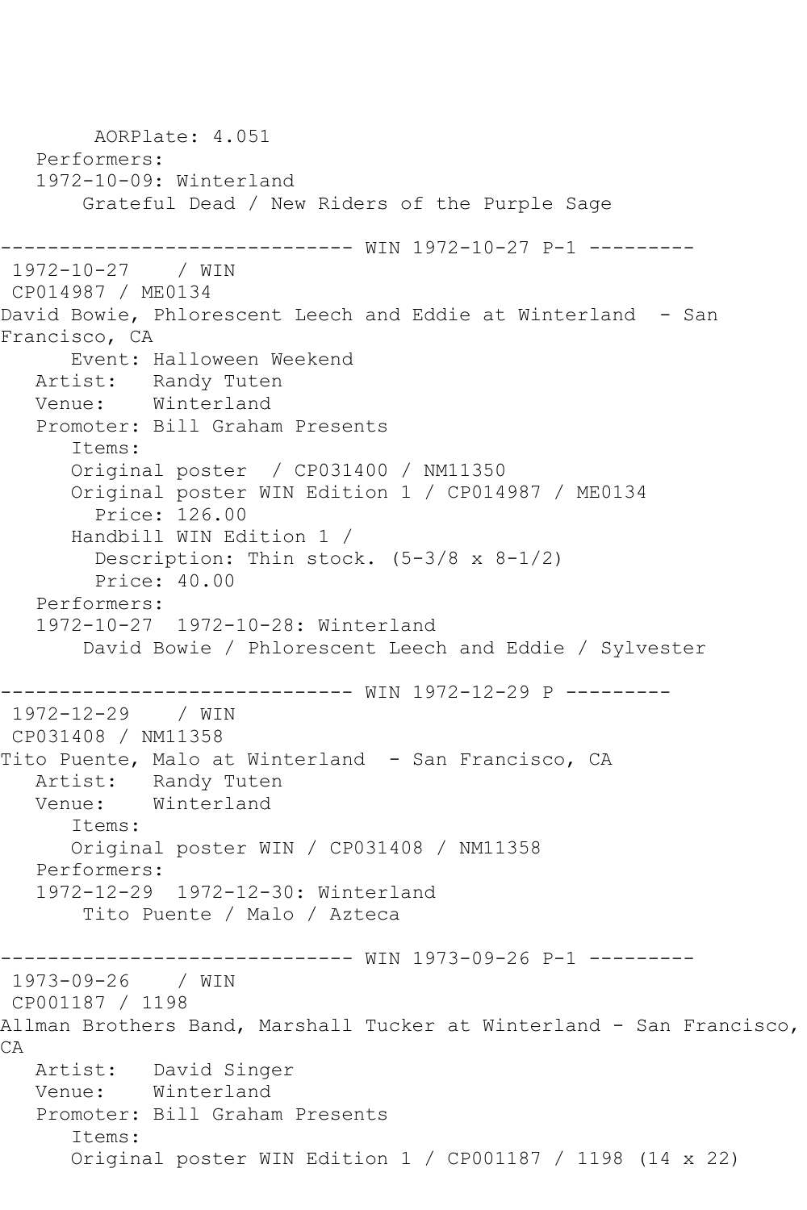AORPlate: 4.051
Performers:
1972-10-09: Winterland
Grateful Dead / New Riders of the Purple Sage

------------------------------ WIN 1972-10-27 P-1 ---------

1972-10-27 / WIN
CP014987 / ME0134
David Bowie, Phlorescent Leech and Eddie at Winterland - San Francisco, CA
Event: Halloween Weekend
Artist: Randy Tuten
Venue: Winterland
Promoter: Bill Graham Presents
Items:
Original poster / CP031400 / NM11350
Original poster WIN Edition 1 / CP014987 / ME0134
Price: 126.00
Handbill WIN Edition 1 /
Description: Thin stock. (5-3/8 x 8-1/2)
Price: 40.00
Performers:
1972-10-27 1972-10-28: Winterland
David Bowie / Phlorescent Leech and Eddie / Sylvester

------------------------------ WIN 1972-12-29 P ---------

1972-12-29 / WIN
CP031408 / NM11358
Tito Puente, Malo at Winterland - San Francisco, CA
Artist: Randy Tuten
Venue: Winterland
Items:
Original poster WIN / CP031408 / NM11358
Performers:
1972-12-29 1972-12-30: Winterland
Tito Puente / Malo / Azteca

------------------------------ WIN 1973-09-26 P-1 ---------

1973-09-26 / WIN
CP001187 / 1198
Allman Brothers Band, Marshall Tucker at Winterland - San Francisco, CA
Artist: David Singer
Venue: Winterland
Promoter: Bill Graham Presents
Items:
Original poster WIN Edition 1 / CP001187 / 1198 (14 x 22)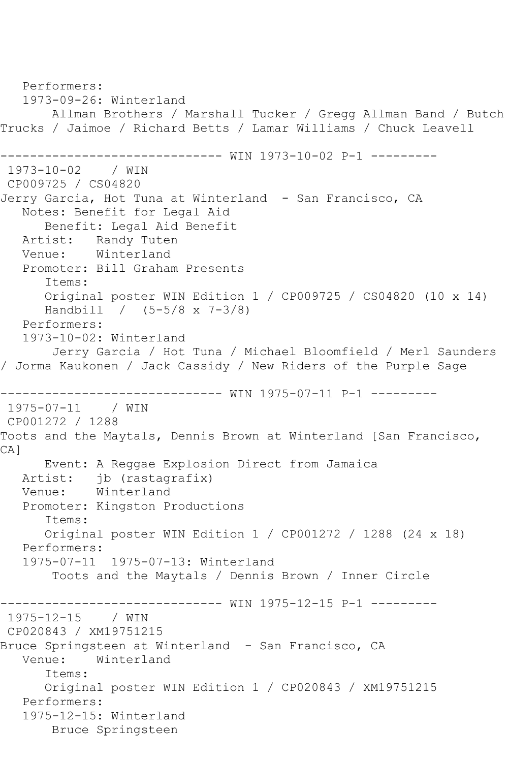Performers:
1973-09-26: Winterland
Allman Brothers / Marshall Tucker / Gregg Allman Band / Butch Trucks / Jaimoe / Richard Betts / Lamar Williams / Chuck Leavell

------------------------------ WIN 1973-10-02 P-1 ---------

1973-10-02 / WIN
CP009725 / CS04820
Jerry Garcia, Hot Tuna at Winterland - San Francisco, CA
Notes: Benefit for Legal Aid
Benefit: Legal Aid Benefit
Artist: Randy Tuten
Venue: Winterland
Promoter: Bill Graham Presents
Items:
Original poster WIN Edition 1 / CP009725 / CS04820 (10 x 14)
Handbill / (5-5/8 x 7-3/8)
Performers:
1973-10-02: Winterland
Jerry Garcia / Hot Tuna / Michael Bloomfield / Merl Saunders / Jorma Kaukonen / Jack Cassidy / New Riders of the Purple Sage

------------------------------ WIN 1975-07-11 P-1 ---------

1975-07-11 / WIN
CP001272 / 1288
Toots and the Maytals, Dennis Brown at Winterland [San Francisco, CA]
Event: A Reggae Explosion Direct from Jamaica
Artist: jb (rastagrafix)
Venue: Winterland
Promoter: Kingston Productions
Items:
Original poster WIN Edition 1 / CP001272 / 1288 (24 x 18)
Performers:
1975-07-11 1975-07-13: Winterland
Toots and the Maytals / Dennis Brown / Inner Circle

------------------------------ WIN 1975-12-15 P-1 ---------

1975-12-15 / WIN
CP020843 / XM19751215
Bruce Springsteen at Winterland - San Francisco, CA
Venue: Winterland
Items:
Original poster WIN Edition 1 / CP020843 / XM19751215
Performers:
1975-12-15: Winterland
Bruce Springsteen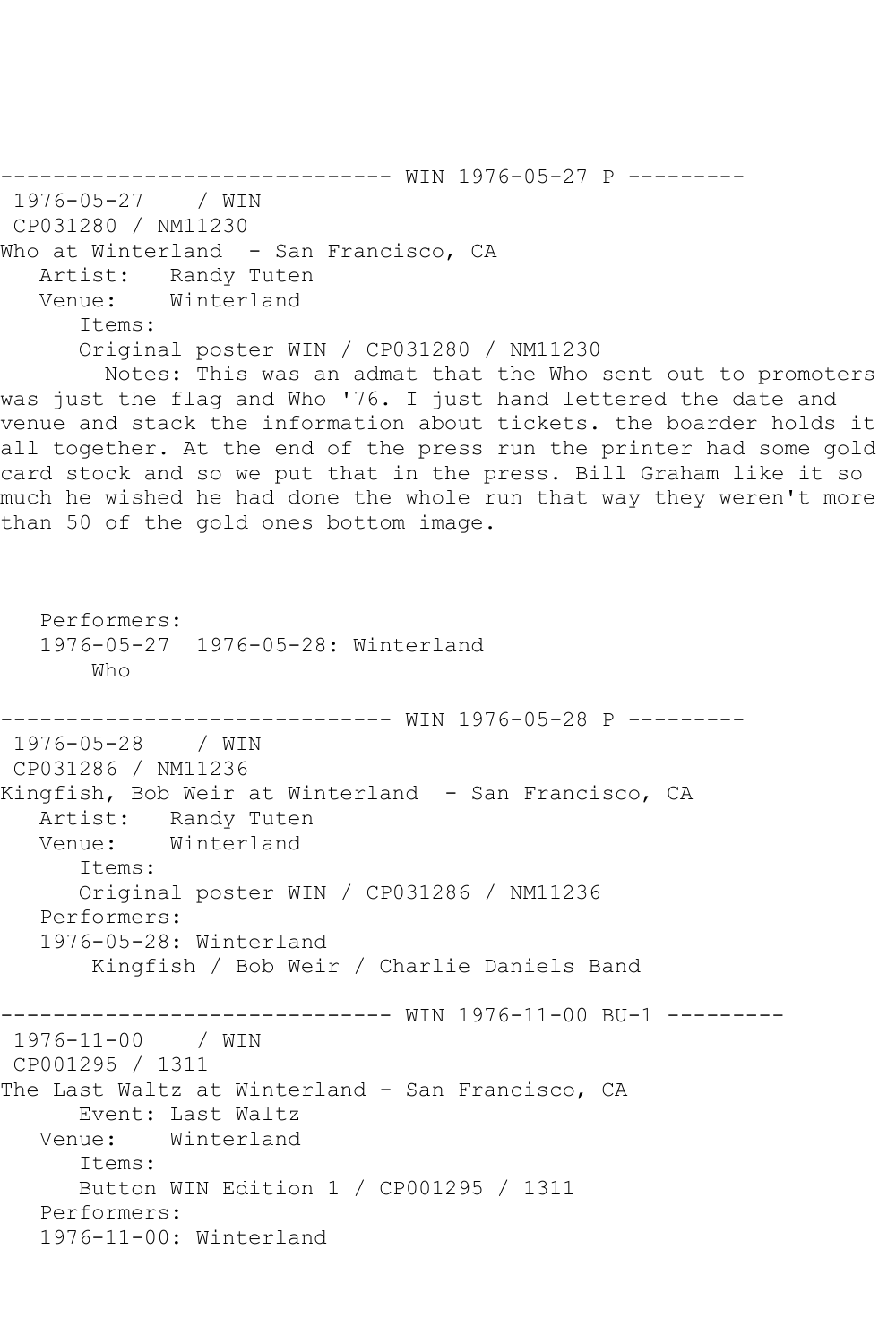------------------------------ WIN 1976-05-27 P ---------

1976-05-27 / WIN

CP031280 / NM11230

Who at Winterland - San Francisco, CA

Artist: Randy Tuten

Venue: Winterland

Items:

Original poster WIN / CP031280 / NM11230

Notes: This was an admat that the Who sent out to promoters was just the flag and Who '76. I just hand lettered the date and venue and stack the information about tickets. the boarder holds it all together. At the end of the press run the printer had some gold card stock and so we put that in the press. Bill Graham like it so much he wished he had done the whole run that way they weren't more than 50 of the gold ones bottom image.

Performers:

1976-05-27 1976-05-28: Winterland

Who

------------------------------ WIN 1976-05-28 P ---------

1976-05-28 / WIN

CP031286 / NM11236

Kingfish, Bob Weir at Winterland - San Francisco, CA

Artist: Randy Tuten

Venue: Winterland

Items:

Original poster WIN / CP031286 / NM11236

Performers:

1976-05-28: Winterland

Kingfish / Bob Weir / Charlie Daniels Band

------------------------------ WIN 1976-11-00 BU-1 ---------

1976-11-00 / WIN

CP001295 / 1311

The Last Waltz at Winterland - San Francisco, CA

Event: Last Waltz

Venue: Winterland

Items:

Button WIN Edition 1 / CP001295 / 1311

Performers:

1976-11-00: Winterland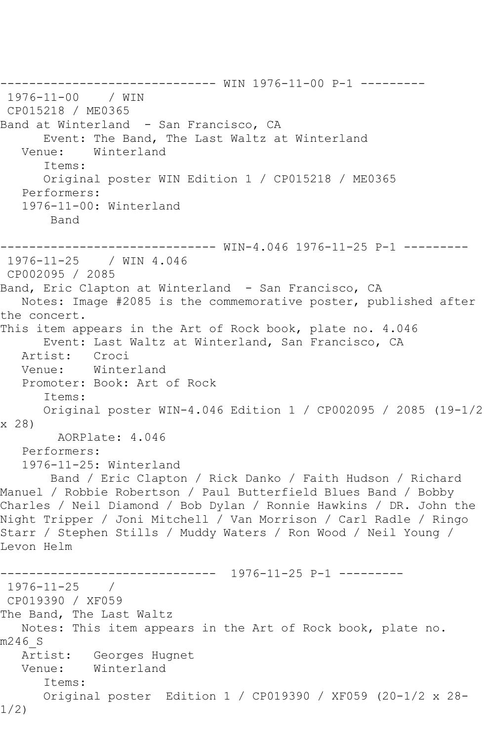------------------------------ WIN 1976-11-00 P-1 ---------

1976-11-00 / WIN

CP015218 / ME0365

Band at Winterland - San Francisco, CA

Event: The Band, The Last Waltz at Winterland

Venue: Winterland

Items:

Original poster WIN Edition 1 / CP015218 / ME0365

Performers:

1976-11-00: Winterland

Band

------------------------------ WIN-4.046 1976-11-25 P-1 ---------

1976-11-25 / WIN 4.046

CP002095 / 2085

Band, Eric Clapton at Winterland - San Francisco, CA

Notes: Image #2085 is the commemorative poster, published after the concert.

This item appears in the Art of Rock book, plate no. 4.046

Event: Last Waltz at Winterland, San Francisco, CA

Artist: Croci

Venue: Winterland

Promoter: Book: Art of Rock

Items:

Original poster WIN-4.046 Edition 1 / CP002095 / 2085 (19-1/2 x 28)

AORPlate: 4.046

Performers:

1976-11-25: Winterland

Band / Eric Clapton / Rick Danko / Faith Hudson / Richard Manuel / Robbie Robertson / Paul Butterfield Blues Band / Bobby Charles / Neil Diamond / Bob Dylan / Ronnie Hawkins / DR. John the Night Tripper / Joni Mitchell / Van Morrison / Carl Radle / Ringo Starr / Stephen Stills / Muddy Waters / Ron Wood / Neil Young / Levon Helm

------------------------------ 1976-11-25 P-1 ---------

1976-11-25 /

CP019390 / XF059

The Band, The Last Waltz

Notes: This item appears in the Art of Rock book, plate no. m246_S

Artist: Georges Hugnet

Venue: Winterland

Items:

Original poster Edition 1 / CP019390 / XF059 (20-1/2 x 28-1/2)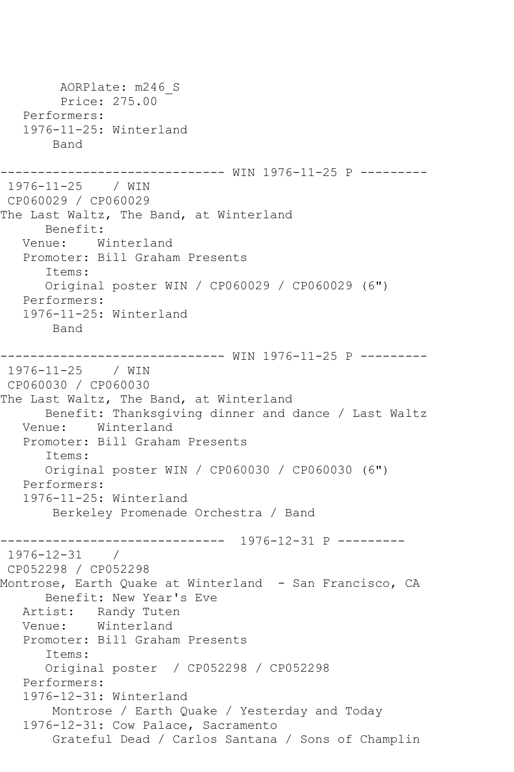```
        AORPlate: m246_S
        Price: 275.00
   Performers:
   1976-11-25: Winterland
       Band

------------------------------ WIN 1976-11-25 P ---------
 1976-11-25    / WIN
 CP060029 / CP060029
The Last Waltz, The Band, at Winterland
      Benefit:
   Venue:    Winterland
   Promoter: Bill Graham Presents
      Items:
      Original poster WIN / CP060029 / CP060029 (6")
   Performers:
   1976-11-25: Winterland
       Band

------------------------------ WIN 1976-11-25 P ---------
 1976-11-25    / WIN
 CP060030 / CP060030
The Last Waltz, The Band, at Winterland
      Benefit: Thanksgiving dinner and dance / Last Waltz
   Venue:    Winterland
   Promoter: Bill Graham Presents
      Items:
      Original poster WIN / CP060030 / CP060030 (6")
   Performers:
   1976-11-25: Winterland
       Berkeley Promenade Orchestra / Band

------------------------------  1976-12-31 P ---------
 1976-12-31    /
 CP052298 / CP052298
Montrose, Earth Quake at Winterland  - San Francisco, CA
      Benefit: New Year's Eve
   Artist:   Randy Tuten
   Venue:    Winterland
   Promoter: Bill Graham Presents
      Items:
      Original poster  / CP052298 / CP052298
   Performers:
   1976-12-31: Winterland
       Montrose / Earth Quake / Yesterday and Today
   1976-12-31: Cow Palace, Sacramento
       Grateful Dead / Carlos Santana / Sons of Champlin
```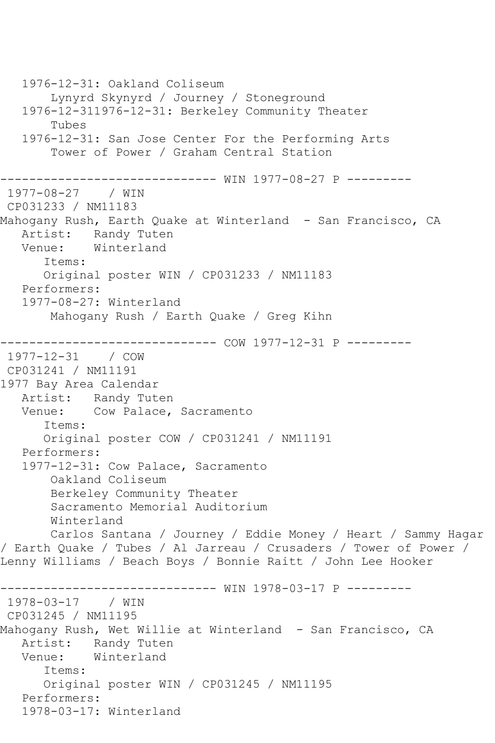```
   1976-12-31: Oakland Coliseum
       Lynyrd Skynyrd / Journey / Stoneground
   1976-12-311976-12-31: Berkeley Community Theater
       Tubes
   1976-12-31: San Jose Center For the Performing Arts
       Tower of Power / Graham Central Station

------------------------------ WIN 1977-08-27 P ---------
 1977-08-27    / WIN
 CP031233 / NM11183
Mahogany Rush, Earth Quake at Winterland  - San Francisco, CA
   Artist:   Randy Tuten
   Venue:    Winterland
      Items:
      Original poster WIN / CP031233 / NM11183
   Performers:
   1977-08-27: Winterland
       Mahogany Rush / Earth Quake / Greg Kihn

------------------------------ COW 1977-12-31 P ---------
 1977-12-31    / COW
 CP031241 / NM11191
1977 Bay Area Calendar
   Artist:   Randy Tuten
   Venue:    Cow Palace, Sacramento
      Items:
      Original poster COW / CP031241 / NM11191
   Performers:
   1977-12-31: Cow Palace, Sacramento
       Oakland Coliseum
       Berkeley Community Theater
       Sacramento Memorial Auditorium
       Winterland
       Carlos Santana / Journey / Eddie Money / Heart / Sammy Hagar
/ Earth Quake / Tubes / Al Jarreau / Crusaders / Tower of Power /
Lenny Williams / Beach Boys / Bonnie Raitt / John Lee Hooker

------------------------------ WIN 1978-03-17 P ---------
 1978-03-17    / WIN
 CP031245 / NM11195
Mahogany Rush, Wet Willie at Winterland  - San Francisco, CA
   Artist:   Randy Tuten
   Venue:    Winterland
      Items:
      Original poster WIN / CP031245 / NM11195
   Performers:
   1978-03-17: Winterland
```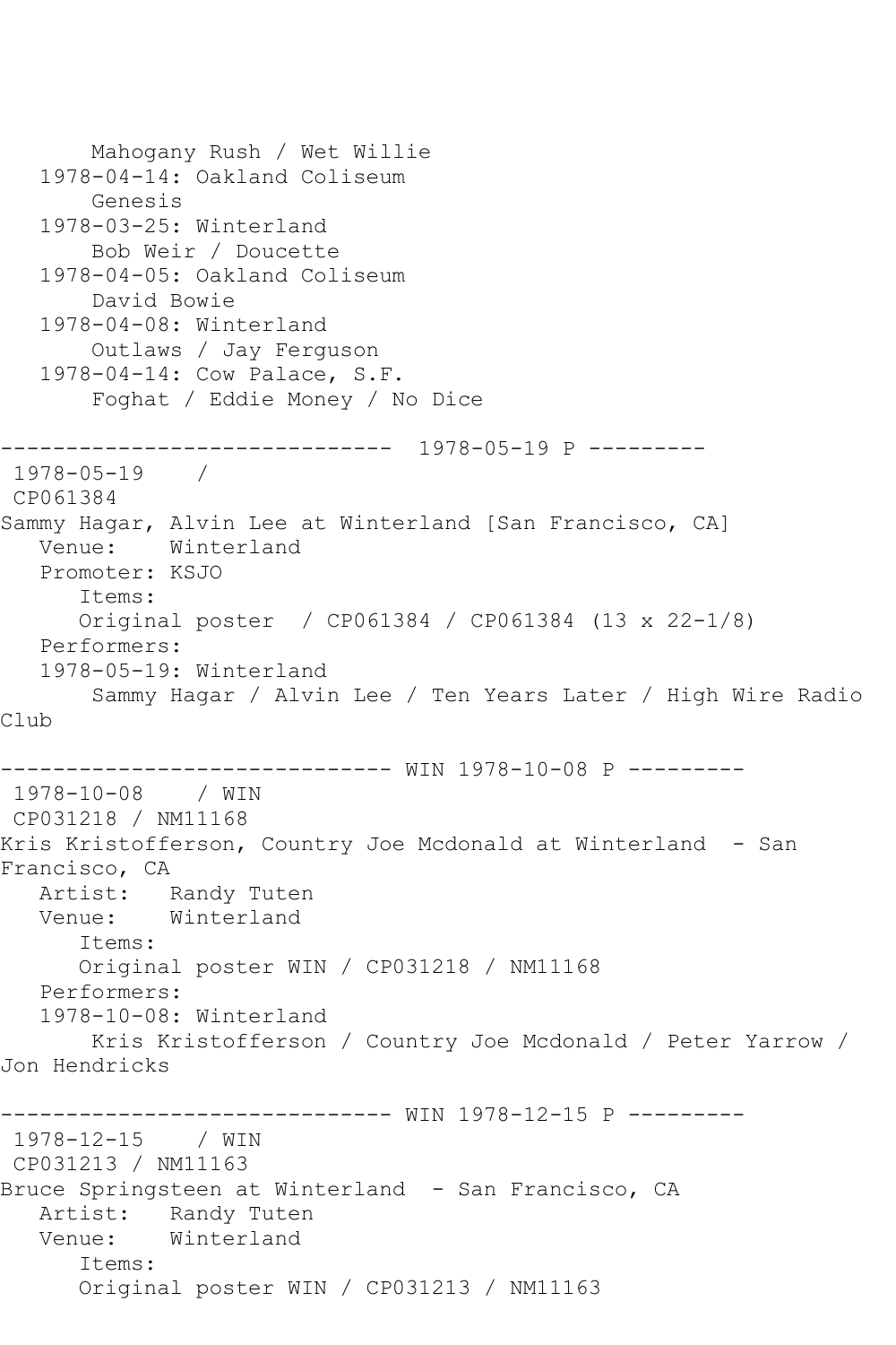```
       Mahogany Rush / Wet Willie
   1978-04-14: Oakland Coliseum
       Genesis
   1978-03-25: Winterland
       Bob Weir / Doucette
   1978-04-05: Oakland Coliseum
       David Bowie
   1978-04-08: Winterland
       Outlaws / Jay Ferguson
   1978-04-14: Cow Palace, S.F.
       Foghat / Eddie Money / No Dice

------------------------------  1978-05-19 P ---------
 1978-05-19    /
 CP061384
Sammy Hagar, Alvin Lee at Winterland [San Francisco, CA]
   Venue:    Winterland
   Promoter: KSJO
      Items:
      Original poster  / CP061384 / CP061384 (13 x 22-1/8)
   Performers:
   1978-05-19: Winterland
       Sammy Hagar / Alvin Lee / Ten Years Later / High Wire Radio
Club

------------------------------ WIN 1978-10-08 P ---------
 1978-10-08    / WIN
 CP031218 / NM11168
Kris Kristofferson, Country Joe Mcdonald at Winterland  - San
Francisco, CA
   Artist:   Randy Tuten
   Venue:    Winterland
      Items:
      Original poster WIN / CP031218 / NM11168
   Performers:
   1978-10-08: Winterland
       Kris Kristofferson / Country Joe Mcdonald / Peter Yarrow /
Jon Hendricks

------------------------------ WIN 1978-12-15 P ---------
 1978-12-15    / WIN
 CP031213 / NM11163
Bruce Springsteen at Winterland  - San Francisco, CA
   Artist:   Randy Tuten
   Venue:    Winterland
      Items:
      Original poster WIN / CP031213 / NM11163
```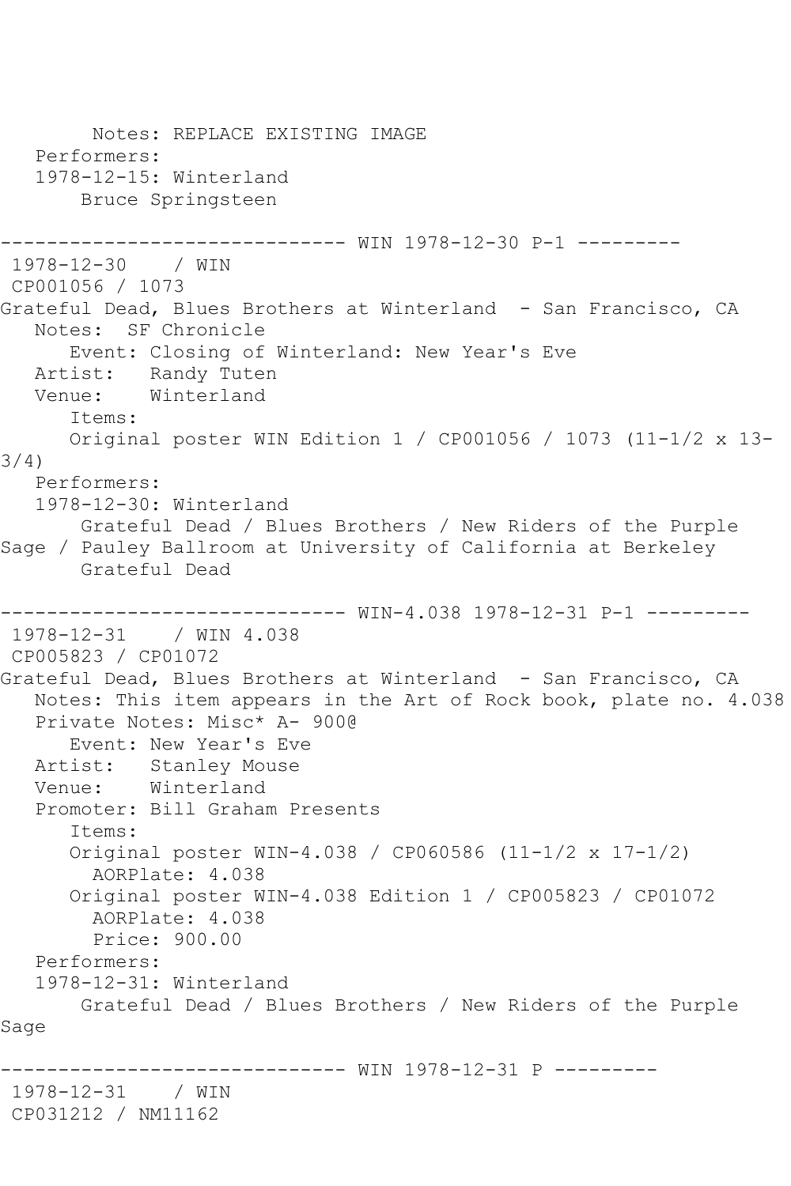Notes: REPLACE EXISTING IMAGE
Performers:
1978-12-15: Winterland
Bruce Springsteen

------------------------------ WIN 1978-12-30 P-1 ---------
1978-12-30 / WIN
CP001056 / 1073
Grateful Dead, Blues Brothers at Winterland - San Francisco, CA
Notes: SF Chronicle
Event: Closing of Winterland: New Year's Eve
Artist: Randy Tuten
Venue: Winterland
Items:
Original poster WIN Edition 1 / CP001056 / 1073 (11-1/2 x 13-3/4)
Performers:
1978-12-30: Winterland
Grateful Dead / Blues Brothers / New Riders of the Purple Sage / Pauley Ballroom at University of California at Berkeley
Grateful Dead

------------------------------ WIN-4.038 1978-12-31 P-1 ---------
1978-12-31 / WIN 4.038
CP005823 / CP01072
Grateful Dead, Blues Brothers at Winterland - San Francisco, CA
Notes: This item appears in the Art of Rock book, plate no. 4.038
Private Notes: Misc* A- 900@
Event: New Year's Eve
Artist: Stanley Mouse
Venue: Winterland
Promoter: Bill Graham Presents
Items:
Original poster WIN-4.038 / CP060586 (11-1/2 x 17-1/2)
AORPlate: 4.038
Original poster WIN-4.038 Edition 1 / CP005823 / CP01072
AORPlate: 4.038
Price: 900.00
Performers:
1978-12-31: Winterland
Grateful Dead / Blues Brothers / New Riders of the Purple Sage

------------------------------ WIN 1978-12-31 P ---------
1978-12-31 / WIN
CP031212 / NM11162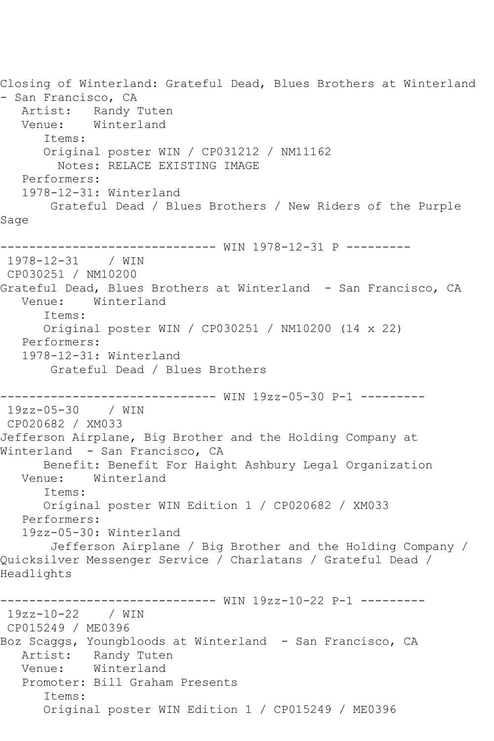Closing of Winterland: Grateful Dead, Blues Brothers at Winterland - San Francisco, CA
   Artist:   Randy Tuten
   Venue:    Winterland
      Items:
      Original poster WIN / CP031212 / NM11162
        Notes: RELACE EXISTING IMAGE
   Performers:
   1978-12-31: Winterland
       Grateful Dead / Blues Brothers / New Riders of the Purple Sage

------------------------------ WIN 1978-12-31 P ---------
 1978-12-31    / WIN
 CP030251 / NM10200
Grateful Dead, Blues Brothers at Winterland  - San Francisco, CA
   Venue:    Winterland
      Items:
      Original poster WIN / CP030251 / NM10200 (14 x 22)
   Performers:
   1978-12-31: Winterland
       Grateful Dead / Blues Brothers

------------------------------ WIN 19zz-05-30 P-1 ---------
 19zz-05-30    / WIN
 CP020682 / XM033
Jefferson Airplane, Big Brother and the Holding Company at Winterland  - San Francisco, CA
      Benefit: Benefit For Haight Ashbury Legal Organization
   Venue:    Winterland
      Items:
      Original poster WIN Edition 1 / CP020682 / XM033
   Performers:
   19zz-05-30: Winterland
       Jefferson Airplane / Big Brother and the Holding Company / Quicksilver Messenger Service / Charlatans / Grateful Dead / Headlights

------------------------------ WIN 19zz-10-22 P-1 ---------
 19zz-10-22    / WIN
 CP015249 / ME0396
Boz Scaggs, Youngbloods at Winterland  - San Francisco, CA
   Artist:   Randy Tuten
   Venue:    Winterland
   Promoter: Bill Graham Presents
      Items:
      Original poster WIN Edition 1 / CP015249 / ME0396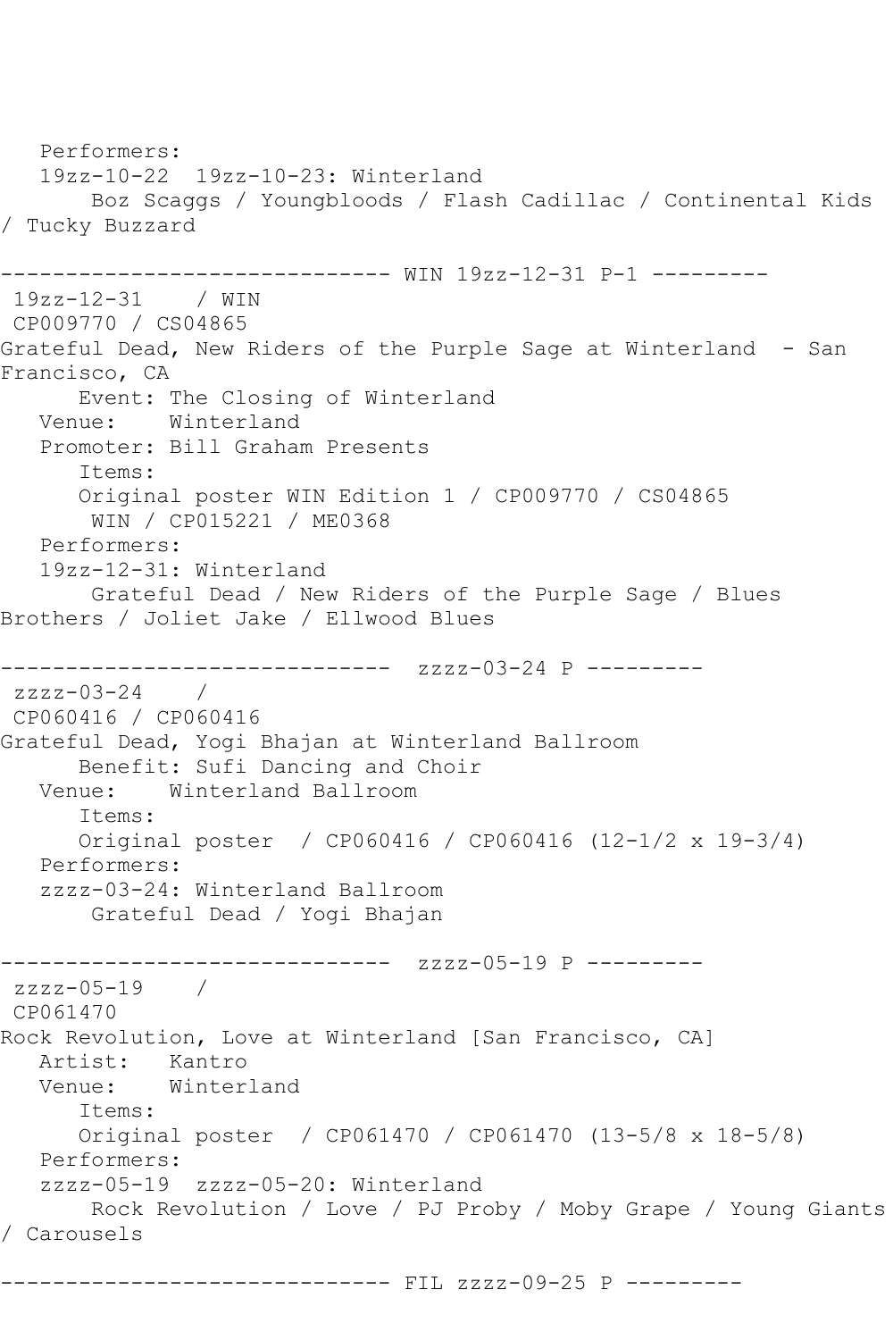```
   Performers:
   19zz-10-22  19zz-10-23: Winterland
       Boz Scaggs / Youngbloods / Flash Cadillac / Continental Kids
/ Tucky Buzzard

------------------------------ WIN 19zz-12-31 P-1 ---------
 19zz-12-31    / WIN
 CP009770 / CS04865
Grateful Dead, New Riders of the Purple Sage at Winterland  - San
Francisco, CA
      Event: The Closing of Winterland
   Venue:    Winterland
   Promoter: Bill Graham Presents
      Items:
      Original poster WIN Edition 1 / CP009770 / CS04865
       WIN / CP015221 / ME0368
   Performers:
   19zz-12-31: Winterland
       Grateful Dead / New Riders of the Purple Sage / Blues
Brothers / Joliet Jake / Ellwood Blues

------------------------------  zzzz-03-24 P ---------
 zzzz-03-24    /
 CP060416 / CP060416
Grateful Dead, Yogi Bhajan at Winterland Ballroom
      Benefit: Sufi Dancing and Choir
   Venue:    Winterland Ballroom
      Items:
      Original poster  / CP060416 / CP060416 (12-1/2 x 19-3/4)
   Performers:
   zzzz-03-24: Winterland Ballroom
       Grateful Dead / Yogi Bhajan

------------------------------  zzzz-05-19 P ---------
 zzzz-05-19    /
 CP061470
Rock Revolution, Love at Winterland [San Francisco, CA]
   Artist:   Kantro
   Venue:    Winterland
      Items:
      Original poster  / CP061470 / CP061470 (13-5/8 x 18-5/8)
   Performers:
   zzzz-05-19  zzzz-05-20: Winterland
       Rock Revolution / Love / PJ Proby / Moby Grape / Young Giants
/ Carousels

------------------------------ FIL zzzz-09-25 P ---------
```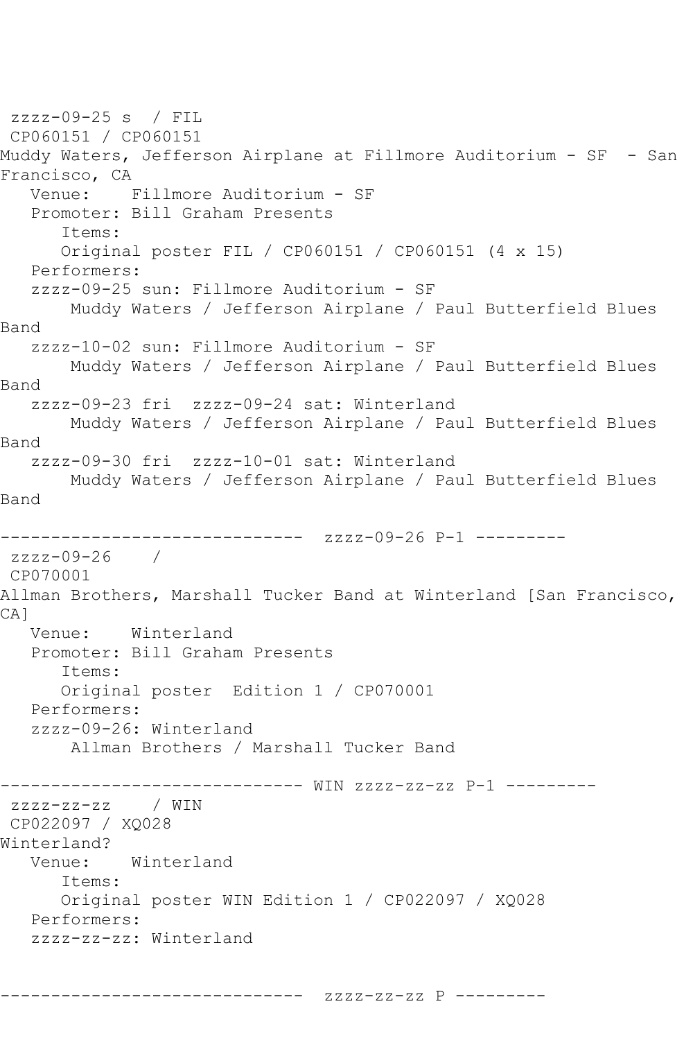```
 zzzz-09-25 s  / FIL
 CP060151 / CP060151
Muddy Waters, Jefferson Airplane at Fillmore Auditorium - SF  - San 
Francisco, CA
   Venue:    Fillmore Auditorium - SF
   Promoter: Bill Graham Presents
      Items:
      Original poster FIL / CP060151 / CP060151 (4 x 15)
   Performers:
   zzzz-09-25 sun: Fillmore Auditorium - SF
       Muddy Waters / Jefferson Airplane / Paul Butterfield Blues 
Band
   zzzz-10-02 sun: Fillmore Auditorium - SF
       Muddy Waters / Jefferson Airplane / Paul Butterfield Blues 
Band
   zzzz-09-23 fri  zzzz-09-24 sat: Winterland
       Muddy Waters / Jefferson Airplane / Paul Butterfield Blues 
Band
   zzzz-09-30 fri  zzzz-10-01 sat: Winterland
       Muddy Waters / Jefferson Airplane / Paul Butterfield Blues 
Band

------------------------------  zzzz-09-26 P-1 ---------
 zzzz-09-26    / 
 CP070001
Allman Brothers, Marshall Tucker Band at Winterland [San Francisco, 
CA]
   Venue:    Winterland
   Promoter: Bill Graham Presents
      Items:
      Original poster  Edition 1 / CP070001
   Performers:
   zzzz-09-26: Winterland
       Allman Brothers / Marshall Tucker Band

------------------------------ WIN zzzz-zz-zz P-1 ---------
 zzzz-zz-zz    / WIN
 CP022097 / XQ028
Winterland?
   Venue:    Winterland
      Items:
      Original poster WIN Edition 1 / CP022097 / XQ028
   Performers:
   zzzz-zz-zz: Winterland


------------------------------  zzzz-zz-zz P ---------
```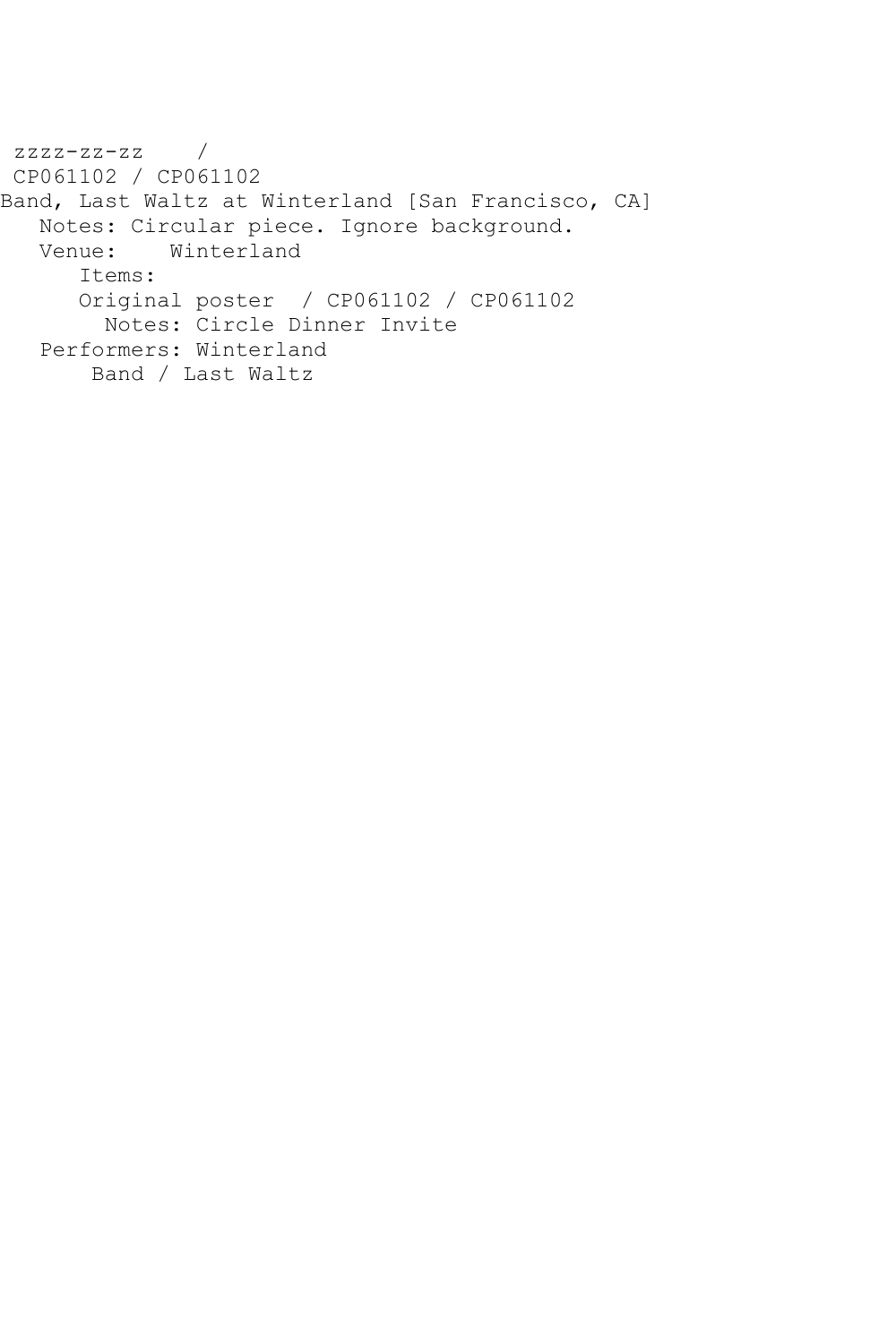zzzz-zz-zz /
CP061102 / CP061102
Band, Last Waltz at Winterland [San Francisco, CA]
Notes: Circular piece. Ignore background.
Venue: Winterland
Items:
Original poster / CP061102 / CP061102
Notes: Circle Dinner Invite
Performers: Winterland
Band / Last Waltz